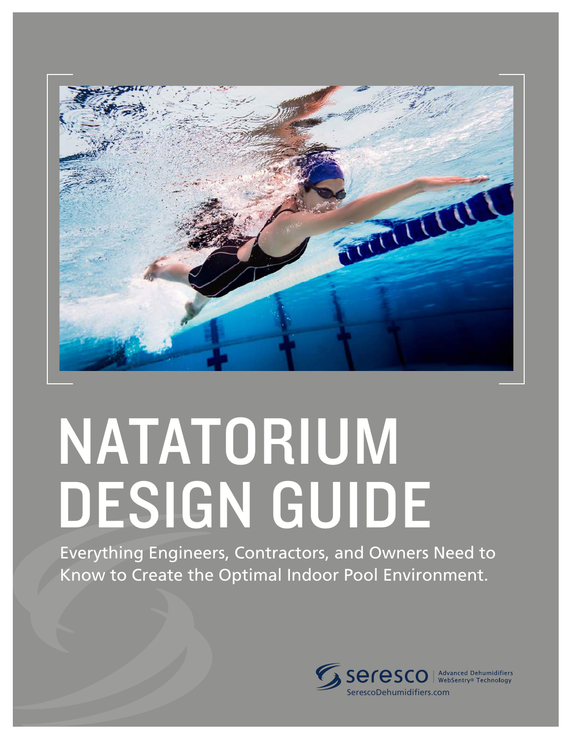# NATATORIUM DESIGN GUIDE

Everything Engineers, Contractors, and Owners Need to Know to Create the Optimal Indoor Pool Environment.

seresco | Advanced Dehumidifiers WebSentry® Technology

SerescoDehumidifiers.com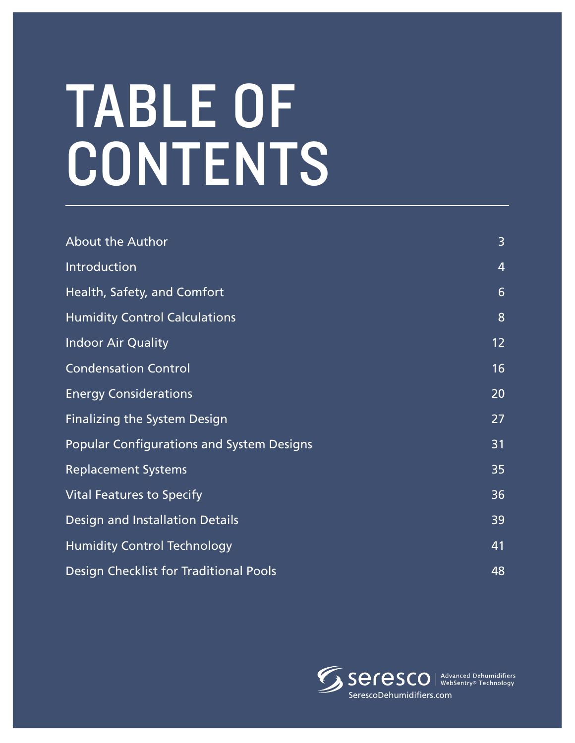# TABLE OF CONTENTS

| | |
|---|---|
| About the Author | 3 |
| Introduction | 4 |
| Health, Safety, and Comfort | 6 |
| Humidity Control Calculations | 8 |
| Indoor Air Quality | 12 |
| Condensation Control | 16 |
| Energy Considerations | 20 |
| Finalizing the System Design | 27 |
| Popular Configurations and System Designs | 31 |
| Replacement Systems | 35 |
| Vital Features to Specify | 36 |
| Design and Installation Details | 39 |
| Humidity Control Technology | 41 |
| Design Checklist for Traditional Pools | 48 |

seresco | Advanced Dehumidifiers WebSentry® Technology

SerescoDehumidifiers.com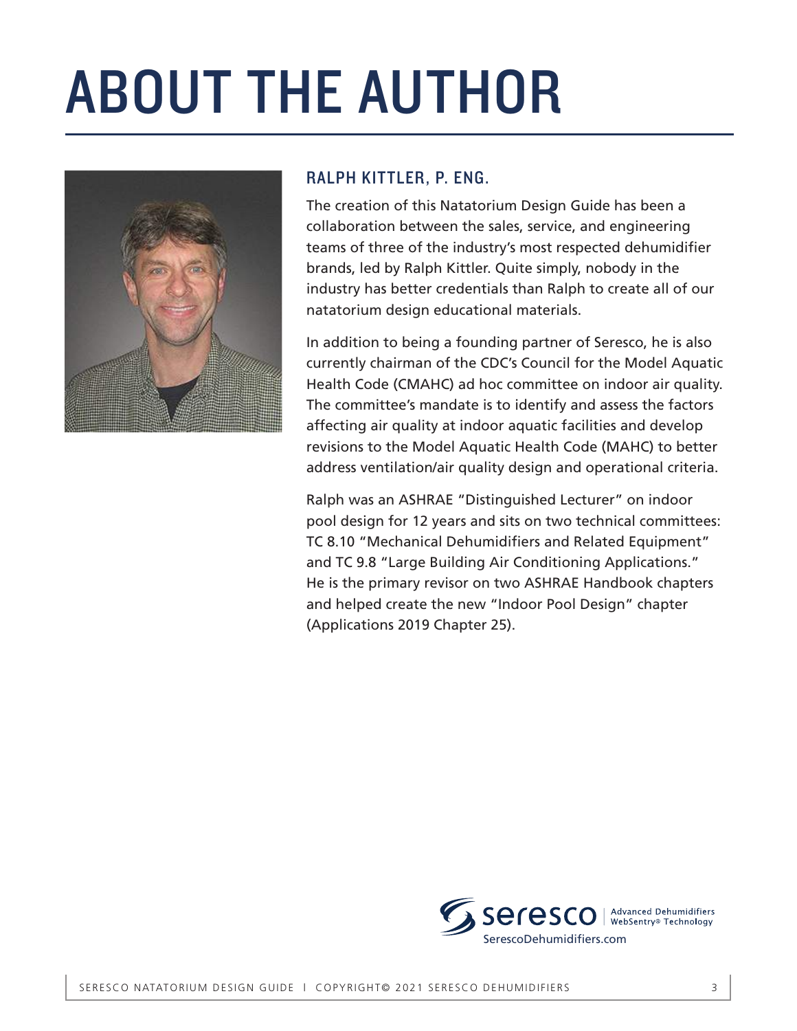# ABOUT THE AUTHOR

## RALPH KITTLER, P. ENG.

The creation of this Natatorium Design Guide has been a collaboration between the sales, service, and engineering teams of three of the industry's most respected dehumidifier brands, led by Ralph Kittler. Quite simply, nobody in the industry has better credentials than Ralph to create all of our natatorium design educational materials.

In addition to being a founding partner of Seresco, he is also currently chairman of the CDC's Council for the Model Aquatic Health Code (CMAHC) ad hoc committee on indoor air quality. The committee's mandate is to identify and assess the factors affecting air quality at indoor aquatic facilities and develop revisions to the Model Aquatic Health Code (MAHC) to better address ventilation/air quality design and operational criteria.

Ralph was an ASHRAE "Distinguished Lecturer" on indoor pool design for 12 years and sits on two technical committees: TC 8.10 "Mechanical Dehumidifiers and Related Equipment" and TC 9.8 "Large Building Air Conditioning Applications." He is the primary revisor on two ASHRAE Handbook chapters and helped create the new "Indoor Pool Design" chapter (Applications 2019 Chapter 25).

seresco | Advanced Dehumidifiers WebSentry® Technology
SerescoDehumidifiers.com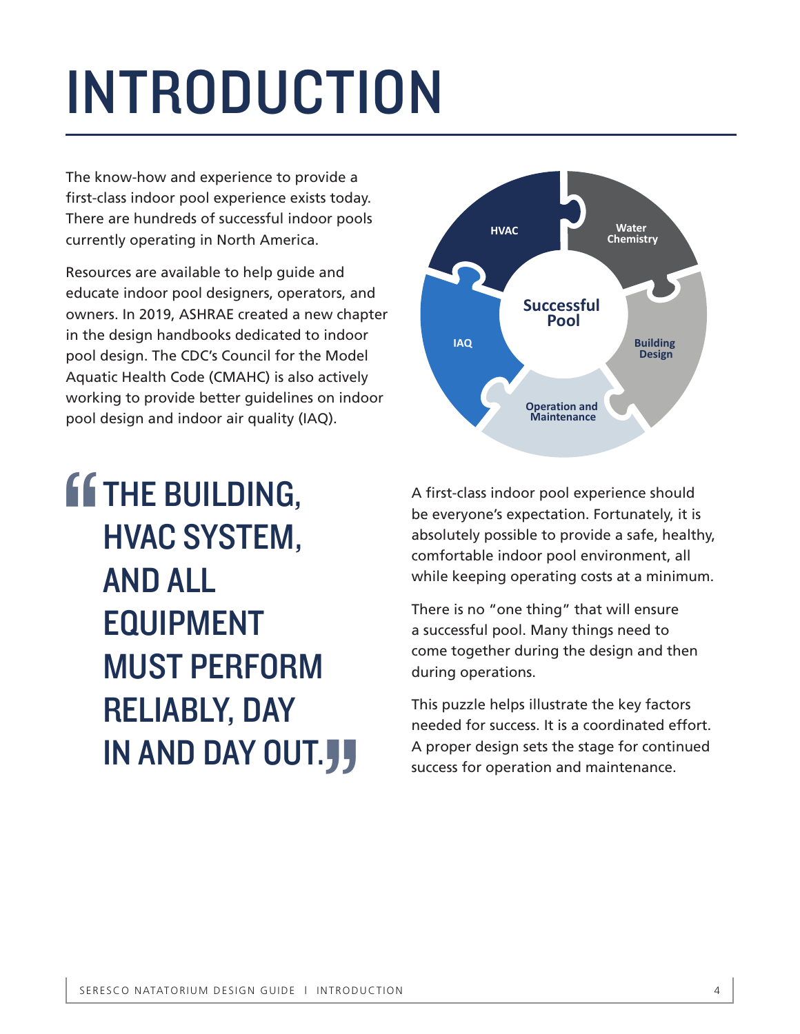# INTRODUCTION

The know-how and experience to provide a first-class indoor pool experience exists today. There are hundreds of successful indoor pools currently operating in North America.

Resources are available to help guide and educate indoor pool designers, operators, and owners. In 2019, ASHRAE created a new chapter in the design handbooks dedicated to indoor pool design. The CDC's Council for the Model Aquatic Health Code (CMAHC) is also actively working to provide better guidelines on indoor pool design and indoor air quality (IAQ).

HVAC

Water Chemistry

Successful Pool

IAQ

Building Design

Operation and Maintenance

> **"THE BUILDING, HVAC SYSTEM, AND ALL EQUIPMENT MUST PERFORM RELIABLY, DAY IN AND DAY OUT."**

A first-class indoor pool experience should be everyone's expectation. Fortunately, it is absolutely possible to provide a safe, healthy, comfortable indoor pool environment, all while keeping operating costs at a minimum.

There is no "one thing" that will ensure a successful pool. Many things need to come together during the design and then during operations.

This puzzle helps illustrate the key factors needed for success. It is a coordinated effort. A proper design sets the stage for continued success for operation and maintenance.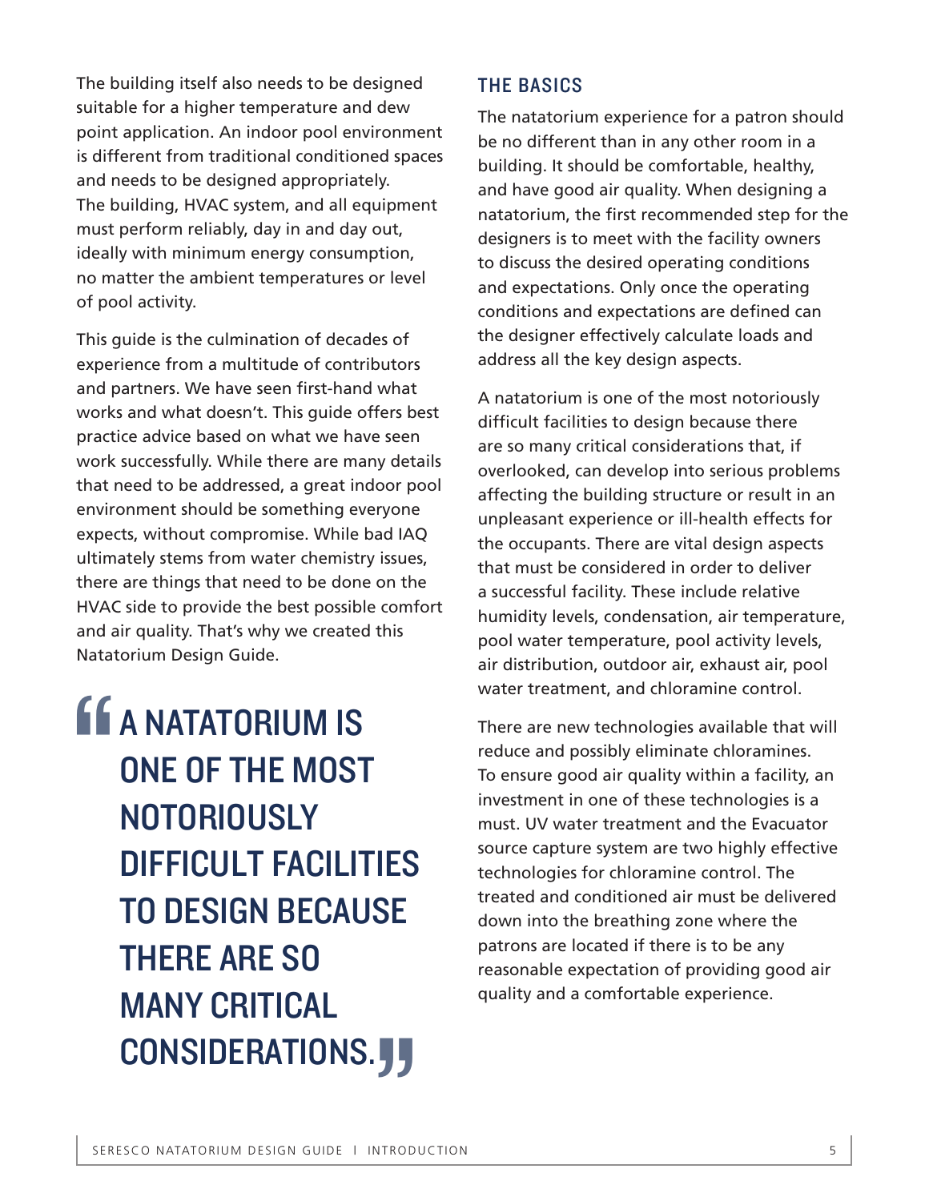The building itself also needs to be designed suitable for a higher temperature and dew point application. An indoor pool environment is different from traditional conditioned spaces and needs to be designed appropriately. The building, HVAC system, and all equipment must perform reliably, day in and day out, ideally with minimum energy consumption, no matter the ambient temperatures or level of pool activity.

This guide is the culmination of decades of experience from a multitude of contributors and partners. We have seen first-hand what works and what doesn't. This guide offers best practice advice based on what we have seen work successfully. While there are many details that need to be addressed, a great indoor pool environment should be something everyone expects, without compromise. While bad IAQ ultimately stems from water chemistry issues, there are things that need to be done on the HVAC side to provide the best possible comfort and air quality. That's why we created this Natatorium Design Guide.

> **"A NATATORIUM IS ONE OF THE MOST NOTORIOUSLY DIFFICULT FACILITIES TO DESIGN BECAUSE THERE ARE SO MANY CRITICAL CONSIDERATIONS."**

## THE BASICS

The natatorium experience for a patron should be no different than in any other room in a building. It should be comfortable, healthy, and have good air quality. When designing a natatorium, the first recommended step for the designers is to meet with the facility owners to discuss the desired operating conditions and expectations. Only once the operating conditions and expectations are defined can the designer effectively calculate loads and address all the key design aspects.

A natatorium is one of the most notoriously difficult facilities to design because there are so many critical considerations that, if overlooked, can develop into serious problems affecting the building structure or result in an unpleasant experience or ill-health effects for the occupants. There are vital design aspects that must be considered in order to deliver a successful facility. These include relative humidity levels, condensation, air temperature, pool water temperature, pool activity levels, air distribution, outdoor air, exhaust air, pool water treatment, and chloramine control.

There are new technologies available that will reduce and possibly eliminate chloramines. To ensure good air quality within a facility, an investment in one of these technologies is a must. UV water treatment and the Evacuator source capture system are two highly effective technologies for chloramine control. The treated and conditioned air must be delivered down into the breathing zone where the patrons are located if there is to be any reasonable expectation of providing good air quality and a comfortable experience.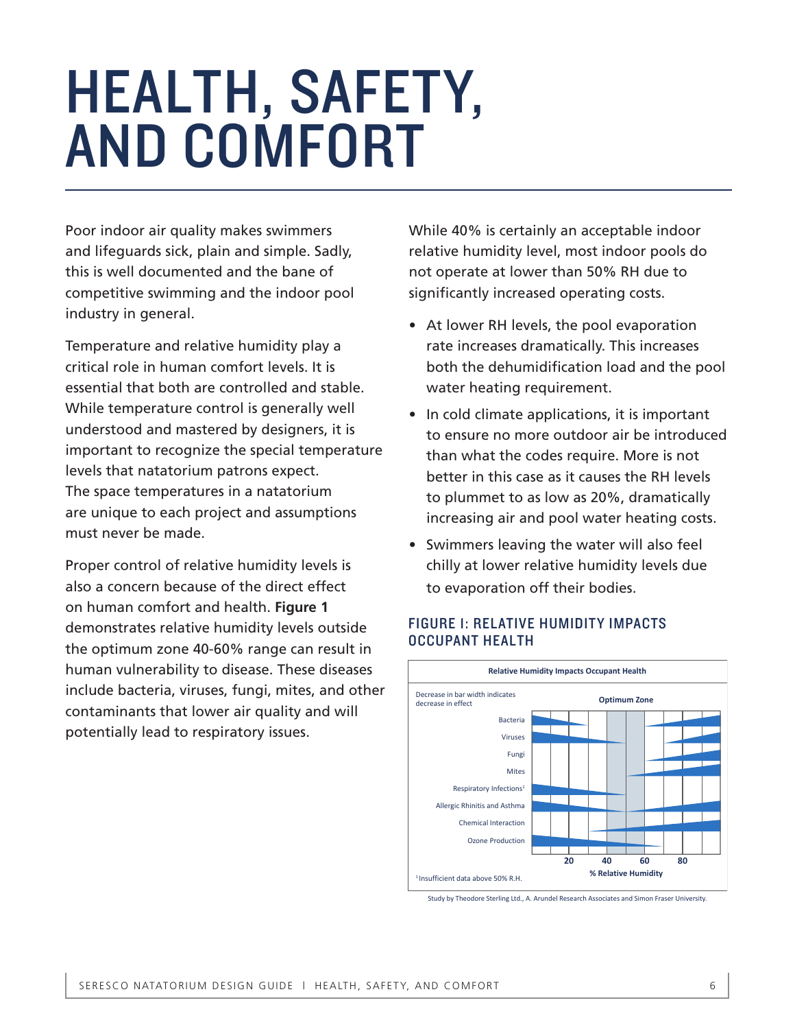# HEALTH, SAFETY, AND COMFORT

Poor indoor air quality makes swimmers and lifeguards sick, plain and simple. Sadly, this is well documented and the bane of competitive swimming and the indoor pool industry in general.

Temperature and relative humidity play a critical role in human comfort levels. It is essential that both are controlled and stable. While temperature control is generally well understood and mastered by designers, it is important to recognize the special temperature levels that natatorium patrons expect. The space temperatures in a natatorium are unique to each project and assumptions must never be made.

Proper control of relative humidity levels is also a concern because of the direct effect on human comfort and health. **Figure 1** demonstrates relative humidity levels outside the optimum zone 40-60% range can result in human vulnerability to disease. These diseases include bacteria, viruses, fungi, mites, and other contaminants that lower air quality and will potentially lead to respiratory issues.

While 40% is certainly an acceptable indoor relative humidity level, most indoor pools do not operate at lower than 50% RH due to significantly increased operating costs.

- At lower RH levels, the pool evaporation rate increases dramatically. This increases both the dehumidification load and the pool water heating requirement.
- In cold climate applications, it is important to ensure no more outdoor air be introduced than what the codes require. More is not better in this case as it causes the RH levels to plummet to as low as 20%, dramatically increasing air and pool water heating costs.
- Swimmers leaving the water will also feel chilly at lower relative humidity levels due to evaporation off their bodies.

## FIGURE 1: RELATIVE HUMIDITY IMPACTS OCCUPANT HEALTH

Relative Humidity Impacts Occupant Health

Decrease in bar width indicates decrease in effect

Optimum Zone

Bacteria

Viruses

Fungi

Mites

Respiratory Infections[1]

Allergic Rhinitis and Asthma

Chemical Interaction

Ozone Production

20 40 60 80

% Relative Humidity

[1] Insufficient data above 50% R.H.

Study by Theodore Sterling Ltd., A. Arundel Research Associates and Simon Fraser University.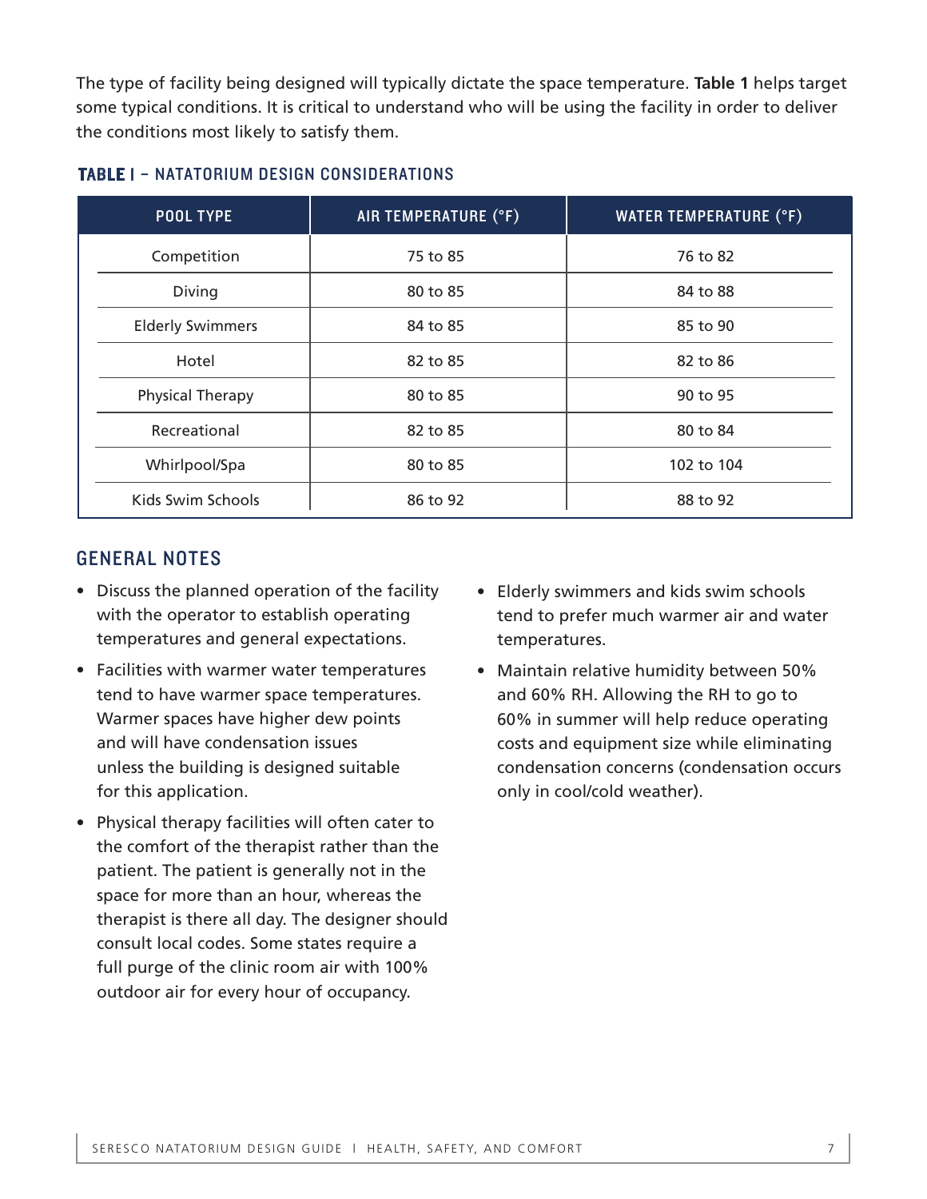The type of facility being designed will typically dictate the space temperature. **Table 1** helps target some typical conditions. It is critical to understand who will be using the facility in order to deliver the conditions most likely to satisfy them.

### TABLE 1 – NATATORIUM DESIGN CONSIDERATIONS

| POOL TYPE | AIR TEMPERATURE (°F) | WATER TEMPERATURE (°F) |
|---|---|---|
| Competition | 75 to 85 | 76 to 82 |
| Diving | 80 to 85 | 84 to 88 |
| Elderly Swimmers | 84 to 85 | 85 to 90 |
| Hotel | 82 to 85 | 82 to 86 |
| Physical Therapy | 80 to 85 | 90 to 95 |
| Recreational | 82 to 85 | 80 to 84 |
| Whirlpool/Spa | 80 to 85 | 102 to 104 |
| Kids Swim Schools | 86 to 92 | 88 to 92 |

## GENERAL NOTES

- Discuss the planned operation of the facility with the operator to establish operating temperatures and general expectations.
- Facilities with warmer water temperatures tend to have warmer space temperatures. Warmer spaces have higher dew points and will have condensation issues unless the building is designed suitable for this application.
- Physical therapy facilities will often cater to the comfort of the therapist rather than the patient. The patient is generally not in the space for more than an hour, whereas the therapist is there all day. The designer should consult local codes. Some states require a full purge of the clinic room air with 100% outdoor air for every hour of occupancy.
- Elderly swimmers and kids swim schools tend to prefer much warmer air and water temperatures.
- Maintain relative humidity between 50% and 60% RH. Allowing the RH to go to 60% in summer will help reduce operating costs and equipment size while eliminating condensation concerns (condensation occurs only in cool/cold weather).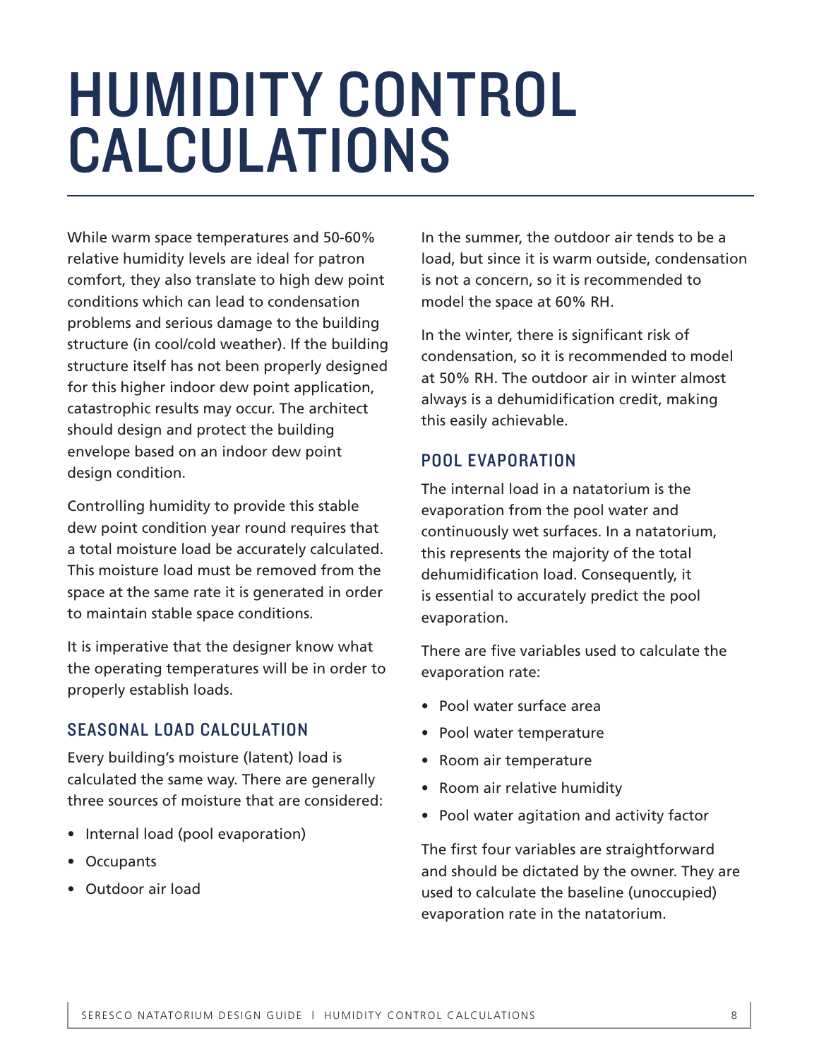# HUMIDITY CONTROL CALCULATIONS

While warm space temperatures and 50-60% relative humidity levels are ideal for patron comfort, they also translate to high dew point conditions which can lead to condensation problems and serious damage to the building structure (in cool/cold weather). If the building structure itself has not been properly designed for this higher indoor dew point application, catastrophic results may occur. The architect should design and protect the building envelope based on an indoor dew point design condition.

Controlling humidity to provide this stable dew point condition year round requires that a total moisture load be accurately calculated. This moisture load must be removed from the space at the same rate it is generated in order to maintain stable space conditions.

It is imperative that the designer know what the operating temperatures will be in order to properly establish loads.

## SEASONAL LOAD CALCULATION

Every building's moisture (latent) load is calculated the same way. There are generally three sources of moisture that are considered:

- Internal load (pool evaporation)
- Occupants
- Outdoor air load

In the summer, the outdoor air tends to be a load, but since it is warm outside, condensation is not a concern, so it is recommended to model the space at 60% RH.

In the winter, there is significant risk of condensation, so it is recommended to model at 50% RH. The outdoor air in winter almost always is a dehumidification credit, making this easily achievable.

## POOL EVAPORATION

The internal load in a natatorium is the evaporation from the pool water and continuously wet surfaces. In a natatorium, this represents the majority of the total dehumidification load. Consequently, it is essential to accurately predict the pool evaporation.

There are five variables used to calculate the evaporation rate:

- Pool water surface area
- Pool water temperature
- Room air temperature
- Room air relative humidity
- Pool water agitation and activity factor

The first four variables are straightforward and should be dictated by the owner. They are used to calculate the baseline (unoccupied) evaporation rate in the natatorium.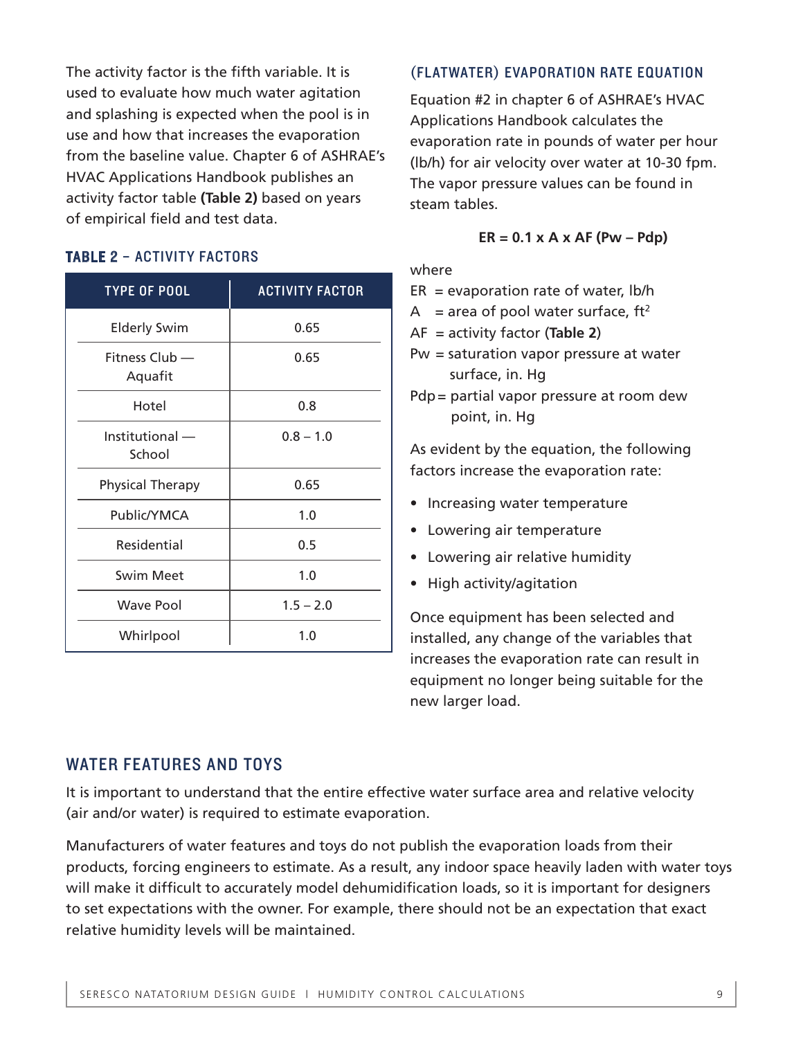The activity factor is the fifth variable. It is used to evaluate how much water agitation and splashing is expected when the pool is in use and how that increases the evaporation from the baseline value. Chapter 6 of ASHRAE's HVAC Applications Handbook publishes an activity factor table **(Table 2)** based on years of empirical field and test data.

### TABLE 2 – ACTIVITY FACTORS

| TYPE OF POOL | ACTIVITY FACTOR |
|---|---|
| Elderly Swim | 0.65 |
| Fitness Club — Aquafit | 0.65 |
| Hotel | 0.8 |
| Institutional — School | 0.8 – 1.0 |
| Physical Therapy | 0.65 |
| Public/YMCA | 1.0 |
| Residential | 0.5 |
| Swim Meet | 1.0 |
| Wave Pool | 1.5 – 2.0 |
| Whirlpool | 1.0 |

### (FLATWATER) EVAPORATION RATE EQUATION

Equation #2 in chapter 6 of ASHRAE's HVAC Applications Handbook calculates the evaporation rate in pounds of water per hour (lb/h) for air velocity over water at 10-30 fpm. The vapor pressure values can be found in steam tables.

$$\mathbf{ER = 0.1 \times A \times AF\,(Pw - Pdp)}$$

where

ER = evaporation rate of water, lb/h

A = area of pool water surface, ft$^2$

AF = activity factor (**Table 2**)

Pw = saturation vapor pressure at water surface, in. Hg

Pdp = partial vapor pressure at room dew point, in. Hg

As evident by the equation, the following factors increase the evaporation rate:

- Increasing water temperature
- Lowering air temperature
- Lowering air relative humidity
- High activity/agitation

Once equipment has been selected and installed, any change of the variables that increases the evaporation rate can result in equipment no longer being suitable for the new larger load.

## WATER FEATURES AND TOYS

It is important to understand that the entire effective water surface area and relative velocity (air and/or water) is required to estimate evaporation.

Manufacturers of water features and toys do not publish the evaporation loads from their products, forcing engineers to estimate. As a result, any indoor space heavily laden with water toys will make it difficult to accurately model dehumidification loads, so it is important for designers to set expectations with the owner. For example, there should not be an expectation that exact relative humidity levels will be maintained.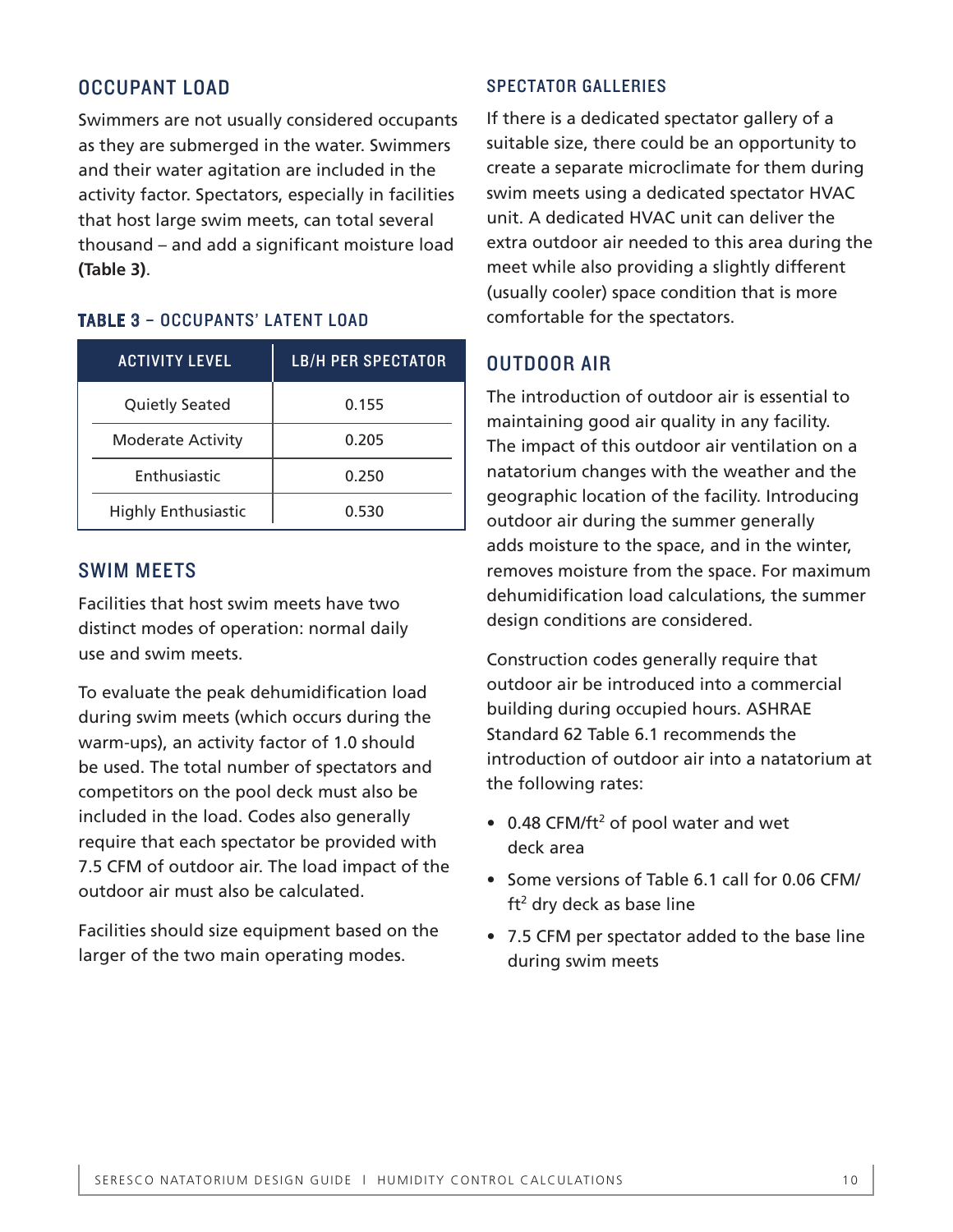## OCCUPANT LOAD

Swimmers are not usually considered occupants as they are submerged in the water. Swimmers and their water agitation are included in the activity factor. Spectators, especially in facilities that host large swim meets, can total several thousand – and add a significant moisture load **(Table 3)**.

**TABLE 3** – OCCUPANTS' LATENT LOAD

| ACTIVITY LEVEL | LB/H PER SPECTATOR |
|---|---|
| Quietly Seated | 0.155 |
| Moderate Activity | 0.205 |
| Enthusiastic | 0.250 |
| Highly Enthusiastic | 0.530 |

## SWIM MEETS

Facilities that host swim meets have two distinct modes of operation: normal daily use and swim meets.

To evaluate the peak dehumidification load during swim meets (which occurs during the warm-ups), an activity factor of 1.0 should be used. The total number of spectators and competitors on the pool deck must also be included in the load. Codes also generally require that each spectator be provided with 7.5 CFM of outdoor air. The load impact of the outdoor air must also be calculated.

Facilities should size equipment based on the larger of the two main operating modes.

### SPECTATOR GALLERIES

If there is a dedicated spectator gallery of a suitable size, there could be an opportunity to create a separate microclimate for them during swim meets using a dedicated spectator HVAC unit. A dedicated HVAC unit can deliver the extra outdoor air needed to this area during the meet while also providing a slightly different (usually cooler) space condition that is more comfortable for the spectators.

## OUTDOOR AIR

The introduction of outdoor air is essential to maintaining good air quality in any facility. The impact of this outdoor air ventilation on a natatorium changes with the weather and the geographic location of the facility. Introducing outdoor air during the summer generally adds moisture to the space, and in the winter, removes moisture from the space. For maximum dehumidification load calculations, the summer design conditions are considered.

Construction codes generally require that outdoor air be introduced into a commercial building during occupied hours. ASHRAE Standard 62 Table 6.1 recommends the introduction of outdoor air into a natatorium at the following rates:

- 0.48 CFM/ft$^2$ of pool water and wet deck area
- Some versions of Table 6.1 call for 0.06 CFM/ft$^2$ dry deck as base line
- 7.5 CFM per spectator added to the base line during swim meets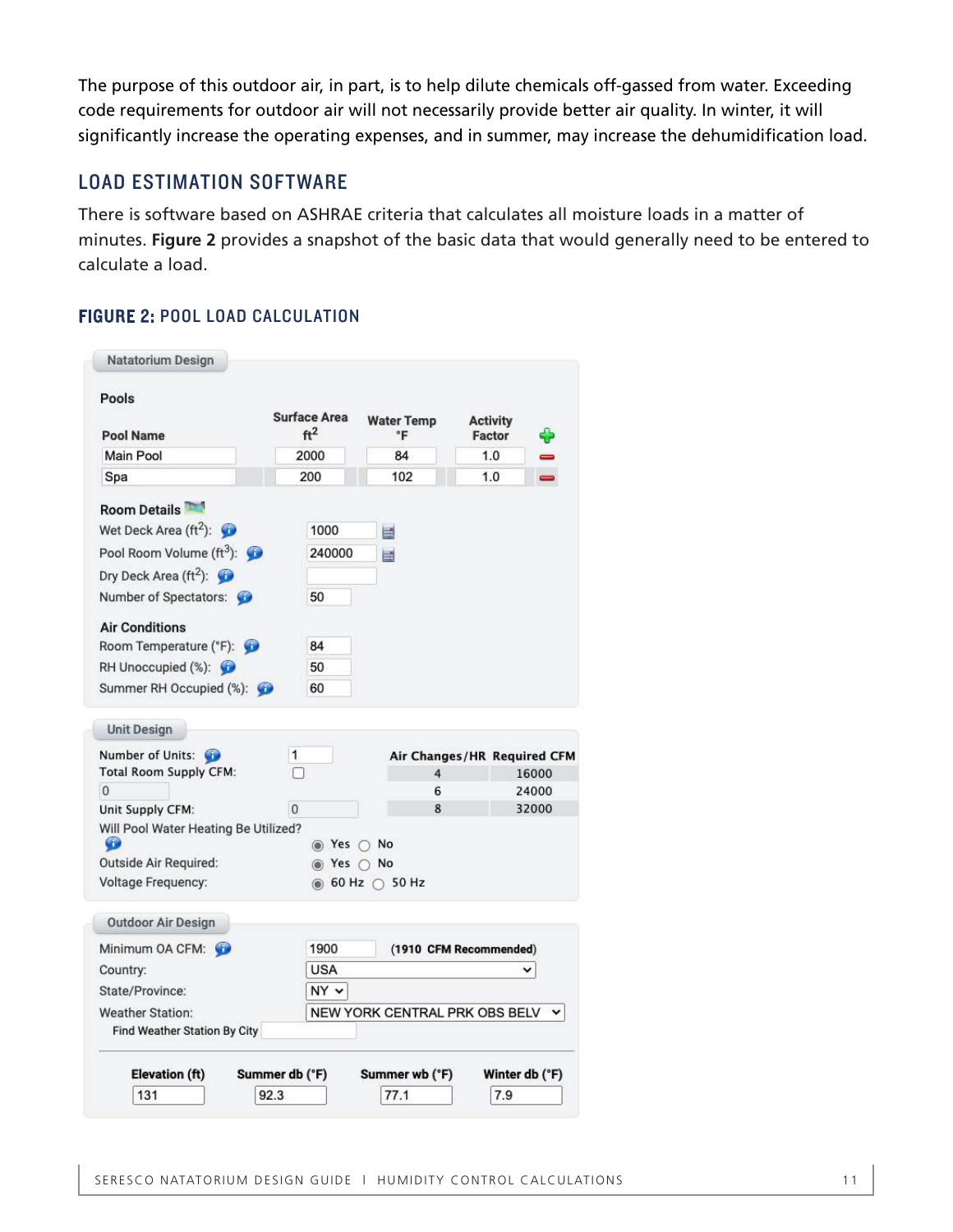The purpose of this outdoor air, in part, is to help dilute chemicals off-gassed from water. Exceeding code requirements for outdoor air will not necessarily provide better air quality. In winter, it will significantly increase the operating expenses, and in summer, may increase the dehumidification load.

## LOAD ESTIMATION SOFTWARE

There is software based on ASHRAE criteria that calculates all moisture loads in a matter of minutes. **Figure 2** provides a snapshot of the basic data that would generally need to be entered to calculate a load.

### FIGURE 2: POOL LOAD CALCULATION

**Natatorium Design**

**Pools**

| Pool Name | Surface Area ft$^2$ | Water Temp °F | Activity Factor |
|---|---|---|---|
| Main Pool | 2000 | 84 | 1.0 |
| Spa | 200 | 102 | 1.0 |

**Room Details**

| | |
|---|---|
| Wet Deck Area (ft$^2$): | 1000 |
| Pool Room Volume (ft$^3$): | 240000 |
| Dry Deck Area (ft$^2$): | |
| Number of Spectators: | 50 |

**Air Conditions**

| | |
|---|---|
| Room Temperature (°F): | 84 |
| RH Unoccupied (%): | 50 |
| Summer RH Occupied (%): | 60 |

**Unit Design**

| | |
|---|---|
| Number of Units: | 1 |
| Total Room Supply CFM: | 0 |
| Unit Supply CFM: | 0 |
| Will Pool Water Heating Be Utilized? | ◉ Yes ○ No |
| Outside Air Required: | ◉ Yes ○ No |
| Voltage Frequency: | ◉ 60 Hz ○ 50 Hz |

| Air Changes/HR | Required CFM |
|---|---|
| 4 | 16000 |
| 6 | 24000 |
| 8 | 32000 |

**Outdoor Air Design**

| | |
|---|---|
| Minimum OA CFM: | 1900 (**1910 CFM Recommended**) |
| Country: | USA |
| State/Province: | NY |
| Weather Station: | NEW YORK CENTRAL PRK OBS BELV |
| Find Weather Station By City | |

| Elevation (ft) | Summer db (°F) | Summer wb (°F) | Winter db (°F) |
|---|---|---|---|
| 131 | 92.3 | 77.1 | 7.9 |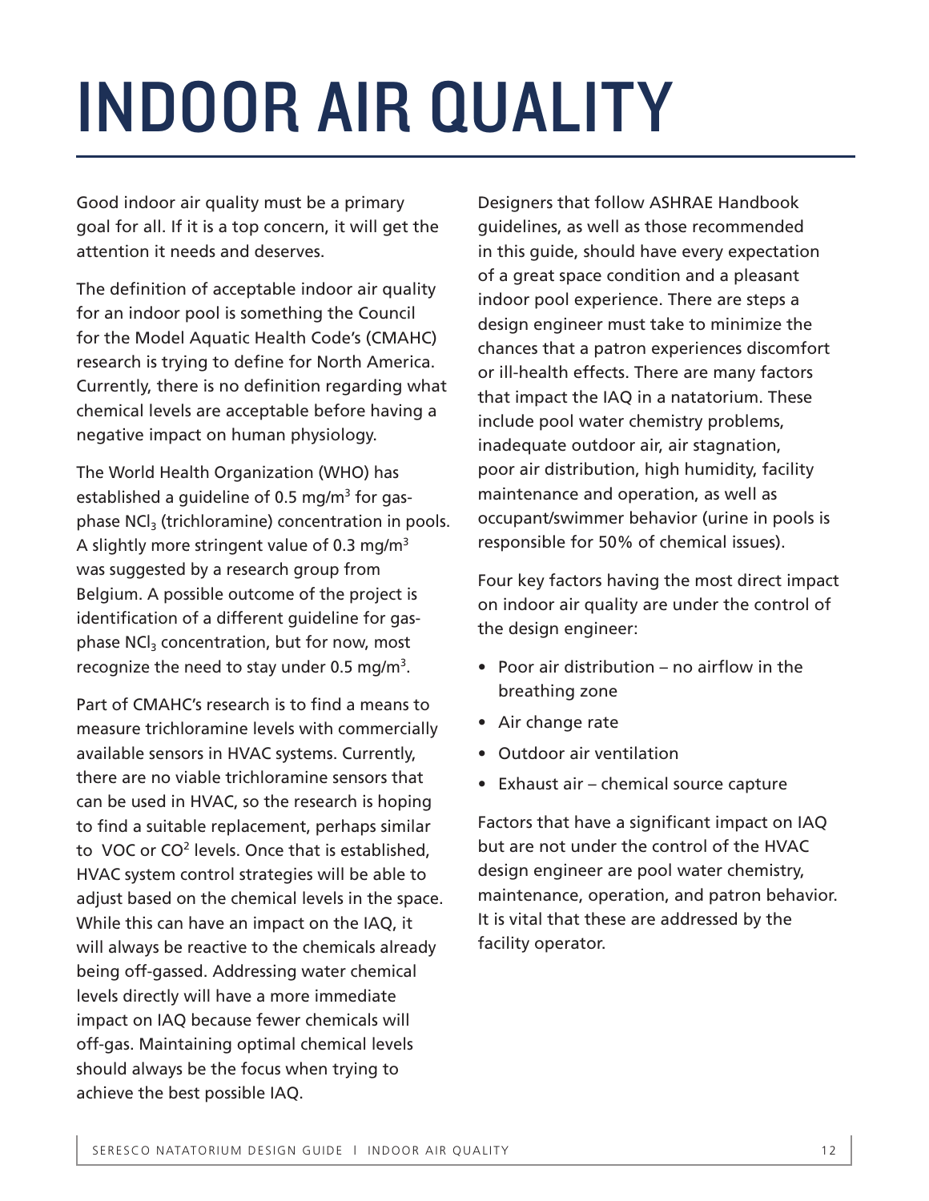# INDOOR AIR QUALITY

Good indoor air quality must be a primary goal for all. If it is a top concern, it will get the attention it needs and deserves.

The definition of acceptable indoor air quality for an indoor pool is something the Council for the Model Aquatic Health Code's (CMAHC) research is trying to define for North America. Currently, there is no definition regarding what chemical levels are acceptable before having a negative impact on human physiology.

The World Health Organization (WHO) has established a guideline of 0.5 $mg/m^3$ for gas-phase $NCl_3$ (trichloramine) concentration in pools. A slightly more stringent value of 0.3 $mg/m^3$ was suggested by a research group from Belgium. A possible outcome of the project is identification of a different guideline for gas-phase $NCl_3$ concentration, but for now, most recognize the need to stay under 0.5 $mg/m^3$.

Part of CMAHC's research is to find a means to measure trichloramine levels with commercially available sensors in HVAC systems. Currently, there are no viable trichloramine sensors that can be used in HVAC, so the research is hoping to find a suitable replacement, perhaps similar to VOC or $CO^2$ levels. Once that is established, HVAC system control strategies will be able to adjust based on the chemical levels in the space. While this can have an impact on the IAQ, it will always be reactive to the chemicals already being off-gassed. Addressing water chemical levels directly will have a more immediate impact on IAQ because fewer chemicals will off-gas. Maintaining optimal chemical levels should always be the focus when trying to achieve the best possible IAQ.

Designers that follow ASHRAE Handbook guidelines, as well as those recommended in this guide, should have every expectation of a great space condition and a pleasant indoor pool experience. There are steps a design engineer must take to minimize the chances that a patron experiences discomfort or ill-health effects. There are many factors that impact the IAQ in a natatorium. These include pool water chemistry problems, inadequate outdoor air, air stagnation, poor air distribution, high humidity, facility maintenance and operation, as well as occupant/swimmer behavior (urine in pools is responsible for 50% of chemical issues).

Four key factors having the most direct impact on indoor air quality are under the control of the design engineer:

- Poor air distribution – no airflow in the breathing zone
- Air change rate
- Outdoor air ventilation
- Exhaust air – chemical source capture

Factors that have a significant impact on IAQ but are not under the control of the HVAC design engineer are pool water chemistry, maintenance, operation, and patron behavior. It is vital that these are addressed by the facility operator.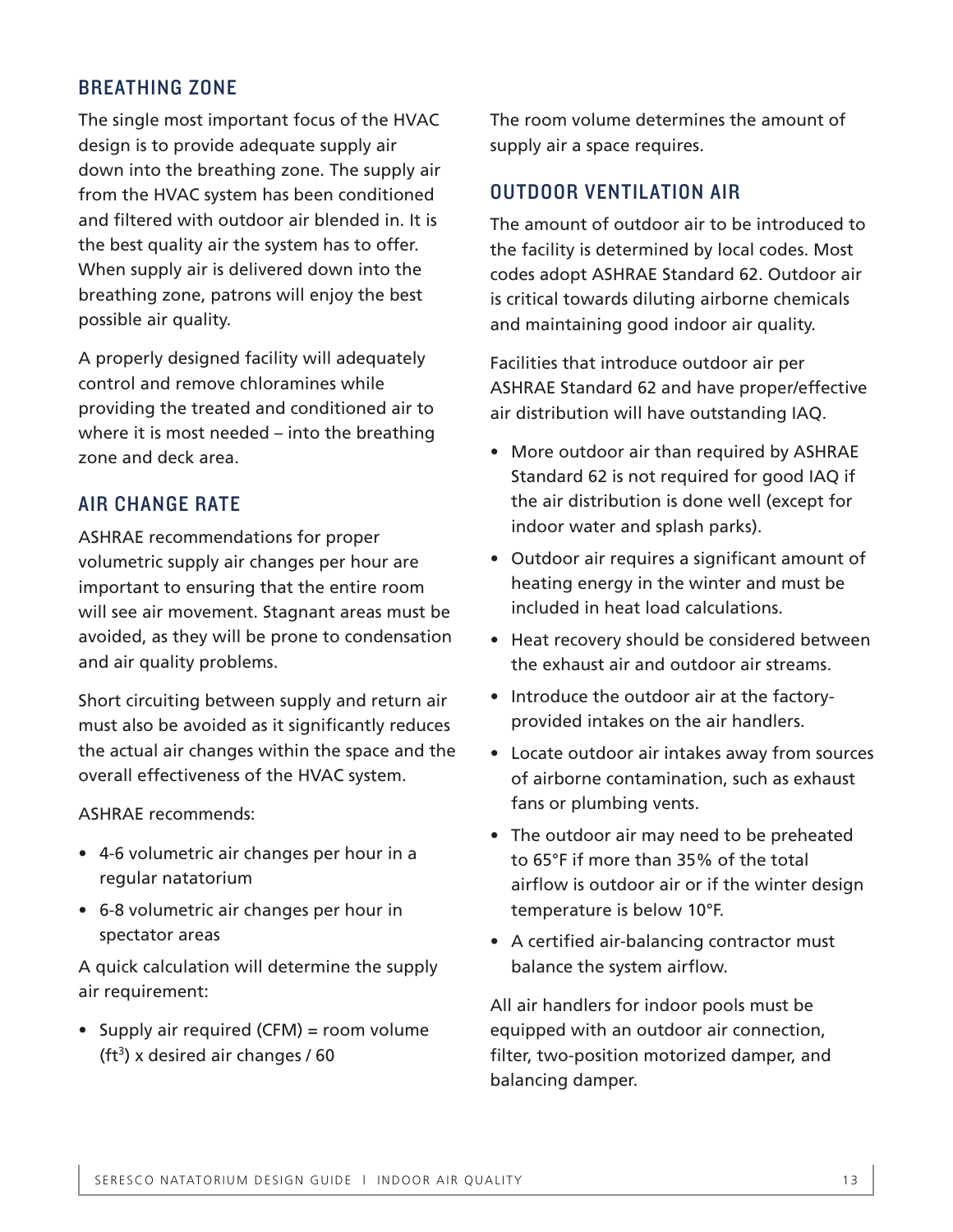## BREATHING ZONE

The single most important focus of the HVAC design is to provide adequate supply air down into the breathing zone. The supply air from the HVAC system has been conditioned and filtered with outdoor air blended in. It is the best quality air the system has to offer. When supply air is delivered down into the breathing zone, patrons will enjoy the best possible air quality.

A properly designed facility will adequately control and remove chloramines while providing the treated and conditioned air to where it is most needed – into the breathing zone and deck area.

## AIR CHANGE RATE

ASHRAE recommendations for proper volumetric supply air changes per hour are important to ensuring that the entire room will see air movement. Stagnant areas must be avoided, as they will be prone to condensation and air quality problems.

Short circuiting between supply and return air must also be avoided as it significantly reduces the actual air changes within the space and the overall effectiveness of the HVAC system.

ASHRAE recommends:

- 4-6 volumetric air changes per hour in a regular natatorium
- 6-8 volumetric air changes per hour in spectator areas

A quick calculation will determine the supply air requirement:

- Supply air required (CFM) = room volume ($ft^3$) x desired air changes / 60

The room volume determines the amount of supply air a space requires.

## OUTDOOR VENTILATION AIR

The amount of outdoor air to be introduced to the facility is determined by local codes. Most codes adopt ASHRAE Standard 62. Outdoor air is critical towards diluting airborne chemicals and maintaining good indoor air quality.

Facilities that introduce outdoor air per ASHRAE Standard 62 and have proper/effective air distribution will have outstanding IAQ.

- More outdoor air than required by ASHRAE Standard 62 is not required for good IAQ if the air distribution is done well (except for indoor water and splash parks).
- Outdoor air requires a significant amount of heating energy in the winter and must be included in heat load calculations.
- Heat recovery should be considered between the exhaust air and outdoor air streams.
- Introduce the outdoor air at the factory-provided intakes on the air handlers.
- Locate outdoor air intakes away from sources of airborne contamination, such as exhaust fans or plumbing vents.
- The outdoor air may need to be preheated to 65°F if more than 35% of the total airflow is outdoor air or if the winter design temperature is below 10°F.
- A certified air-balancing contractor must balance the system airflow.

All air handlers for indoor pools must be equipped with an outdoor air connection, filter, two-position motorized damper, and balancing damper.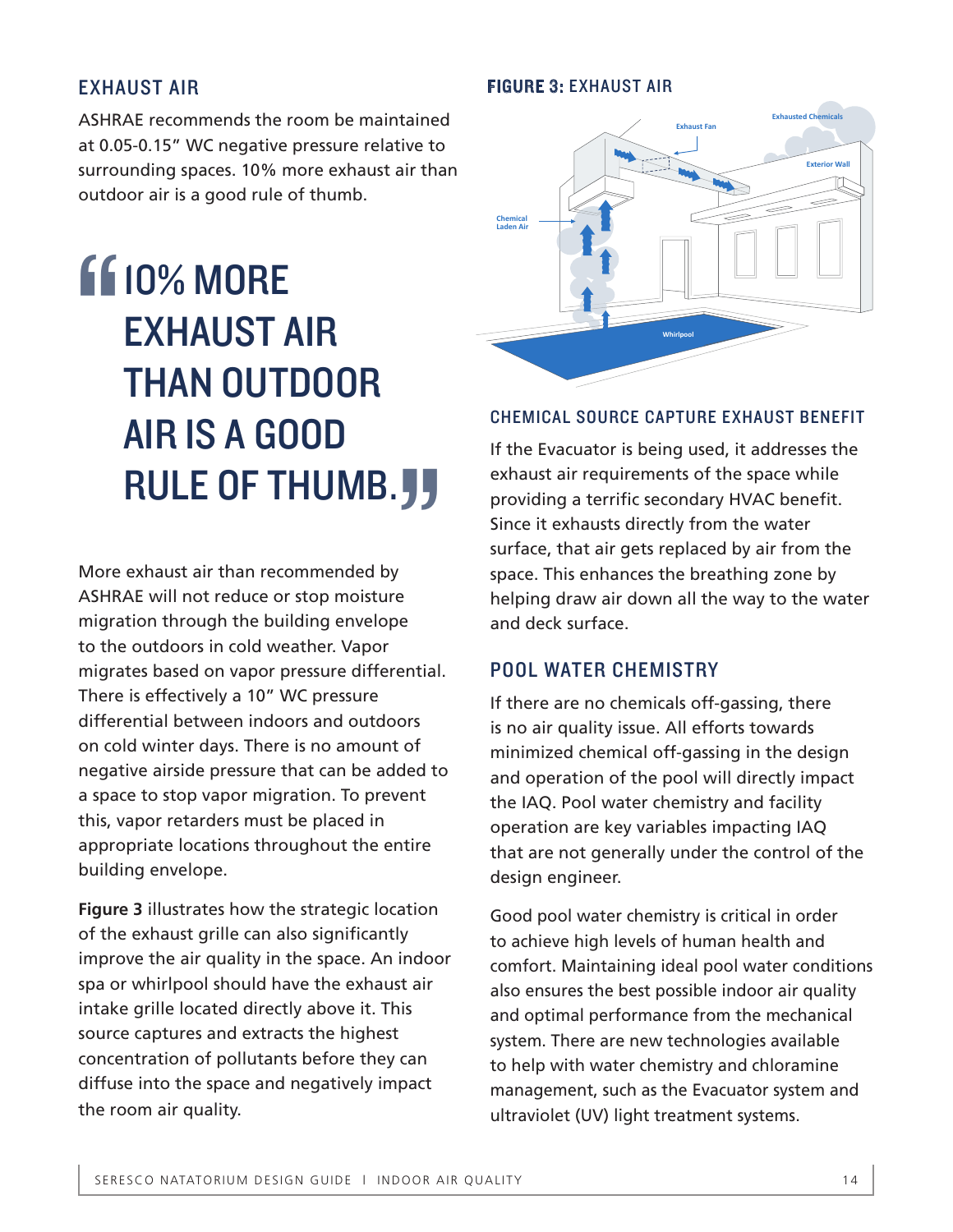## EXHAUST AIR

ASHRAE recommends the room be maintained at 0.05-0.15" WC negative pressure relative to surrounding spaces. 10% more exhaust air than outdoor air is a good rule of thumb.

> "10% MORE EXHAUST AIR THAN OUTDOOR AIR IS A GOOD RULE OF THUMB."

More exhaust air than recommended by ASHRAE will not reduce or stop moisture migration through the building envelope to the outdoors in cold weather. Vapor migrates based on vapor pressure differential. There is effectively a 10" WC pressure differential between indoors and outdoors on cold winter days. There is no amount of negative airside pressure that can be added to a space to stop vapor migration. To prevent this, vapor retarders must be placed in appropriate locations throughout the entire building envelope.

**Figure 3** illustrates how the strategic location of the exhaust grille can also significantly improve the air quality in the space. An indoor spa or whirlpool should have the exhaust air intake grille located directly above it. This source captures and extracts the highest concentration of pollutants before they can diffuse into the space and negatively impact the room air quality.

**FIGURE 3:** EXHAUST AIR

Exhaust Fan · Exhausted Chemicals · Exterior Wall · Chemical Laden Air · Whirlpool

### CHEMICAL SOURCE CAPTURE EXHAUST BENEFIT

If the Evacuator is being used, it addresses the exhaust air requirements of the space while providing a terrific secondary HVAC benefit. Since it exhausts directly from the water surface, that air gets replaced by air from the space. This enhances the breathing zone by helping draw air down all the way to the water and deck surface.

## POOL WATER CHEMISTRY

If there are no chemicals off-gassing, there is no air quality issue. All efforts towards minimized chemical off-gassing in the design and operation of the pool will directly impact the IAQ. Pool water chemistry and facility operation are key variables impacting IAQ that are not generally under the control of the design engineer.

Good pool water chemistry is critical in order to achieve high levels of human health and comfort. Maintaining ideal pool water conditions also ensures the best possible indoor air quality and optimal performance from the mechanical system. There are new technologies available to help with water chemistry and chloramine management, such as the Evacuator system and ultraviolet (UV) light treatment systems.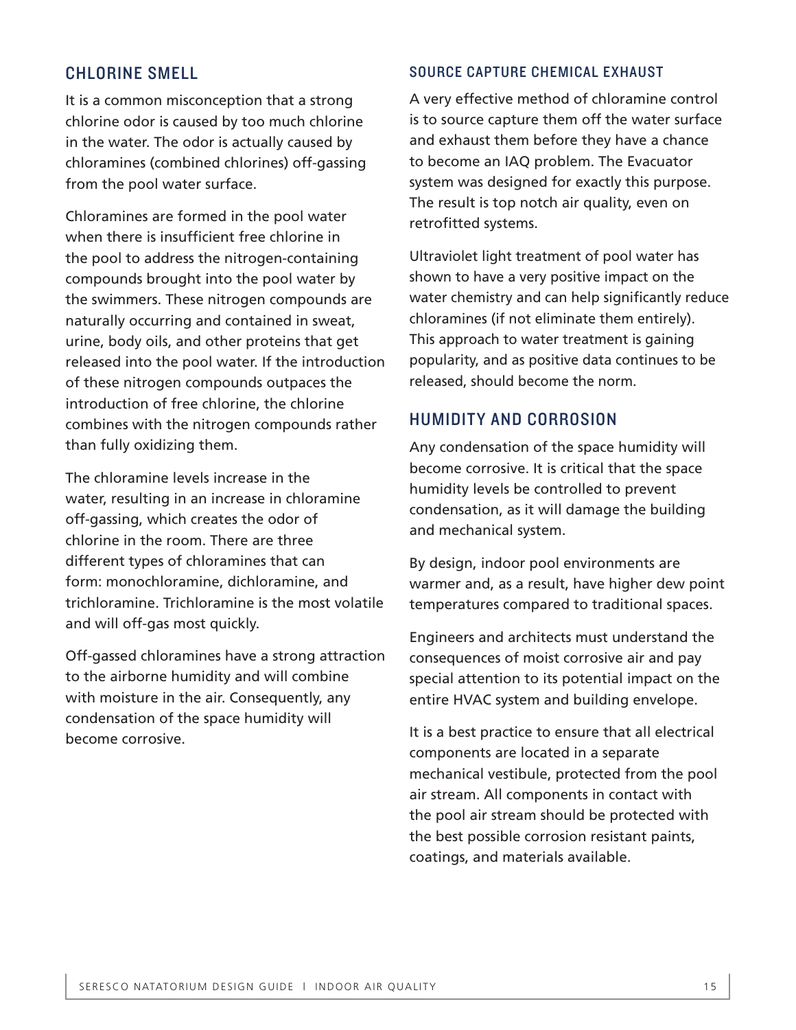## CHLORINE SMELL

It is a common misconception that a strong chlorine odor is caused by too much chlorine in the water. The odor is actually caused by chloramines (combined chlorines) off-gassing from the pool water surface.

Chloramines are formed in the pool water when there is insufficient free chlorine in the pool to address the nitrogen-containing compounds brought into the pool water by the swimmers. These nitrogen compounds are naturally occurring and contained in sweat, urine, body oils, and other proteins that get released into the pool water. If the introduction of these nitrogen compounds outpaces the introduction of free chlorine, the chlorine combines with the nitrogen compounds rather than fully oxidizing them.

The chloramine levels increase in the water, resulting in an increase in chloramine off-gassing, which creates the odor of chlorine in the room. There are three different types of chloramines that can form: monochloramine, dichloramine, and trichloramine. Trichloramine is the most volatile and will off-gas most quickly.

Off-gassed chloramines have a strong attraction to the airborne humidity and will combine with moisture in the air. Consequently, any condensation of the space humidity will become corrosive.

### SOURCE CAPTURE CHEMICAL EXHAUST

A very effective method of chloramine control is to source capture them off the water surface and exhaust them before they have a chance to become an IAQ problem. The Evacuator system was designed for exactly this purpose. The result is top notch air quality, even on retrofitted systems.

Ultraviolet light treatment of pool water has shown to have a very positive impact on the water chemistry and can help significantly reduce chloramines (if not eliminate them entirely). This approach to water treatment is gaining popularity, and as positive data continues to be released, should become the norm.

## HUMIDITY AND CORROSION

Any condensation of the space humidity will become corrosive. It is critical that the space humidity levels be controlled to prevent condensation, as it will damage the building and mechanical system.

By design, indoor pool environments are warmer and, as a result, have higher dew point temperatures compared to traditional spaces.

Engineers and architects must understand the consequences of moist corrosive air and pay special attention to its potential impact on the entire HVAC system and building envelope.

It is a best practice to ensure that all electrical components are located in a separate mechanical vestibule, protected from the pool air stream. All components in contact with the pool air stream should be protected with the best possible corrosion resistant paints, coatings, and materials available.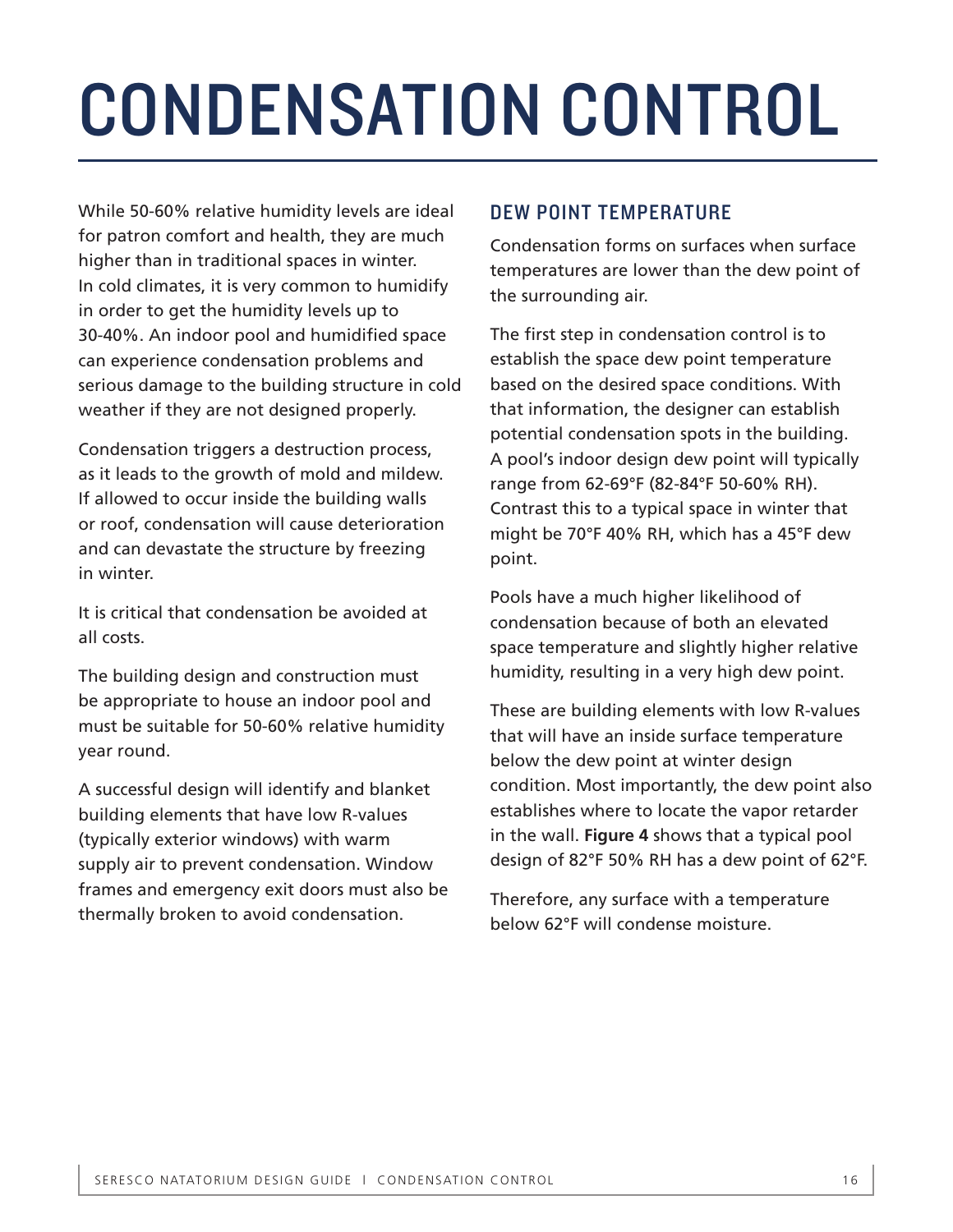# CONDENSATION CONTROL

While 50-60% relative humidity levels are ideal for patron comfort and health, they are much higher than in traditional spaces in winter. In cold climates, it is very common to humidify in order to get the humidity levels up to 30-40%. An indoor pool and humidified space can experience condensation problems and serious damage to the building structure in cold weather if they are not designed properly.

Condensation triggers a destruction process, as it leads to the growth of mold and mildew. If allowed to occur inside the building walls or roof, condensation will cause deterioration and can devastate the structure by freezing in winter.

It is critical that condensation be avoided at all costs.

The building design and construction must be appropriate to house an indoor pool and must be suitable for 50-60% relative humidity year round.

A successful design will identify and blanket building elements that have low R-values (typically exterior windows) with warm supply air to prevent condensation. Window frames and emergency exit doors must also be thermally broken to avoid condensation.

## DEW POINT TEMPERATURE

Condensation forms on surfaces when surface temperatures are lower than the dew point of the surrounding air.

The first step in condensation control is to establish the space dew point temperature based on the desired space conditions. With that information, the designer can establish potential condensation spots in the building. A pool's indoor design dew point will typically range from 62-69°F (82-84°F 50-60% RH). Contrast this to a typical space in winter that might be 70°F 40% RH, which has a 45°F dew point.

Pools have a much higher likelihood of condensation because of both an elevated space temperature and slightly higher relative humidity, resulting in a very high dew point.

These are building elements with low R-values that will have an inside surface temperature below the dew point at winter design condition. Most importantly, the dew point also establishes where to locate the vapor retarder in the wall. **Figure 4** shows that a typical pool design of 82°F 50% RH has a dew point of 62°F.

Therefore, any surface with a temperature below 62°F will condense moisture.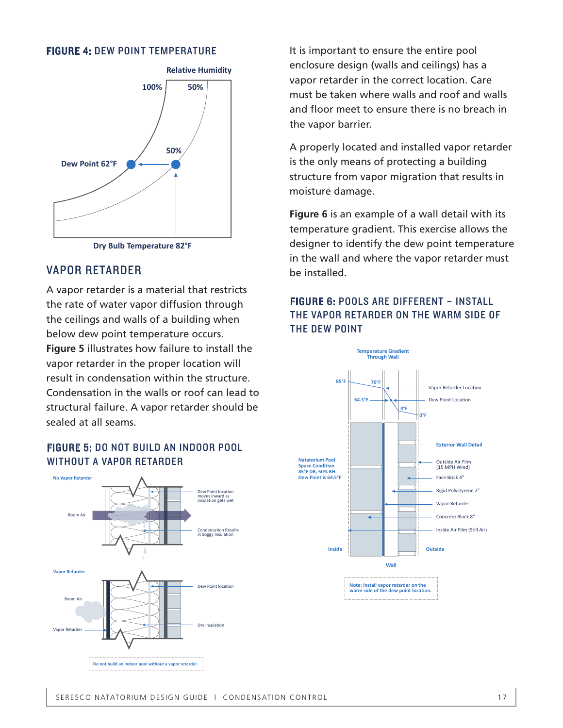### FIGURE 4: DEW POINT TEMPERATURE

Relative Humidity

100%

50%

50%

Dew Point 62°F

Dry Bulb Temperature 82°F

## VAPOR RETARDER

A vapor retarder is a material that restricts the rate of water vapor diffusion through the ceilings and walls of a building when below dew point temperature occurs. **Figure 5** illustrates how failure to install the vapor retarder in the proper location will result in condensation within the structure. Condensation in the walls or roof can lead to structural failure. A vapor retarder should be sealed at all seams.

### FIGURE 5: DO NOT BUILD AN INDOOR POOL WITHOUT A VAPOR RETARDER

No Vapor Retarder

Room Air

Dew Point location moves inward as insulation gets wet

Condensation Results in Soggy Insulation

Vapor Retarder

Room Air

Vapor Retarder

Dew Point location

Dry Insulation

Do not build an indoor pool without a vapor retarder.

It is important to ensure the entire pool enclosure design (walls and ceilings) has a vapor retarder in the correct location. Care must be taken where walls and roof and walls and floor meet to ensure there is no breach in the vapor barrier.

A properly located and installed vapor retarder is the only means of protecting a building structure from vapor migration that results in moisture damage.

**Figure 6** is an example of a wall detail with its temperature gradient. This exercise allows the designer to identify the dew point temperature in the wall and where the vapor retarder must be installed.

### FIGURE 6: POOLS ARE DIFFERENT – INSTALL THE VAPOR RETARDER ON THE WARM SIDE OF THE DEW POINT

Temperature Gradient Through Wall

85°F

70°F

64.5°F

4°F

0°F

Vapor Retarder Location

Dew Point Location

Exterior Wall Detail

Natatorium Pool Space Condition 85°F DB, 50% RH. Dew Point is 64.5°F

Outside Air Film (15 MPH Wind)

Face Brick 4"

Rigid Polystyrene 2"

Vapor Retarder

Concrete Block 8"

Inside Air Film (Still Air)

Inside

Outside

Wall

Note: Install vapor retarder on the warm side of the dew point location.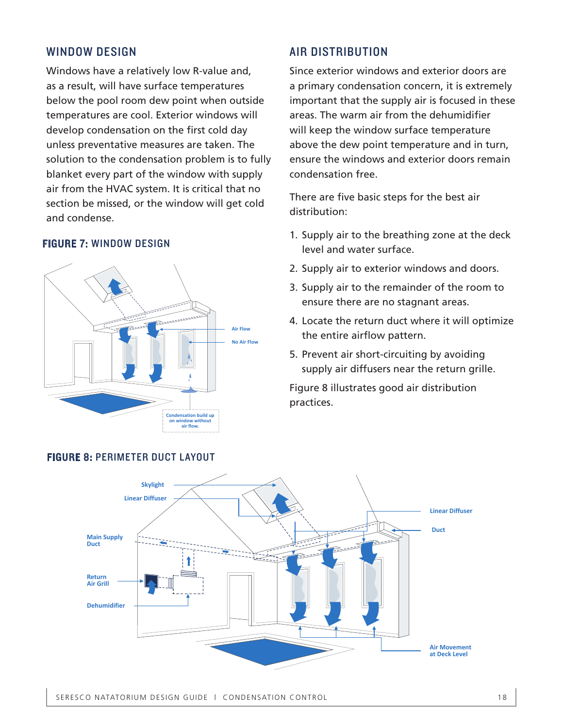## WINDOW DESIGN

Windows have a relatively low R-value and, as a result, will have surface temperatures below the pool room dew point when outside temperatures are cool. Exterior windows will develop condensation on the first cold day unless preventative measures are taken. The solution to the condensation problem is to fully blanket every part of the window with supply air from the HVAC system. It is critical that no section be missed, or the window will get cold and condense.

**FIGURE 7:** WINDOW DESIGN

Air Flow

No Air Flow

Condensation build up on window without air flow.

## AIR DISTRIBUTION

Since exterior windows and exterior doors are a primary condensation concern, it is extremely important that the supply air is focused in these areas. The warm air from the dehumidifier will keep the window surface temperature above the dew point temperature and in turn, ensure the windows and exterior doors remain condensation free.

There are five basic steps for the best air distribution:

1. Supply air to the breathing zone at the deck level and water surface.
2. Supply air to exterior windows and doors.
3. Supply air to the remainder of the room to ensure there are no stagnant areas.
4. Locate the return duct where it will optimize the entire airflow pattern.
5. Prevent air short-circuiting by avoiding supply air diffusers near the return grille.

Figure 8 illustrates good air distribution practices.

**FIGURE 8:** PERIMETER DUCT LAYOUT

Skylight

Linear Diffuser

Main Supply Duct

Return Air Grill

Dehumidifier

Linear Diffuser

Duct

Air Movement at Deck Level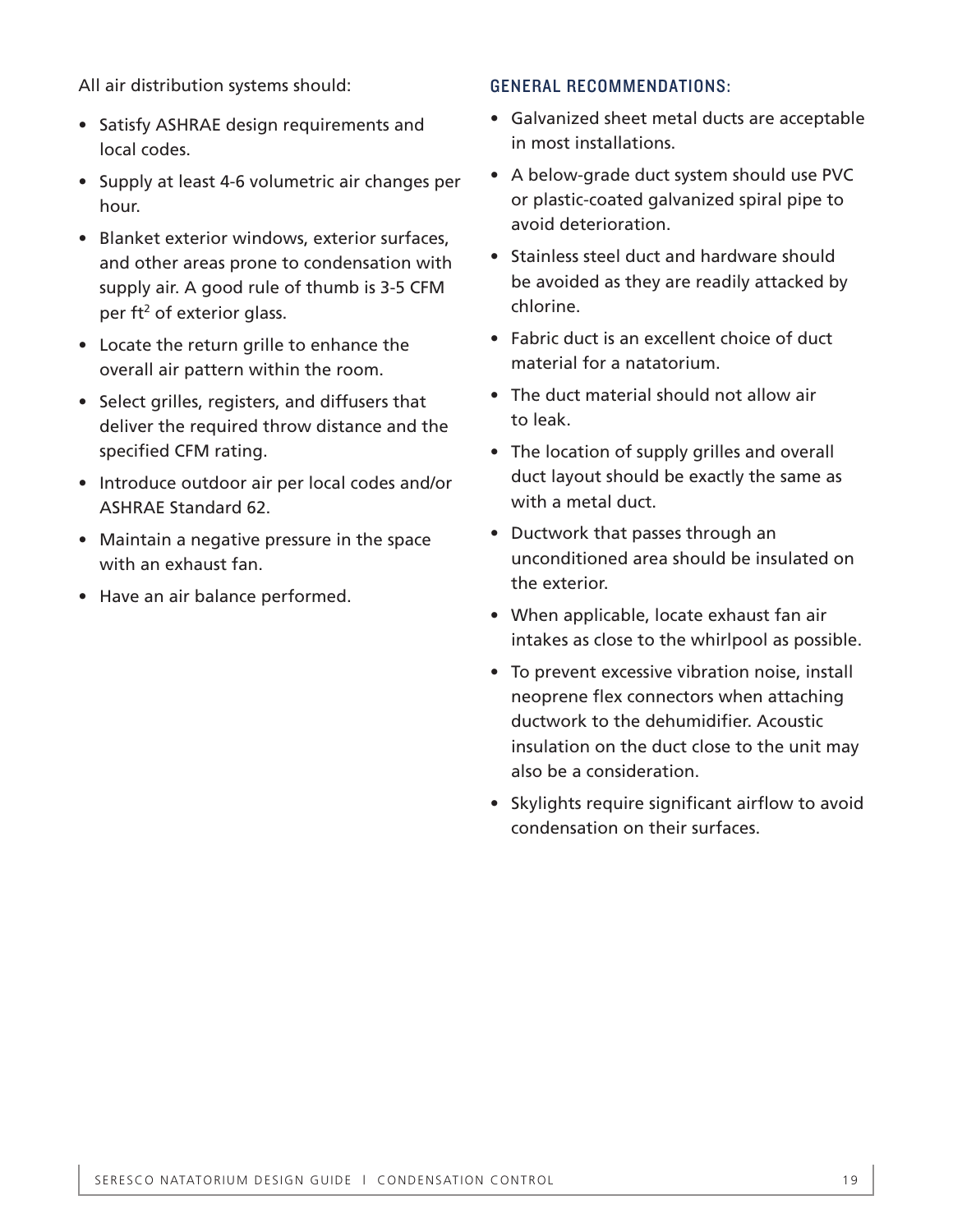All air distribution systems should:

- Satisfy ASHRAE design requirements and local codes.
- Supply at least 4-6 volumetric air changes per hour.
- Blanket exterior windows, exterior surfaces, and other areas prone to condensation with supply air. A good rule of thumb is 3-5 CFM per $ft^2$ of exterior glass.
- Locate the return grille to enhance the overall air pattern within the room.
- Select grilles, registers, and diffusers that deliver the required throw distance and the specified CFM rating.
- Introduce outdoor air per local codes and/or ASHRAE Standard 62.
- Maintain a negative pressure in the space with an exhaust fan.
- Have an air balance performed.

### GENERAL RECOMMENDATIONS:

- Galvanized sheet metal ducts are acceptable in most installations.
- A below-grade duct system should use PVC or plastic-coated galvanized spiral pipe to avoid deterioration.
- Stainless steel duct and hardware should be avoided as they are readily attacked by chlorine.
- Fabric duct is an excellent choice of duct material for a natatorium.
- The duct material should not allow air to leak.
- The location of supply grilles and overall duct layout should be exactly the same as with a metal duct.
- Ductwork that passes through an unconditioned area should be insulated on the exterior.
- When applicable, locate exhaust fan air intakes as close to the whirlpool as possible.
- To prevent excessive vibration noise, install neoprene flex connectors when attaching ductwork to the dehumidifier. Acoustic insulation on the duct close to the unit may also be a consideration.
- Skylights require significant airflow to avoid condensation on their surfaces.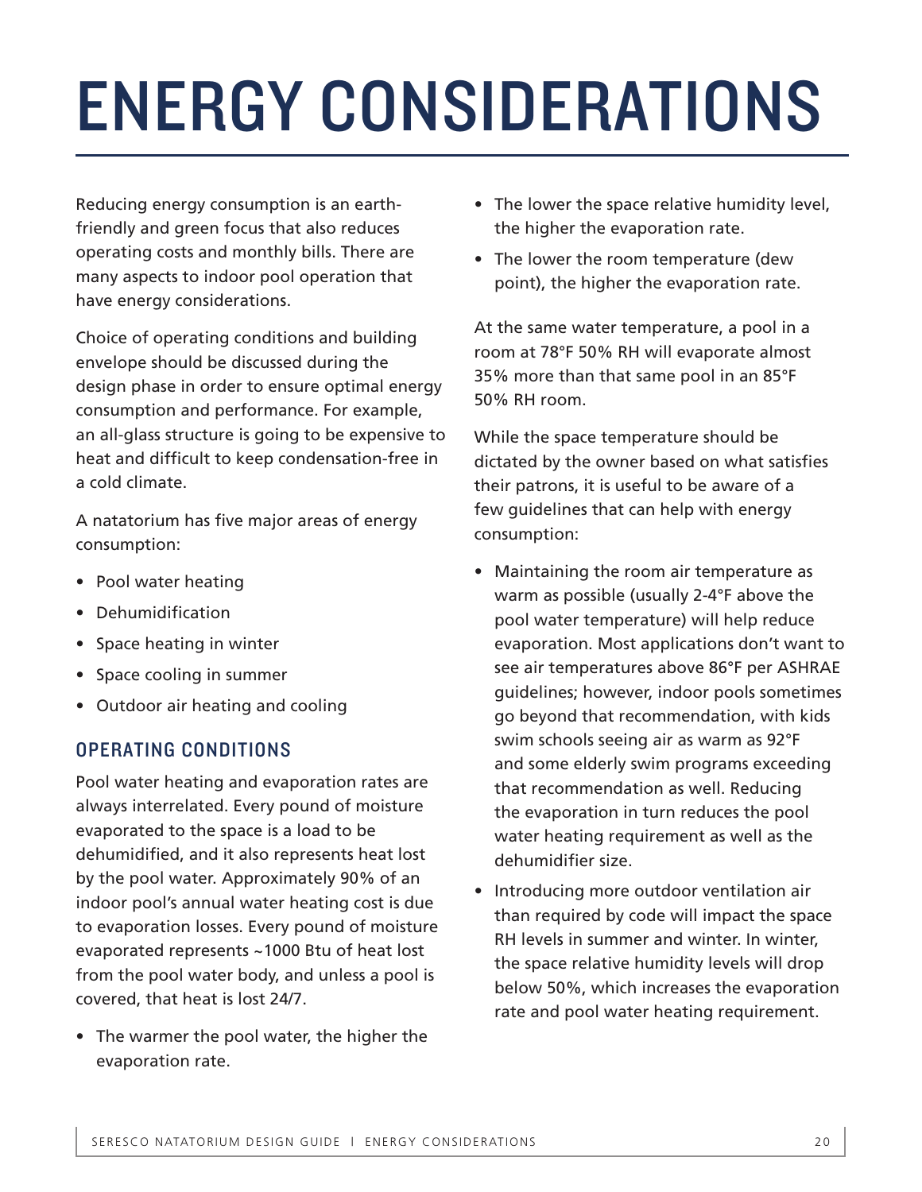# ENERGY CONSIDERATIONS

Reducing energy consumption is an earth-friendly and green focus that also reduces operating costs and monthly bills. There are many aspects to indoor pool operation that have energy considerations.

Choice of operating conditions and building envelope should be discussed during the design phase in order to ensure optimal energy consumption and performance. For example, an all-glass structure is going to be expensive to heat and difficult to keep condensation-free in a cold climate.

A natatorium has five major areas of energy consumption:

- Pool water heating
- Dehumidification
- Space heating in winter
- Space cooling in summer
- Outdoor air heating and cooling

## OPERATING CONDITIONS

Pool water heating and evaporation rates are always interrelated. Every pound of moisture evaporated to the space is a load to be dehumidified, and it also represents heat lost by the pool water. Approximately 90% of an indoor pool's annual water heating cost is due to evaporation losses. Every pound of moisture evaporated represents ~1000 Btu of heat lost from the pool water body, and unless a pool is covered, that heat is lost 24/7.

- The warmer the pool water, the higher the evaporation rate.
- The lower the space relative humidity level, the higher the evaporation rate.
- The lower the room temperature (dew point), the higher the evaporation rate.

At the same water temperature, a pool in a room at 78°F 50% RH will evaporate almost 35% more than that same pool in an 85°F 50% RH room.

While the space temperature should be dictated by the owner based on what satisfies their patrons, it is useful to be aware of a few guidelines that can help with energy consumption:

- Maintaining the room air temperature as warm as possible (usually 2-4°F above the pool water temperature) will help reduce evaporation. Most applications don't want to see air temperatures above 86°F per ASHRAE guidelines; however, indoor pools sometimes go beyond that recommendation, with kids swim schools seeing air as warm as 92°F and some elderly swim programs exceeding that recommendation as well. Reducing the evaporation in turn reduces the pool water heating requirement as well as the dehumidifier size.
- Introducing more outdoor ventilation air than required by code will impact the space RH levels in summer and winter. In winter, the space relative humidity levels will drop below 50%, which increases the evaporation rate and pool water heating requirement.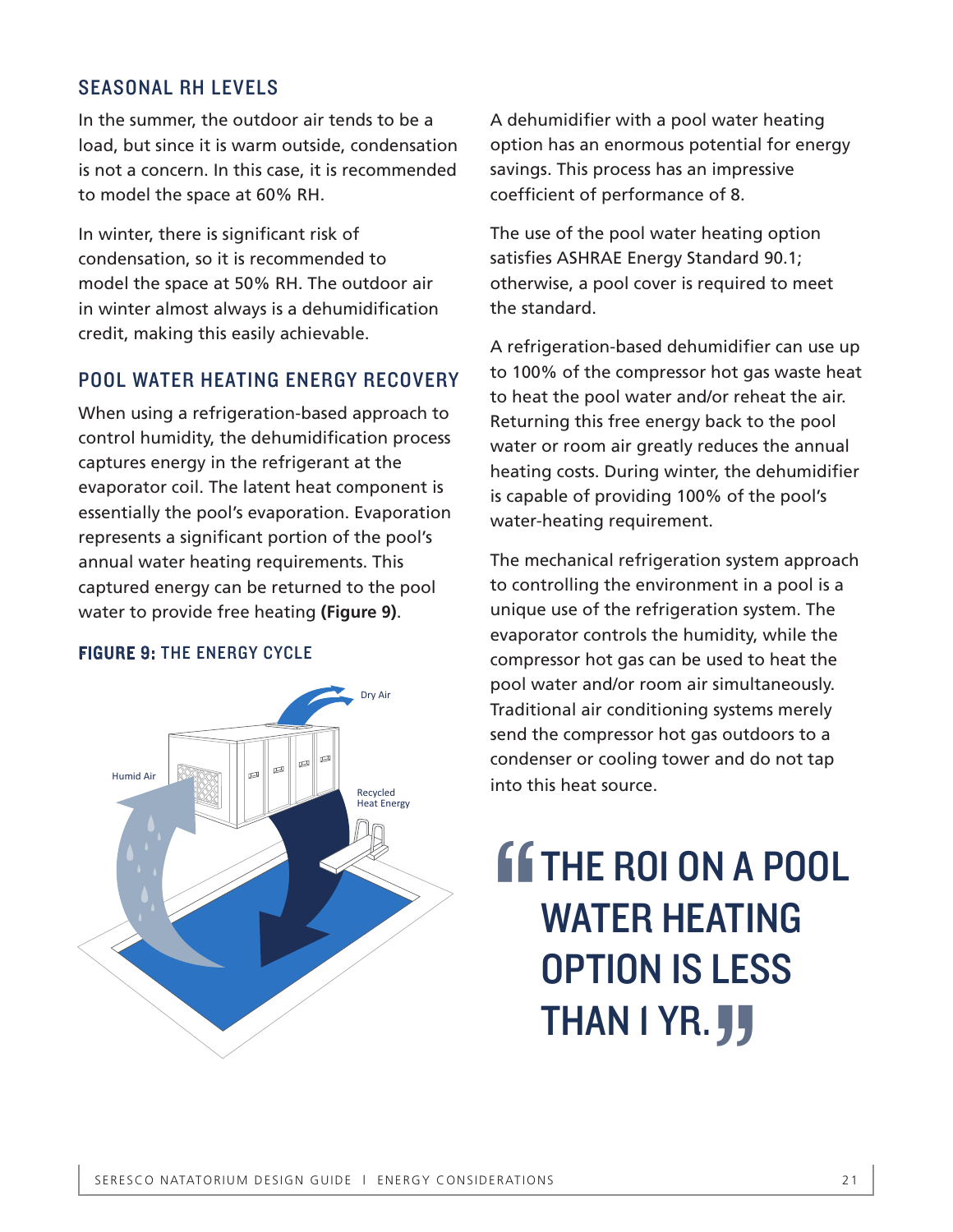## SEASONAL RH LEVELS

In the summer, the outdoor air tends to be a load, but since it is warm outside, condensation is not a concern. In this case, it is recommended to model the space at 60% RH.

In winter, there is significant risk of condensation, so it is recommended to model the space at 50% RH. The outdoor air in winter almost always is a dehumidification credit, making this easily achievable.

## POOL WATER HEATING ENERGY RECOVERY

When using a refrigeration-based approach to control humidity, the dehumidification process captures energy in the refrigerant at the evaporator coil. The latent heat component is essentially the pool's evaporation. Evaporation represents a significant portion of the pool's annual water heating requirements. This captured energy can be returned to the pool water to provide free heating **(Figure 9)**.

**FIGURE 9:** THE ENERGY CYCLE

Dry Air

Humid Air

Recycled Heat Energy

A dehumidifier with a pool water heating option has an enormous potential for energy savings. This process has an impressive coefficient of performance of 8.

The use of the pool water heating option satisfies ASHRAE Energy Standard 90.1; otherwise, a pool cover is required to meet the standard.

A refrigeration-based dehumidifier can use up to 100% of the compressor hot gas waste heat to heat the pool water and/or reheat the air. Returning this free energy back to the pool water or room air greatly reduces the annual heating costs. During winter, the dehumidifier is capable of providing 100% of the pool's water-heating requirement.

The mechanical refrigeration system approach to controlling the environment in a pool is a unique use of the refrigeration system. The evaporator controls the humidity, while the compressor hot gas can be used to heat the pool water and/or room air simultaneously. Traditional air conditioning systems merely send the compressor hot gas outdoors to a condenser or cooling tower and do not tap into this heat source.

> **"THE ROI ON A POOL WATER HEATING OPTION IS LESS THAN 1 YR."**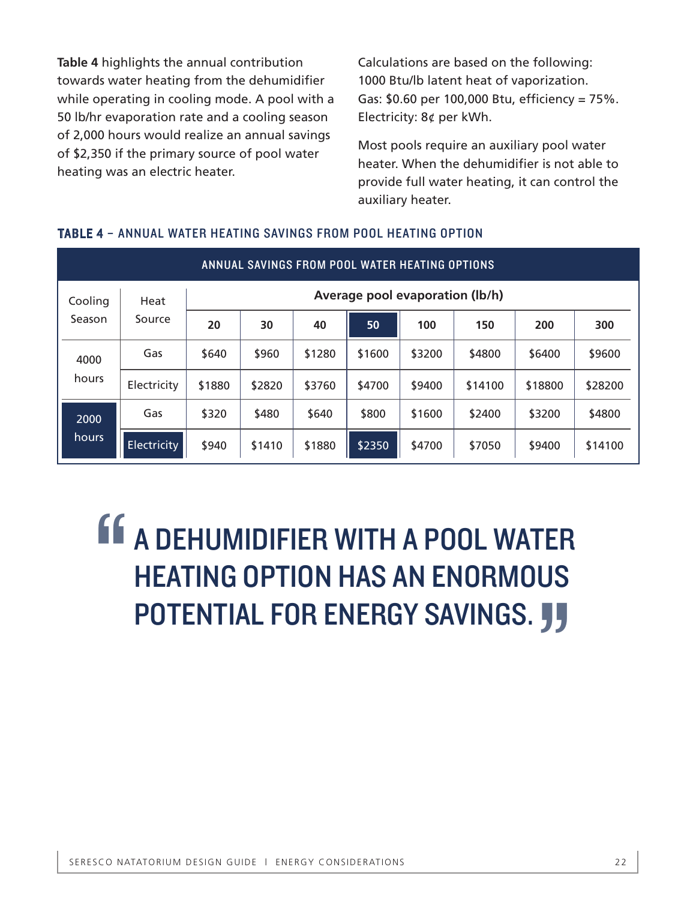**Table 4** highlights the annual contribution towards water heating from the dehumidifier while operating in cooling mode. A pool with a 50 lb/hr evaporation rate and a cooling season of 2,000 hours would realize an annual savings of $2,350 if the primary source of pool water heating was an electric heater.

Calculations are based on the following:
1000 Btu/lb latent heat of vaporization.
Gas: $0.60 per 100,000 Btu, efficiency = 75%.
Electricity: 8¢ per kWh.

Most pools require an auxiliary pool water heater. When the dehumidifier is not able to provide full water heating, it can control the auxiliary heater.

**TABLE 4** – ANNUAL WATER HEATING SAVINGS FROM POOL HEATING OPTION

| ANNUAL SAVINGS FROM POOL WATER HEATING OPTIONS | | | | | | | | | |
|---|---|---|---|---|---|---|---|---|---|
| Cooling Season | Heat Source | Average pool evaporation (lb/h) | | | | | | | |
| | | 20 | 30 | 40 | 50 | 100 | 150 | 200 | 300 |
| 4000 hours | Gas | $640 | $960 | $1280 | $1600 | $3200 | $4800 | $6400 | $9600 |
| | Electricity | $1880 | $2820 | $3760 | $4700 | $9400 | $14100 | $18800 | $28200 |
| 2000 hours | Gas | $320 | $480 | $640 | $800 | $1600 | $2400 | $3200 | $4800 |
| | Electricity | $940 | $1410 | $1880 | $2350 | $4700 | $7050 | $9400 | $14100 |

> “A DEHUMIDIFIER WITH A POOL WATER HEATING OPTION HAS AN ENORMOUS POTENTIAL FOR ENERGY SAVINGS.”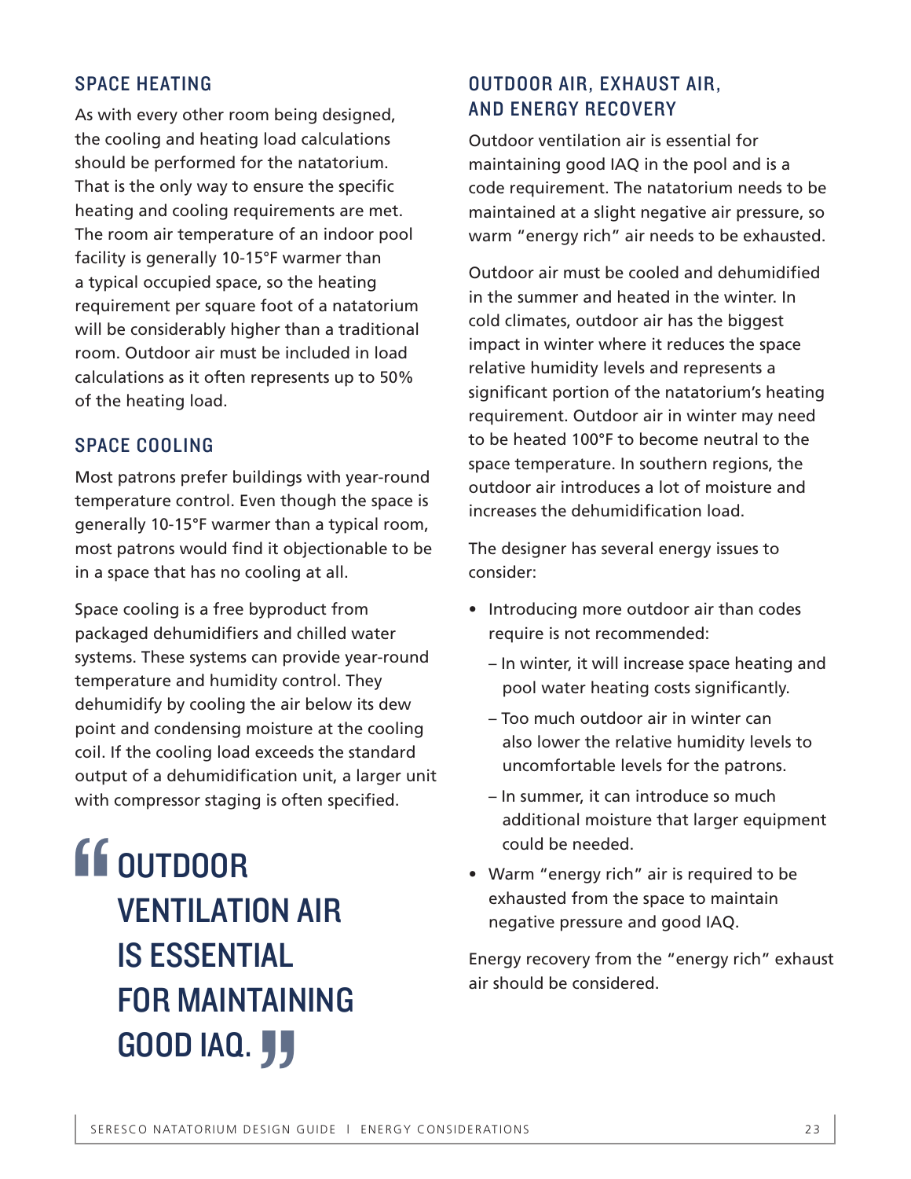## SPACE HEATING

As with every other room being designed, the cooling and heating load calculations should be performed for the natatorium. That is the only way to ensure the specific heating and cooling requirements are met. The room air temperature of an indoor pool facility is generally 10-15°F warmer than a typical occupied space, so the heating requirement per square foot of a natatorium will be considerably higher than a traditional room. Outdoor air must be included in load calculations as it often represents up to 50% of the heating load.

## SPACE COOLING

Most patrons prefer buildings with year-round temperature control. Even though the space is generally 10-15°F warmer than a typical room, most patrons would find it objectionable to be in a space that has no cooling at all.

Space cooling is a free byproduct from packaged dehumidifiers and chilled water systems. These systems can provide year-round temperature and humidity control. They dehumidify by cooling the air below its dew point and condensing moisture at the cooling coil. If the cooling load exceeds the standard output of a dehumidification unit, a larger unit with compressor staging is often specified.

> **"OUTDOOR VENTILATION AIR IS ESSENTIAL FOR MAINTAINING GOOD IAQ."**

## OUTDOOR AIR, EXHAUST AIR, AND ENERGY RECOVERY

Outdoor ventilation air is essential for maintaining good IAQ in the pool and is a code requirement. The natatorium needs to be maintained at a slight negative air pressure, so warm "energy rich" air needs to be exhausted.

Outdoor air must be cooled and dehumidified in the summer and heated in the winter. In cold climates, outdoor air has the biggest impact in winter where it reduces the space relative humidity levels and represents a significant portion of the natatorium's heating requirement. Outdoor air in winter may need to be heated 100°F to become neutral to the space temperature. In southern regions, the outdoor air introduces a lot of moisture and increases the dehumidification load.

The designer has several energy issues to consider:

- Introducing more outdoor air than codes require is not recommended:
  - In winter, it will increase space heating and pool water heating costs significantly.
  - Too much outdoor air in winter can also lower the relative humidity levels to uncomfortable levels for the patrons.
  - In summer, it can introduce so much additional moisture that larger equipment could be needed.
- Warm "energy rich" air is required to be exhausted from the space to maintain negative pressure and good IAQ.

Energy recovery from the "energy rich" exhaust air should be considered.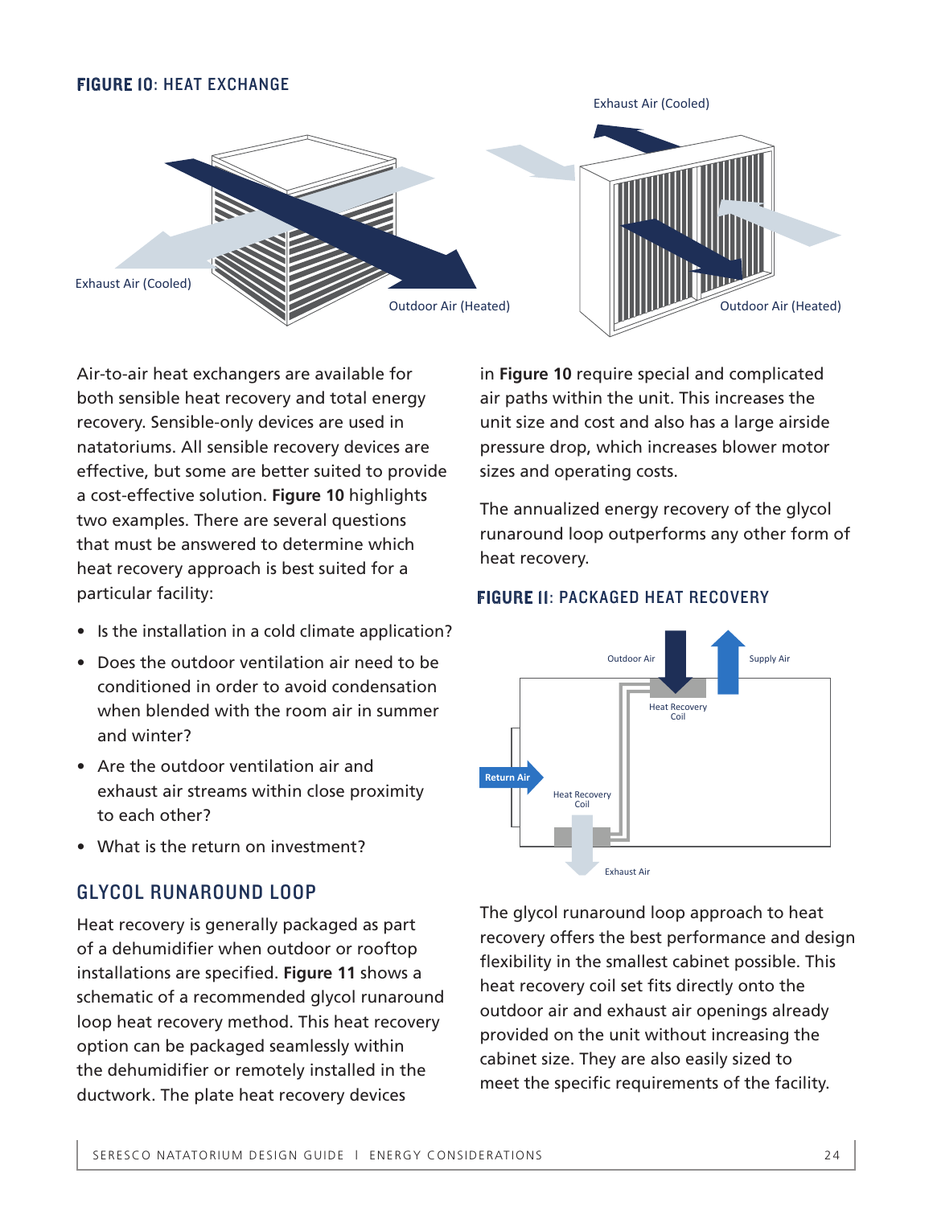**FIGURE 10: HEAT EXCHANGE**

Exhaust Air (Cooled)

Outdoor Air (Heated)

Exhaust Air (Cooled)

Outdoor Air (Heated)

Air-to-air heat exchangers are available for both sensible heat recovery and total energy recovery. Sensible-only devices are used in natatoriums. All sensible recovery devices are effective, but some are better suited to provide a cost-effective solution. **Figure 10** highlights two examples. There are several questions that must be answered to determine which heat recovery approach is best suited for a particular facility:

- Is the installation in a cold climate application?
- Does the outdoor ventilation air need to be conditioned in order to avoid condensation when blended with the room air in summer and winter?
- Are the outdoor ventilation air and exhaust air streams within close proximity to each other?
- What is the return on investment?

## GLYCOL RUNAROUND LOOP

Heat recovery is generally packaged as part of a dehumidifier when outdoor or rooftop installations are specified. **Figure 11** shows a schematic of a recommended glycol runaround loop heat recovery method. This heat recovery option can be packaged seamlessly within the dehumidifier or remotely installed in the ductwork. The plate heat recovery devices in **Figure 10** require special and complicated air paths within the unit. This increases the unit size and cost and also has a large airside pressure drop, which increases blower motor sizes and operating costs.

The annualized energy recovery of the glycol runaround loop outperforms any other form of heat recovery.

**FIGURE 11: PACKAGED HEAT RECOVERY**

Outdoor Air

Supply Air

Heat Recovery Coil

Return Air

Heat Recovery Coil

Exhaust Air

The glycol runaround loop approach to heat recovery offers the best performance and design flexibility in the smallest cabinet possible. This heat recovery coil set fits directly onto the outdoor air and exhaust air openings already provided on the unit without increasing the cabinet size. They are also easily sized to meet the specific requirements of the facility.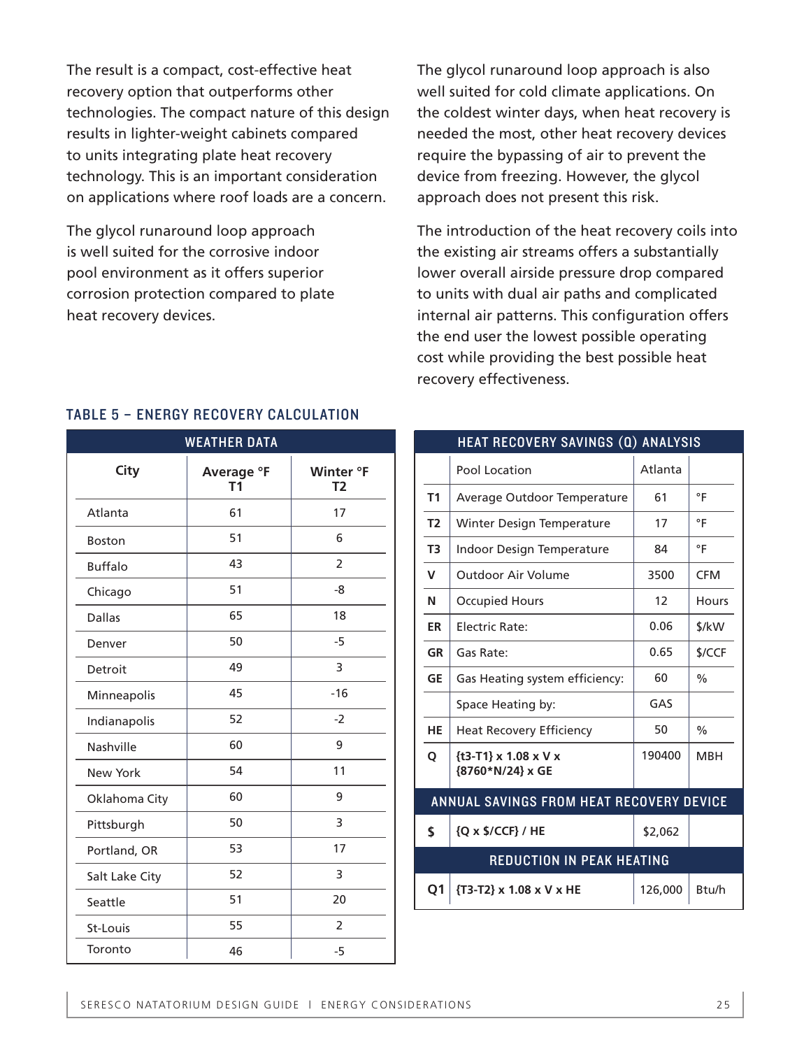The result is a compact, cost-effective heat recovery option that outperforms other technologies. The compact nature of this design results in lighter-weight cabinets compared to units integrating plate heat recovery technology. This is an important consideration on applications where roof loads are a concern.

The glycol runaround loop approach is well suited for the corrosive indoor pool environment as it offers superior corrosion protection compared to plate heat recovery devices.

The glycol runaround loop approach is also well suited for cold climate applications. On the coldest winter days, when heat recovery is needed the most, other heat recovery devices require the bypassing of air to prevent the device from freezing. However, the glycol approach does not present this risk.

The introduction of the heat recovery coils into the existing air streams offers a substantially lower overall airside pressure drop compared to units with dual air paths and complicated internal air patterns. This configuration offers the end user the lowest possible operating cost while providing the best possible heat recovery effectiveness.

### TABLE 5 – ENERGY RECOVERY CALCULATION

| WEATHER DATA | | |
|---|---|---|
| **City** | **Average °F T1** | **Winter °F T2** |
| Atlanta | 61 | 17 |
| Boston | 51 | 6 |
| Buffalo | 43 | 2 |
| Chicago | 51 | -8 |
| Dallas | 65 | 18 |
| Denver | 50 | -5 |
| Detroit | 49 | 3 |
| Minneapolis | 45 | -16 |
| Indianapolis | 52 | -2 |
| Nashville | 60 | 9 |
| New York | 54 | 11 |
| Oklahoma City | 60 | 9 |
| Pittsburgh | 50 | 3 |
| Portland, OR | 53 | 17 |
| Salt Lake City | 52 | 3 |
| Seattle | 51 | 20 |
| St-Louis | 55 | 2 |
| Toronto | 46 | -5 |

| HEAT RECOVERY SAVINGS (Q) ANALYSIS | | | |
|---|---|---|---|
| | Pool Location | Atlanta | |
| **T1** | Average Outdoor Temperature | 61 | °F |
| **T2** | Winter Design Temperature | 17 | °F |
| **T3** | Indoor Design Temperature | 84 | °F |
| **V** | Outdoor Air Volume | 3500 | CFM |
| **N** | Occupied Hours | 12 | Hours |
| **ER** | Electric Rate: | 0.06 | $/kW |
| **GR** | Gas Rate: | 0.65 | $/CCF |
| **GE** | Gas Heating system efficiency: | 60 | % |
| | Space Heating by: | GAS | |
| **HE** | Heat Recovery Efficiency | 50 | % |
| **Q** | **{t3-T1} x 1.08 x V x {8760*N/24} x GE** | 190400 | MBH |
| **ANNUAL SAVINGS FROM HEAT RECOVERY DEVICE** | | | |
| **$** | **{Q x $/CCF} / HE** | $2,062 | |
| **REDUCTION IN PEAK HEATING** | | | |
| **Q1** | **{T3-T2} x 1.08 x V x HE** | 126,000 | Btu/h |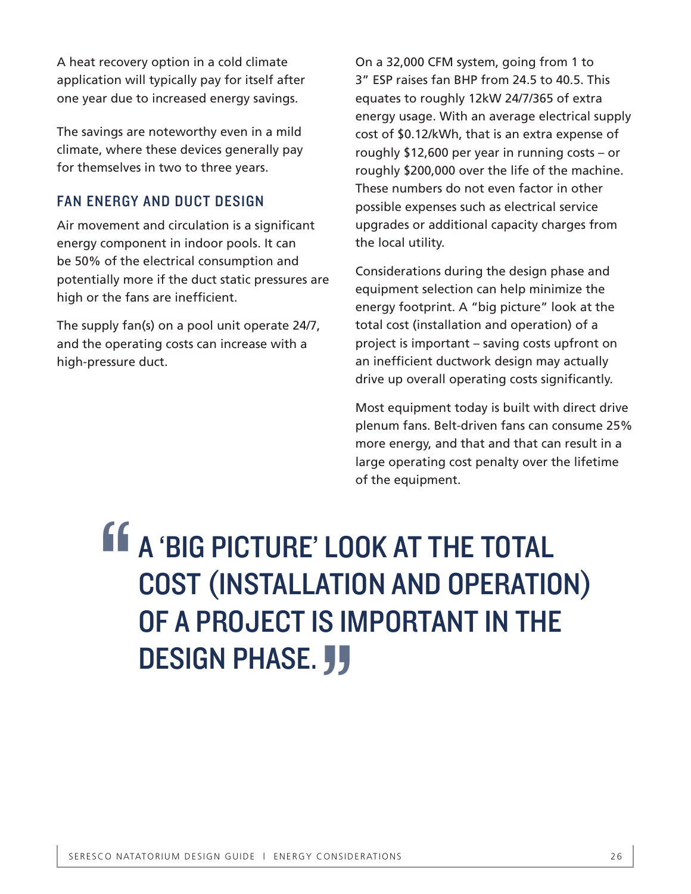A heat recovery option in a cold climate application will typically pay for itself after one year due to increased energy savings.

The savings are noteworthy even in a mild climate, where these devices generally pay for themselves in two to three years.

## FAN ENERGY AND DUCT DESIGN

Air movement and circulation is a significant energy component in indoor pools. It can be 50% of the electrical consumption and potentially more if the duct static pressures are high or the fans are inefficient.

The supply fan(s) on a pool unit operate 24/7, and the operating costs can increase with a high-pressure duct.

On a 32,000 CFM system, going from 1 to 3" ESP raises fan BHP from 24.5 to 40.5. This equates to roughly 12kW 24/7/365 of extra energy usage. With an average electrical supply cost of $0.12/kWh, that is an extra expense of roughly $12,600 per year in running costs – or roughly $200,000 over the life of the machine. These numbers do not even factor in other possible expenses such as electrical service upgrades or additional capacity charges from the local utility.

Considerations during the design phase and equipment selection can help minimize the energy footprint. A "big picture" look at the total cost (installation and operation) of a project is important – saving costs upfront on an inefficient ductwork design may actually drive up overall operating costs significantly.

Most equipment today is built with direct drive plenum fans. Belt-driven fans can consume 25% more energy, and that and that can result in a large operating cost penalty over the lifetime of the equipment.

> **"A 'BIG PICTURE' LOOK AT THE TOTAL COST (INSTALLATION AND OPERATION) OF A PROJECT IS IMPORTANT IN THE DESIGN PHASE."**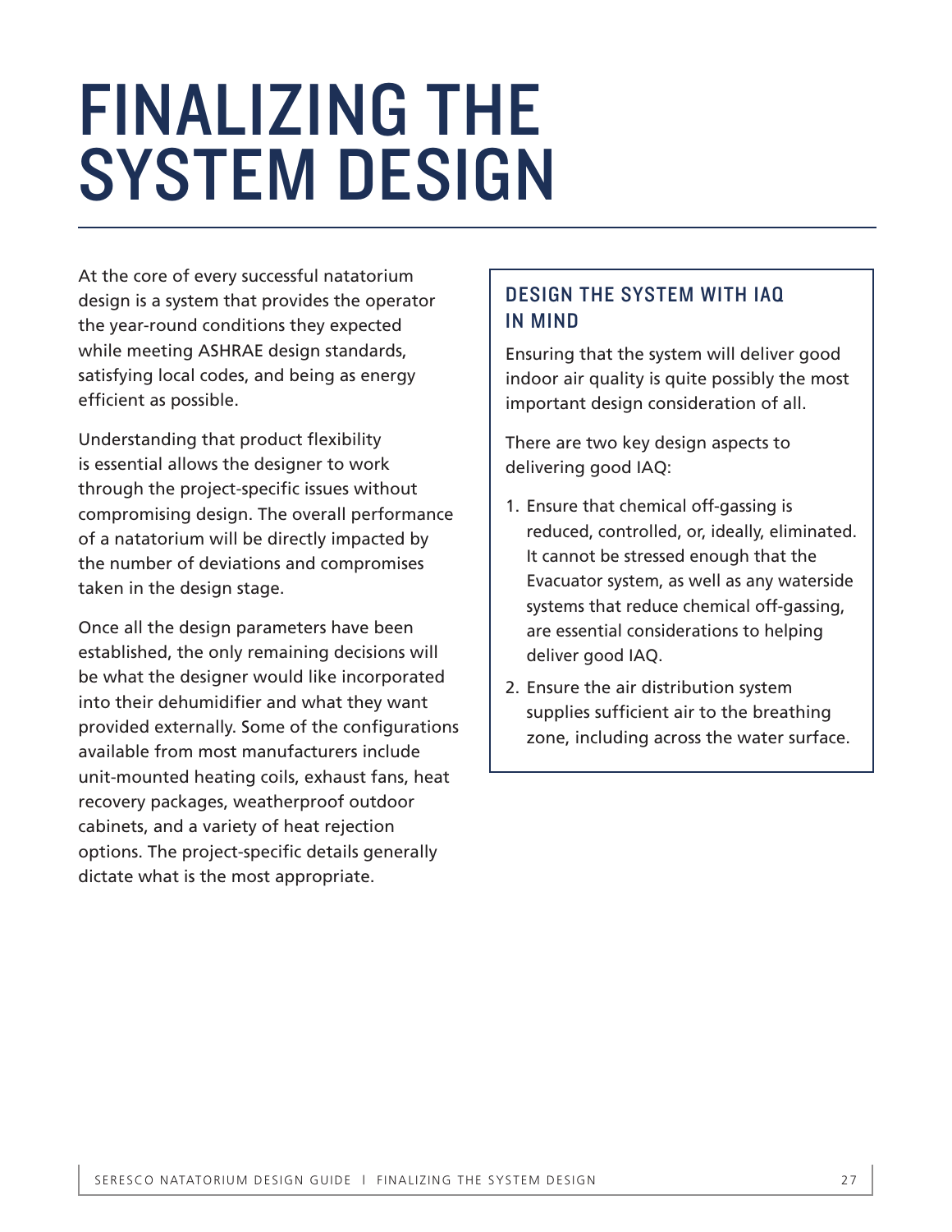# FINALIZING THE SYSTEM DESIGN

At the core of every successful natatorium design is a system that provides the operator the year-round conditions they expected while meeting ASHRAE design standards, satisfying local codes, and being as energy efficient as possible.

Understanding that product flexibility is essential allows the designer to work through the project-specific issues without compromising design. The overall performance of a natatorium will be directly impacted by the number of deviations and compromises taken in the design stage.

Once all the design parameters have been established, the only remaining decisions will be what the designer would like incorporated into their dehumidifier and what they want provided externally. Some of the configurations available from most manufacturers include unit-mounted heating coils, exhaust fans, heat recovery packages, weatherproof outdoor cabinets, and a variety of heat rejection options. The project-specific details generally dictate what is the most appropriate.

## DESIGN THE SYSTEM WITH IAQ IN MIND

Ensuring that the system will deliver good indoor air quality is quite possibly the most important design consideration of all.

There are two key design aspects to delivering good IAQ:

1. Ensure that chemical off-gassing is reduced, controlled, or, ideally, eliminated. It cannot be stressed enough that the Evacuator system, as well as any waterside systems that reduce chemical off-gassing, are essential considerations to helping deliver good IAQ.
2. Ensure the air distribution system supplies sufficient air to the breathing zone, including across the water surface.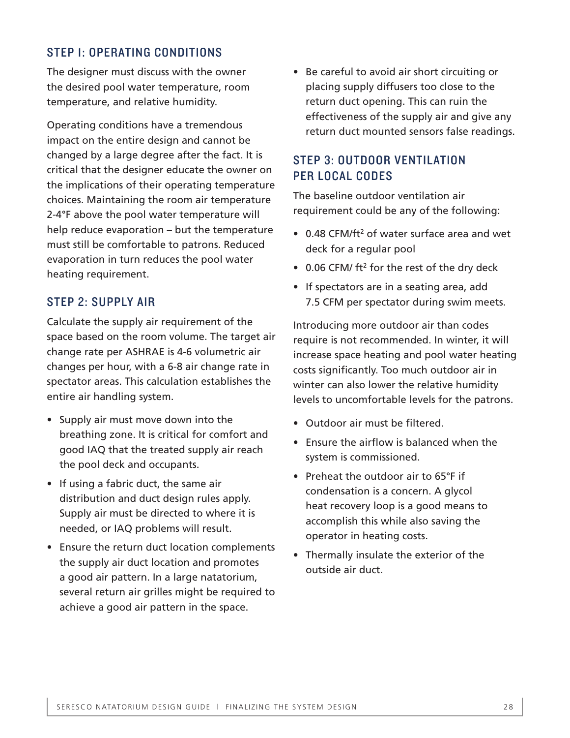## STEP 1: OPERATING CONDITIONS

The designer must discuss with the owner the desired pool water temperature, room temperature, and relative humidity.

Operating conditions have a tremendous impact on the entire design and cannot be changed by a large degree after the fact. It is critical that the designer educate the owner on the implications of their operating temperature choices. Maintaining the room air temperature 2-4°F above the pool water temperature will help reduce evaporation – but the temperature must still be comfortable to patrons. Reduced evaporation in turn reduces the pool water heating requirement.

## STEP 2: SUPPLY AIR

Calculate the supply air requirement of the space based on the room volume. The target air change rate per ASHRAE is 4-6 volumetric air changes per hour, with a 6-8 air change rate in spectator areas. This calculation establishes the entire air handling system.

- Supply air must move down into the breathing zone. It is critical for comfort and good IAQ that the treated supply air reach the pool deck and occupants.
- If using a fabric duct, the same air distribution and duct design rules apply. Supply air must be directed to where it is needed, or IAQ problems will result.
- Ensure the return duct location complements the supply air duct location and promotes a good air pattern. In a large natatorium, several return air grilles might be required to achieve a good air pattern in the space.
- Be careful to avoid air short circuiting or placing supply diffusers too close to the return duct opening. This can ruin the effectiveness of the supply air and give any return duct mounted sensors false readings.

## STEP 3: OUTDOOR VENTILATION PER LOCAL CODES

The baseline outdoor ventilation air requirement could be any of the following:

- 0.48 CFM/ft$^2$ of water surface area and wet deck for a regular pool
- 0.06 CFM/ ft$^2$ for the rest of the dry deck
- If spectators are in a seating area, add 7.5 CFM per spectator during swim meets.

Introducing more outdoor air than codes require is not recommended. In winter, it will increase space heating and pool water heating costs significantly. Too much outdoor air in winter can also lower the relative humidity levels to uncomfortable levels for the patrons.

- Outdoor air must be filtered.
- Ensure the airflow is balanced when the system is commissioned.
- Preheat the outdoor air to 65°F if condensation is a concern. A glycol heat recovery loop is a good means to accomplish this while also saving the operator in heating costs.
- Thermally insulate the exterior of the outside air duct.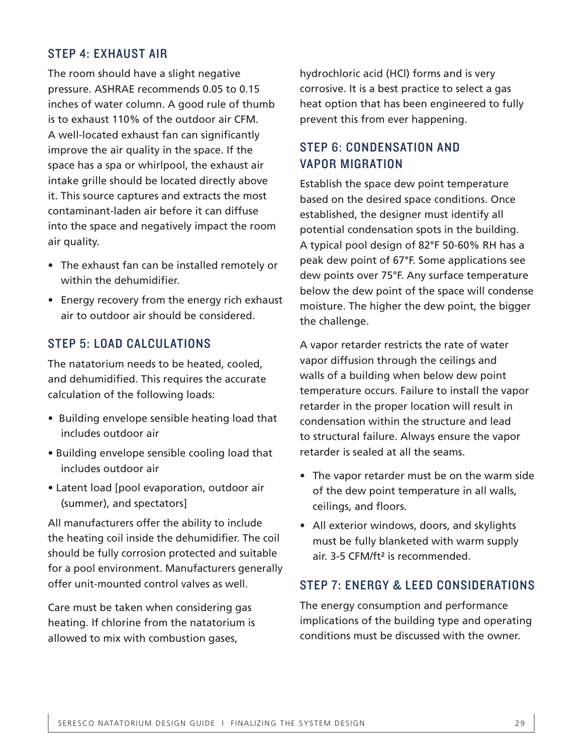## STEP 4: EXHAUST AIR

The room should have a slight negative pressure. ASHRAE recommends 0.05 to 0.15 inches of water column. A good rule of thumb is to exhaust 110% of the outdoor air CFM. A well-located exhaust fan can significantly improve the air quality in the space. If the space has a spa or whirlpool, the exhaust air intake grille should be located directly above it. This source captures and extracts the most contaminant-laden air before it can diffuse into the space and negatively impact the room air quality.

- The exhaust fan can be installed remotely or within the dehumidifier.
- Energy recovery from the energy rich exhaust air to outdoor air should be considered.

## STEP 5: LOAD CALCULATIONS

The natatorium needs to be heated, cooled, and dehumidified. This requires the accurate calculation of the following loads:

- Building envelope sensible heating load that includes outdoor air
- Building envelope sensible cooling load that includes outdoor air
- Latent load [pool evaporation, outdoor air (summer), and spectators]

All manufacturers offer the ability to include the heating coil inside the dehumidifier. The coil should be fully corrosion protected and suitable for a pool environment. Manufacturers generally offer unit-mounted control valves as well.

Care must be taken when considering gas heating. If chlorine from the natatorium is allowed to mix with combustion gases, hydrochloric acid (HCl) forms and is very corrosive. It is a best practice to select a gas heat option that has been engineered to fully prevent this from ever happening.

## STEP 6: CONDENSATION AND VAPOR MIGRATION

Establish the space dew point temperature based on the desired space conditions. Once established, the designer must identify all potential condensation spots in the building. A typical pool design of 82°F 50-60% RH has a peak dew point of 67°F. Some applications see dew points over 75°F. Any surface temperature below the dew point of the space will condense moisture. The higher the dew point, the bigger the challenge.

A vapor retarder restricts the rate of water vapor diffusion through the ceilings and walls of a building when below dew point temperature occurs. Failure to install the vapor retarder in the proper location will result in condensation within the structure and lead to structural failure. Always ensure the vapor retarder is sealed at all the seams.

- The vapor retarder must be on the warm side of the dew point temperature in all walls, ceilings, and floors.
- All exterior windows, doors, and skylights must be fully blanketed with warm supply air. 3-5 CFM/ft² is recommended.

## STEP 7: ENERGY & LEED CONSIDERATIONS

The energy consumption and performance implications of the building type and operating conditions must be discussed with the owner.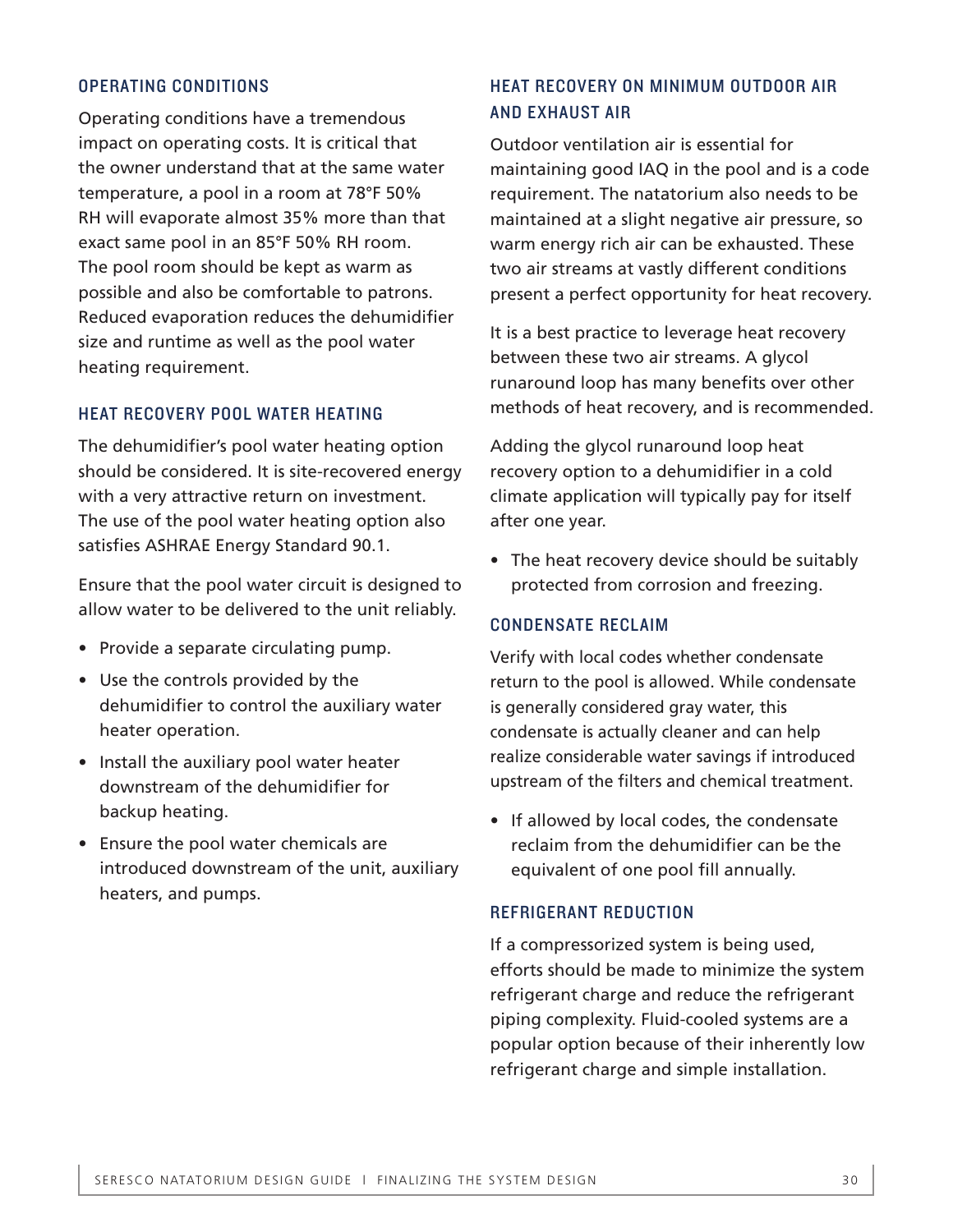## OPERATING CONDITIONS

Operating conditions have a tremendous impact on operating costs. It is critical that the owner understand that at the same water temperature, a pool in a room at 78°F 50% RH will evaporate almost 35% more than that exact same pool in an 85°F 50% RH room. The pool room should be kept as warm as possible and also be comfortable to patrons. Reduced evaporation reduces the dehumidifier size and runtime as well as the pool water heating requirement.

## HEAT RECOVERY POOL WATER HEATING

The dehumidifier's pool water heating option should be considered. It is site-recovered energy with a very attractive return on investment. The use of the pool water heating option also satisfies ASHRAE Energy Standard 90.1.

Ensure that the pool water circuit is designed to allow water to be delivered to the unit reliably.

- Provide a separate circulating pump.
- Use the controls provided by the dehumidifier to control the auxiliary water heater operation.
- Install the auxiliary pool water heater downstream of the dehumidifier for backup heating.
- Ensure the pool water chemicals are introduced downstream of the unit, auxiliary heaters, and pumps.

## HEAT RECOVERY ON MINIMUM OUTDOOR AIR AND EXHAUST AIR

Outdoor ventilation air is essential for maintaining good IAQ in the pool and is a code requirement. The natatorium also needs to be maintained at a slight negative air pressure, so warm energy rich air can be exhausted. These two air streams at vastly different conditions present a perfect opportunity for heat recovery.

It is a best practice to leverage heat recovery between these two air streams. A glycol runaround loop has many benefits over other methods of heat recovery, and is recommended.

Adding the glycol runaround loop heat recovery option to a dehumidifier in a cold climate application will typically pay for itself after one year.

- The heat recovery device should be suitably protected from corrosion and freezing.

## CONDENSATE RECLAIM

Verify with local codes whether condensate return to the pool is allowed. While condensate is generally considered gray water, this condensate is actually cleaner and can help realize considerable water savings if introduced upstream of the filters and chemical treatment.

- If allowed by local codes, the condensate reclaim from the dehumidifier can be the equivalent of one pool fill annually.

## REFRIGERANT REDUCTION

If a compressorized system is being used, efforts should be made to minimize the system refrigerant charge and reduce the refrigerant piping complexity. Fluid-cooled systems are a popular option because of their inherently low refrigerant charge and simple installation.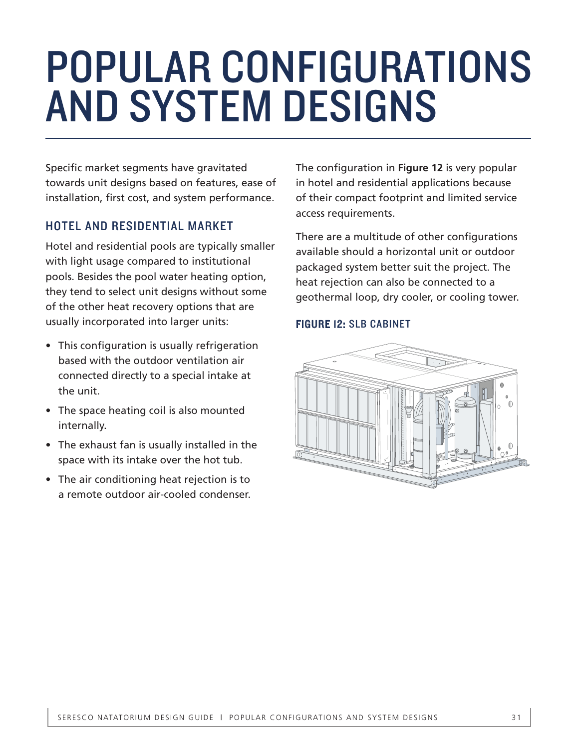# POPULAR CONFIGURATIONS AND SYSTEM DESIGNS

Specific market segments have gravitated towards unit designs based on features, ease of installation, first cost, and system performance.

## HOTEL AND RESIDENTIAL MARKET

Hotel and residential pools are typically smaller with light usage compared to institutional pools. Besides the pool water heating option, they tend to select unit designs without some of the other heat recovery options that are usually incorporated into larger units:

- This configuration is usually refrigeration based with the outdoor ventilation air connected directly to a special intake at the unit.
- The space heating coil is also mounted internally.
- The exhaust fan is usually installed in the space with its intake over the hot tub.
- The air conditioning heat rejection is to a remote outdoor air-cooled condenser.

The configuration in **Figure 12** is very popular in hotel and residential applications because of their compact footprint and limited service access requirements.

There are a multitude of other configurations available should a horizontal unit or outdoor packaged system better suit the project. The heat rejection can also be connected to a geothermal loop, dry cooler, or cooling tower.

**FIGURE 12:** SLB CABINET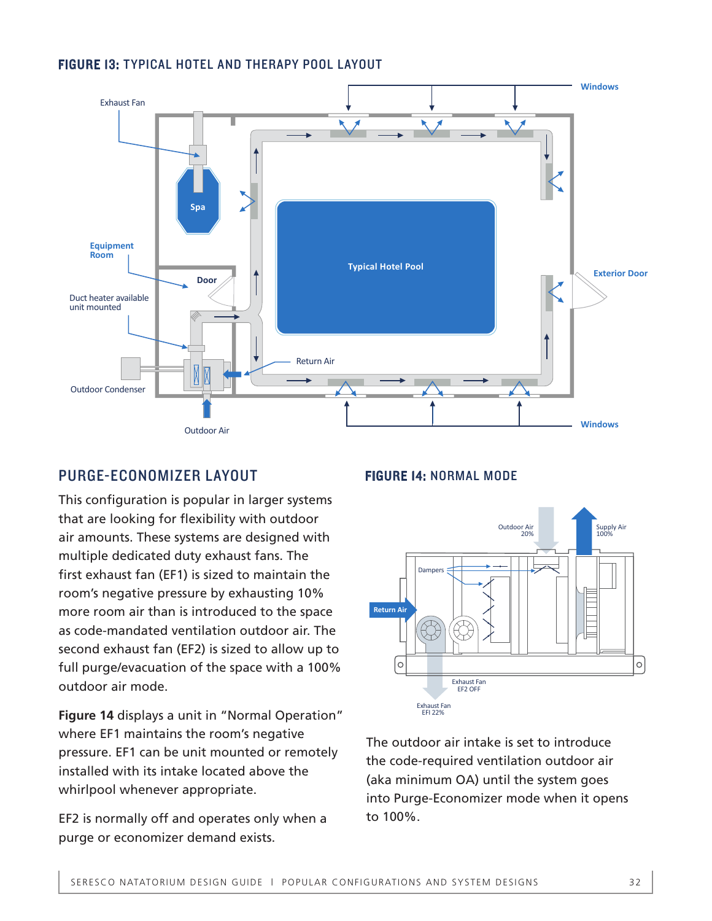**FIGURE 13:** TYPICAL HOTEL AND THERAPY POOL LAYOUT

## PURGE-ECONOMIZER LAYOUT

This configuration is popular in larger systems that are looking for flexibility with outdoor air amounts. These systems are designed with multiple dedicated duty exhaust fans. The first exhaust fan (EF1) is sized to maintain the room's negative pressure by exhausting 10% more room air than is introduced to the space as code-mandated ventilation outdoor air. The second exhaust fan (EF2) is sized to allow up to full purge/evacuation of the space with a 100% outdoor air mode.

**Figure 14** displays a unit in "Normal Operation" where EF1 maintains the room's negative pressure. EF1 can be unit mounted or remotely installed with its intake located above the whirlpool whenever appropriate.

EF2 is normally off and operates only when a purge or economizer demand exists.

**FIGURE 14:** NORMAL MODE

The outdoor air intake is set to introduce the code-required ventilation outdoor air (aka minimum OA) until the system goes into Purge-Economizer mode when it opens to 100%.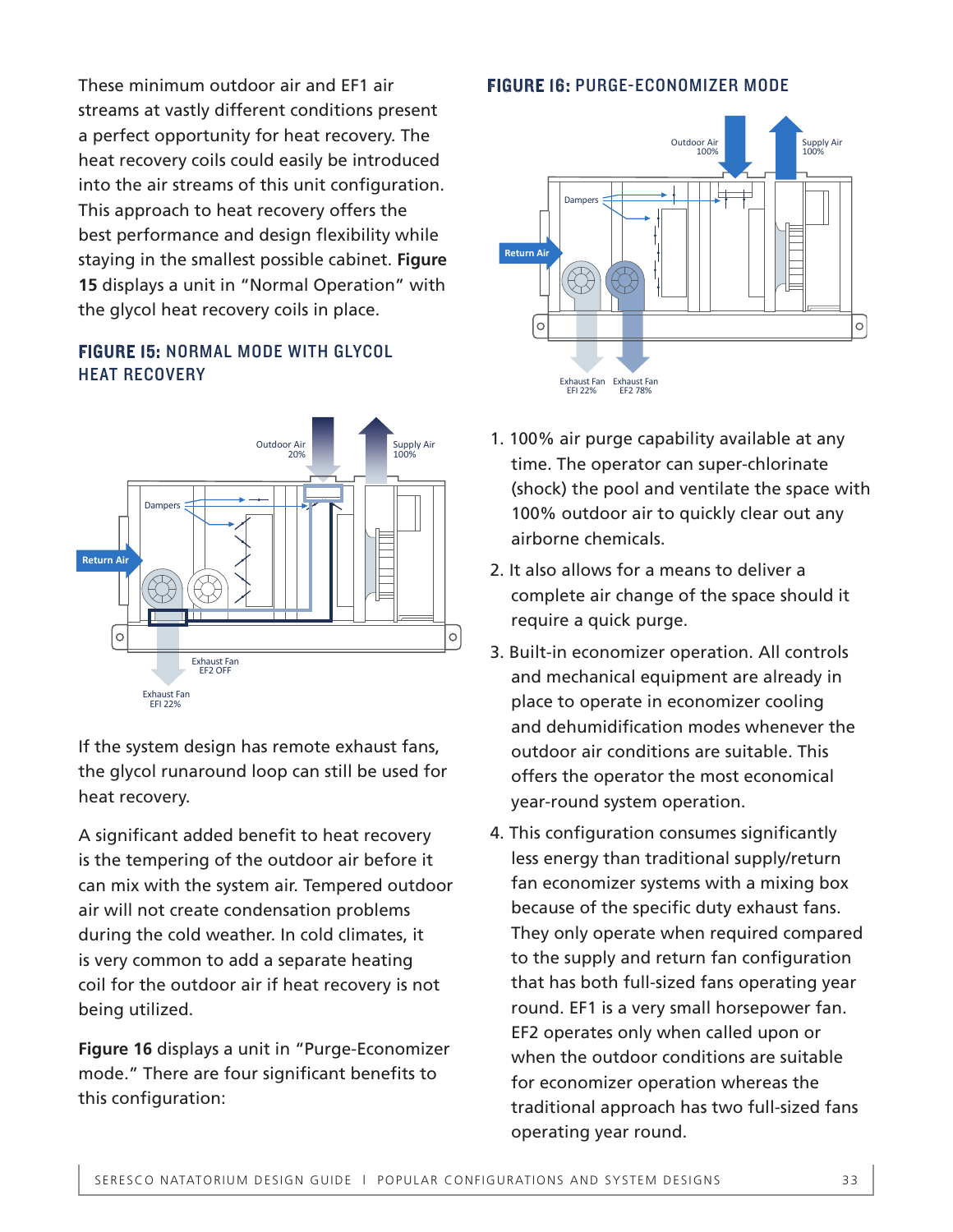These minimum outdoor air and EF1 air streams at vastly different conditions present a perfect opportunity for heat recovery. The heat recovery coils could easily be introduced into the air streams of this unit configuration. This approach to heat recovery offers the best performance and design flexibility while staying in the smallest possible cabinet. **Figure 15** displays a unit in "Normal Operation" with the glycol heat recovery coils in place.

### FIGURE 15: NORMAL MODE WITH GLYCOL HEAT RECOVERY

If the system design has remote exhaust fans, the glycol runaround loop can still be used for heat recovery.

A significant added benefit to heat recovery is the tempering of the outdoor air before it can mix with the system air. Tempered outdoor air will not create condensation problems during the cold weather. In cold climates, it is very common to add a separate heating coil for the outdoor air if heat recovery is not being utilized.

**Figure 16** displays a unit in "Purge-Economizer mode." There are four significant benefits to this configuration:

### FIGURE 16: PURGE-ECONOMIZER MODE

1. 100% air purge capability available at any time. The operator can super-chlorinate (shock) the pool and ventilate the space with 100% outdoor air to quickly clear out any airborne chemicals.
2. It also allows for a means to deliver a complete air change of the space should it require a quick purge.
3. Built-in economizer operation. All controls and mechanical equipment are already in place to operate in economizer cooling and dehumidification modes whenever the outdoor air conditions are suitable. This offers the operator the most economical year-round system operation.
4. This configuration consumes significantly less energy than traditional supply/return fan economizer systems with a mixing box because of the specific duty exhaust fans. They only operate when required compared to the supply and return fan configuration that has both full-sized fans operating year round. EF1 is a very small horsepower fan. EF2 operates only when called upon or when the outdoor conditions are suitable for economizer operation whereas the traditional approach has two full-sized fans operating year round.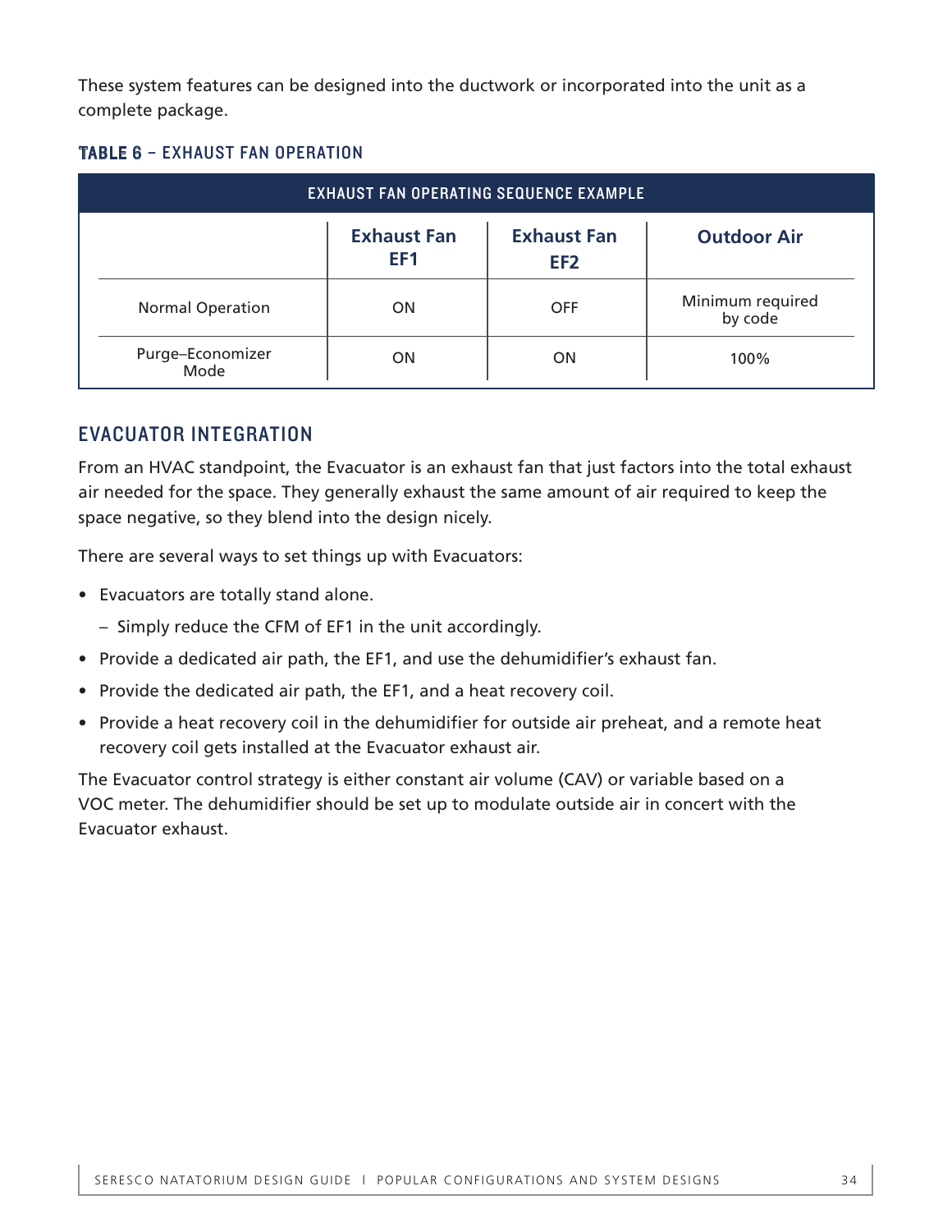These system features can be designed into the ductwork or incorporated into the unit as a complete package.

**TABLE 6 – EXHAUST FAN OPERATION**

| EXHAUST FAN OPERATING SEQUENCE EXAMPLE | | | |
|---|---|---|---|
| | **Exhaust Fan EF1** | **Exhaust Fan EF2** | **Outdoor Air** |
| Normal Operation | ON | OFF | Minimum required by code |
| Purge–Economizer Mode | ON | ON | 100% |

## EVACUATOR INTEGRATION

From an HVAC standpoint, the Evacuator is an exhaust fan that just factors into the total exhaust air needed for the space. They generally exhaust the same amount of air required to keep the space negative, so they blend into the design nicely.

There are several ways to set things up with Evacuators:

- Evacuators are totally stand alone.
  - Simply reduce the CFM of EF1 in the unit accordingly.
- Provide a dedicated air path, the EF1, and use the dehumidifier's exhaust fan.
- Provide the dedicated air path, the EF1, and a heat recovery coil.
- Provide a heat recovery coil in the dehumidifier for outside air preheat, and a remote heat recovery coil gets installed at the Evacuator exhaust air.

The Evacuator control strategy is either constant air volume (CAV) or variable based on a VOC meter. The dehumidifier should be set up to modulate outside air in concert with the Evacuator exhaust.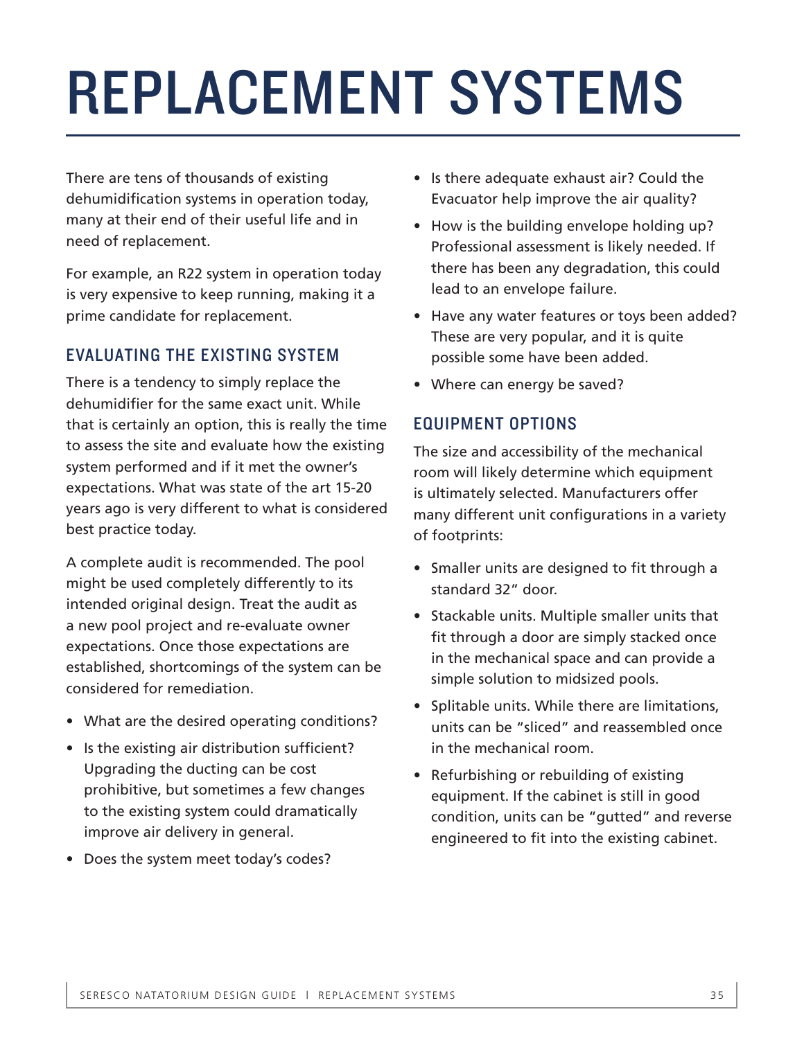# REPLACEMENT SYSTEMS

There are tens of thousands of existing dehumidification systems in operation today, many at their end of their useful life and in need of replacement.

For example, an R22 system in operation today is very expensive to keep running, making it a prime candidate for replacement.

## EVALUATING THE EXISTING SYSTEM

There is a tendency to simply replace the dehumidifier for the same exact unit. While that is certainly an option, this is really the time to assess the site and evaluate how the existing system performed and if it met the owner's expectations. What was state of the art 15-20 years ago is very different to what is considered best practice today.

A complete audit is recommended. The pool might be used completely differently to its intended original design. Treat the audit as a new pool project and re-evaluate owner expectations. Once those expectations are established, shortcomings of the system can be considered for remediation.

- What are the desired operating conditions?
- Is the existing air distribution sufficient? Upgrading the ducting can be cost prohibitive, but sometimes a few changes to the existing system could dramatically improve air delivery in general.
- Does the system meet today's codes?
- Is there adequate exhaust air? Could the Evacuator help improve the air quality?
- How is the building envelope holding up? Professional assessment is likely needed. If there has been any degradation, this could lead to an envelope failure.
- Have any water features or toys been added? These are very popular, and it is quite possible some have been added.
- Where can energy be saved?

## EQUIPMENT OPTIONS

The size and accessibility of the mechanical room will likely determine which equipment is ultimately selected. Manufacturers offer many different unit configurations in a variety of footprints:

- Smaller units are designed to fit through a standard 32" door.
- Stackable units. Multiple smaller units that fit through a door are simply stacked once in the mechanical space and can provide a simple solution to midsized pools.
- Splitable units. While there are limitations, units can be "sliced" and reassembled once in the mechanical room.
- Refurbishing or rebuilding of existing equipment. If the cabinet is still in good condition, units can be "gutted" and reverse engineered to fit into the existing cabinet.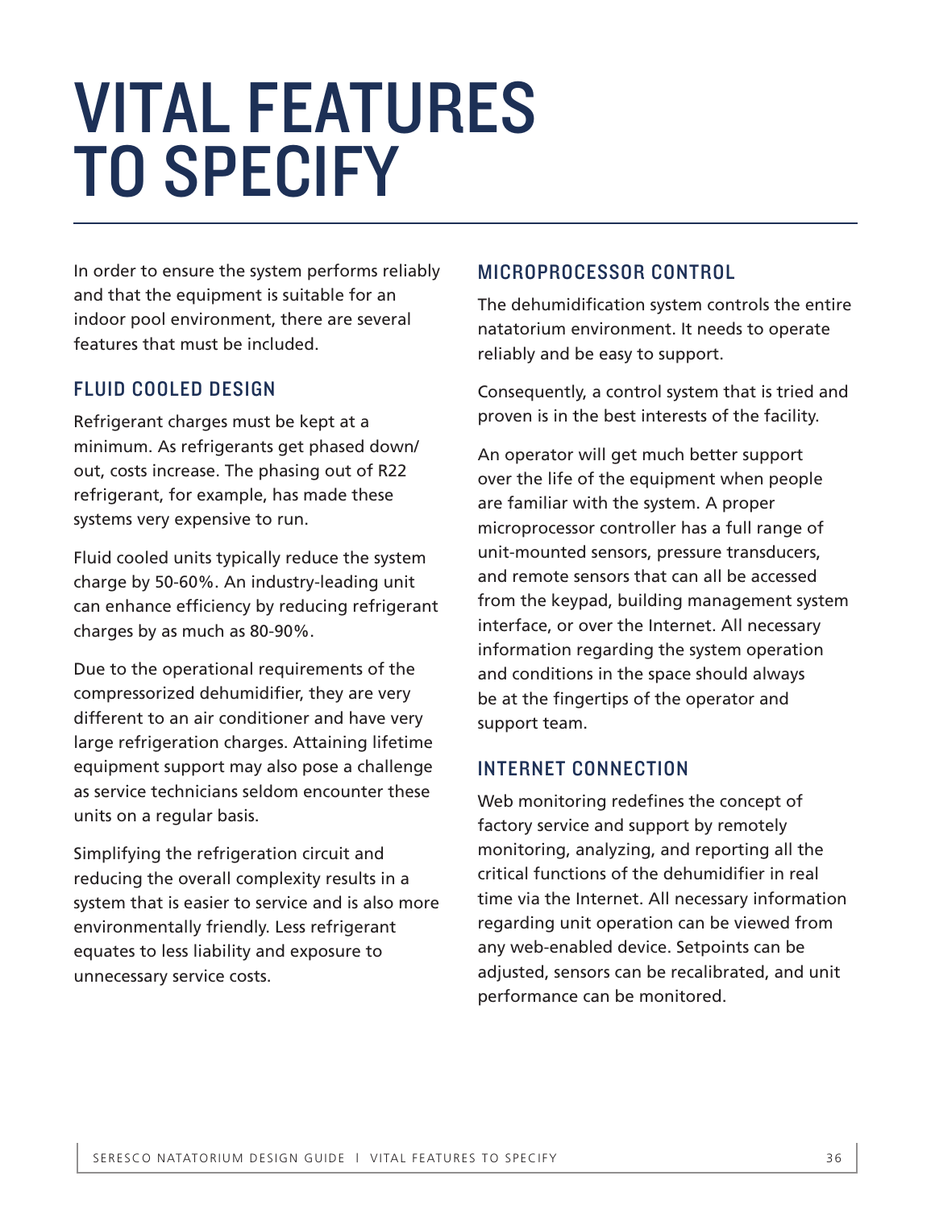# VITAL FEATURES TO SPECIFY

In order to ensure the system performs reliably and that the equipment is suitable for an indoor pool environment, there are several features that must be included.

## FLUID COOLED DESIGN

Refrigerant charges must be kept at a minimum. As refrigerants get phased down/out, costs increase. The phasing out of R22 refrigerant, for example, has made these systems very expensive to run.

Fluid cooled units typically reduce the system charge by 50-60%. An industry-leading unit can enhance efficiency by reducing refrigerant charges by as much as 80-90%.

Due to the operational requirements of the compressorized dehumidifier, they are very different to an air conditioner and have very large refrigeration charges. Attaining lifetime equipment support may also pose a challenge as service technicians seldom encounter these units on a regular basis.

Simplifying the refrigeration circuit and reducing the overall complexity results in a system that is easier to service and is also more environmentally friendly. Less refrigerant equates to less liability and exposure to unnecessary service costs.

## MICROPROCESSOR CONTROL

The dehumidification system controls the entire natatorium environment. It needs to operate reliably and be easy to support.

Consequently, a control system that is tried and proven is in the best interests of the facility.

An operator will get much better support over the life of the equipment when people are familiar with the system. A proper microprocessor controller has a full range of unit-mounted sensors, pressure transducers, and remote sensors that can all be accessed from the keypad, building management system interface, or over the Internet. All necessary information regarding the system operation and conditions in the space should always be at the fingertips of the operator and support team.

## INTERNET CONNECTION

Web monitoring redefines the concept of factory service and support by remotely monitoring, analyzing, and reporting all the critical functions of the dehumidifier in real time via the Internet. All necessary information regarding unit operation can be viewed from any web-enabled device. Setpoints can be adjusted, sensors can be recalibrated, and unit performance can be monitored.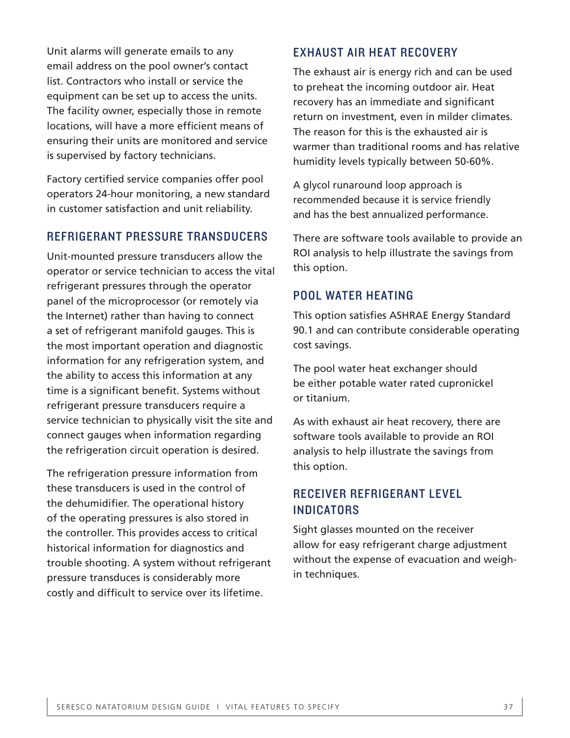Unit alarms will generate emails to any email address on the pool owner's contact list. Contractors who install or service the equipment can be set up to access the units. The facility owner, especially those in remote locations, will have a more efficient means of ensuring their units are monitored and service is supervised by factory technicians.

Factory certified service companies offer pool operators 24-hour monitoring, a new standard in customer satisfaction and unit reliability.

## REFRIGERANT PRESSURE TRANSDUCERS

Unit-mounted pressure transducers allow the operator or service technician to access the vital refrigerant pressures through the operator panel of the microprocessor (or remotely via the Internet) rather than having to connect a set of refrigerant manifold gauges. This is the most important operation and diagnostic information for any refrigeration system, and the ability to access this information at any time is a significant benefit. Systems without refrigerant pressure transducers require a service technician to physically visit the site and connect gauges when information regarding the refrigeration circuit operation is desired.

The refrigeration pressure information from these transducers is used in the control of the dehumidifier. The operational history of the operating pressures is also stored in the controller. This provides access to critical historical information for diagnostics and trouble shooting. A system without refrigerant pressure transduces is considerably more costly and difficult to service over its lifetime.

## EXHAUST AIR HEAT RECOVERY

The exhaust air is energy rich and can be used to preheat the incoming outdoor air. Heat recovery has an immediate and significant return on investment, even in milder climates. The reason for this is the exhausted air is warmer than traditional rooms and has relative humidity levels typically between 50-60%.

A glycol runaround loop approach is recommended because it is service friendly and has the best annualized performance.

There are software tools available to provide an ROI analysis to help illustrate the savings from this option.

## POOL WATER HEATING

This option satisfies ASHRAE Energy Standard 90.1 and can contribute considerable operating cost savings.

The pool water heat exchanger should be either potable water rated cupronickel or titanium.

As with exhaust air heat recovery, there are software tools available to provide an ROI analysis to help illustrate the savings from this option.

## RECEIVER REFRIGERANT LEVEL INDICATORS

Sight glasses mounted on the receiver allow for easy refrigerant charge adjustment without the expense of evacuation and weigh-in techniques.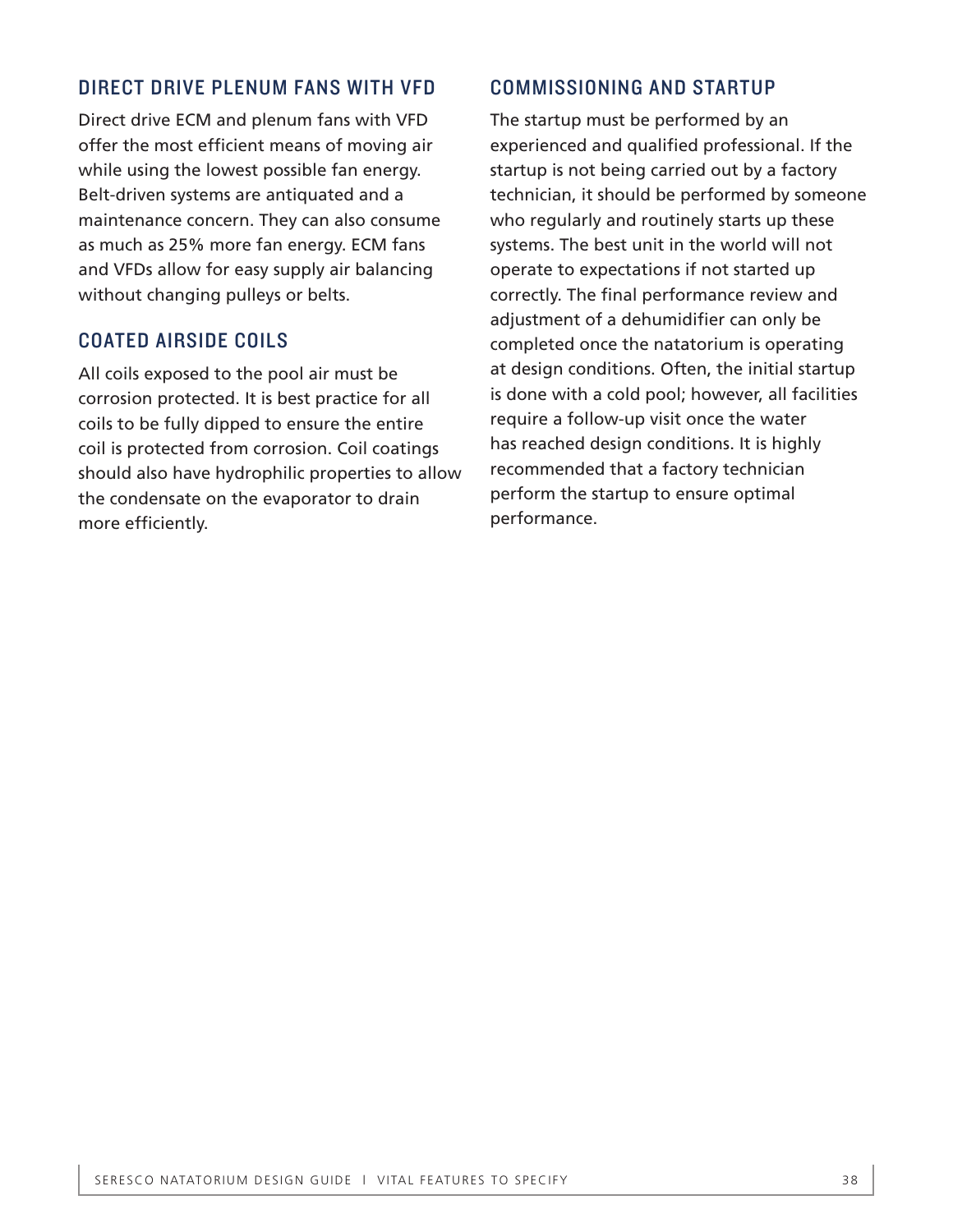## DIRECT DRIVE PLENUM FANS WITH VFD

Direct drive ECM and plenum fans with VFD offer the most efficient means of moving air while using the lowest possible fan energy. Belt-driven systems are antiquated and a maintenance concern. They can also consume as much as 25% more fan energy. ECM fans and VFDs allow for easy supply air balancing without changing pulleys or belts.

## COATED AIRSIDE COILS

All coils exposed to the pool air must be corrosion protected. It is best practice for all coils to be fully dipped to ensure the entire coil is protected from corrosion. Coil coatings should also have hydrophilic properties to allow the condensate on the evaporator to drain more efficiently.

## COMMISSIONING AND STARTUP

The startup must be performed by an experienced and qualified professional. If the startup is not being carried out by a factory technician, it should be performed by someone who regularly and routinely starts up these systems. The best unit in the world will not operate to expectations if not started up correctly. The final performance review and adjustment of a dehumidifier can only be completed once the natatorium is operating at design conditions. Often, the initial startup is done with a cold pool; however, all facilities require a follow-up visit once the water has reached design conditions. It is highly recommended that a factory technician perform the startup to ensure optimal performance.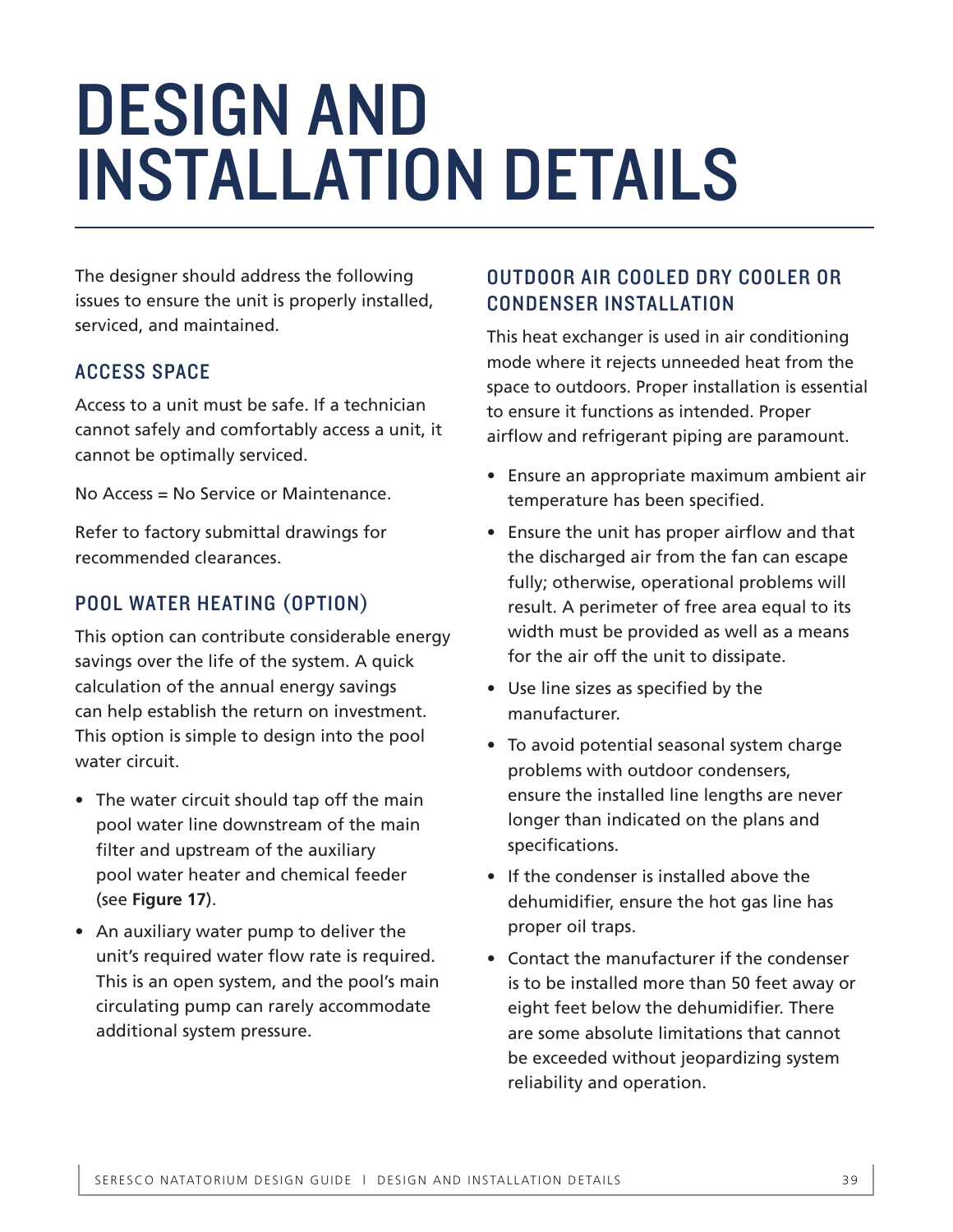# DESIGN AND INSTALLATION DETAILS

The designer should address the following issues to ensure the unit is properly installed, serviced, and maintained.

## ACCESS SPACE

Access to a unit must be safe. If a technician cannot safely and comfortably access a unit, it cannot be optimally serviced.

No Access = No Service or Maintenance.

Refer to factory submittal drawings for recommended clearances.

## POOL WATER HEATING (OPTION)

This option can contribute considerable energy savings over the life of the system. A quick calculation of the annual energy savings can help establish the return on investment. This option is simple to design into the pool water circuit.

- The water circuit should tap off the main pool water line downstream of the main filter and upstream of the auxiliary pool water heater and chemical feeder (see **Figure 17**).
- An auxiliary water pump to deliver the unit's required water flow rate is required. This is an open system, and the pool's main circulating pump can rarely accommodate additional system pressure.

## OUTDOOR AIR COOLED DRY COOLER OR CONDENSER INSTALLATION

This heat exchanger is used in air conditioning mode where it rejects unneeded heat from the space to outdoors. Proper installation is essential to ensure it functions as intended. Proper airflow and refrigerant piping are paramount.

- Ensure an appropriate maximum ambient air temperature has been specified.
- Ensure the unit has proper airflow and that the discharged air from the fan can escape fully; otherwise, operational problems will result. A perimeter of free area equal to its width must be provided as well as a means for the air off the unit to dissipate.
- Use line sizes as specified by the manufacturer.
- To avoid potential seasonal system charge problems with outdoor condensers, ensure the installed line lengths are never longer than indicated on the plans and specifications.
- If the condenser is installed above the dehumidifier, ensure the hot gas line has proper oil traps.
- Contact the manufacturer if the condenser is to be installed more than 50 feet away or eight feet below the dehumidifier. There are some absolute limitations that cannot be exceeded without jeopardizing system reliability and operation.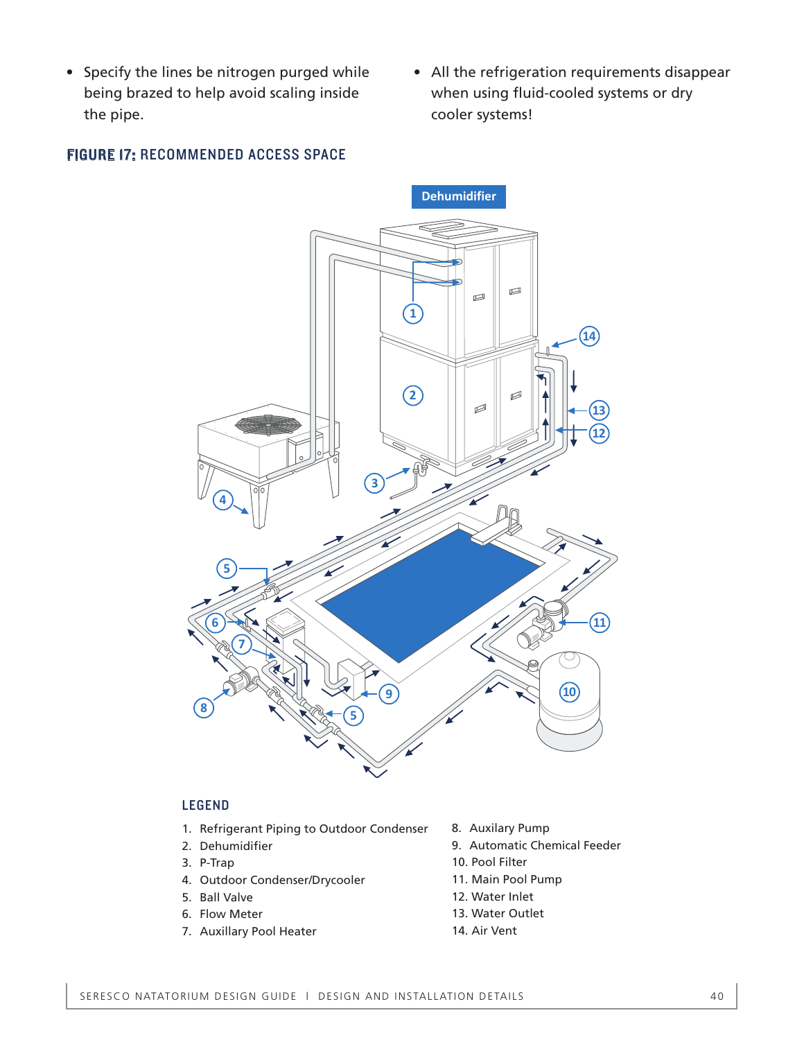- Specify the lines be nitrogen purged while being brazed to help avoid scaling inside the pipe.
- All the refrigeration requirements disappear when using fluid-cooled systems or dry cooler systems!

### FIGURE 17: RECOMMENDED ACCESS SPACE

### LEGEND

1. Refrigerant Piping to Outdoor Condenser
2. Dehumidifier
3. P-Trap
4. Outdoor Condenser/Drycooler
5. Ball Valve
6. Flow Meter
7. Auxillary Pool Heater
8. Auxilary Pump
9. Automatic Chemical Feeder
10. Pool Filter
11. Main Pool Pump
12. Water Inlet
13. Water Outlet
14. Air Vent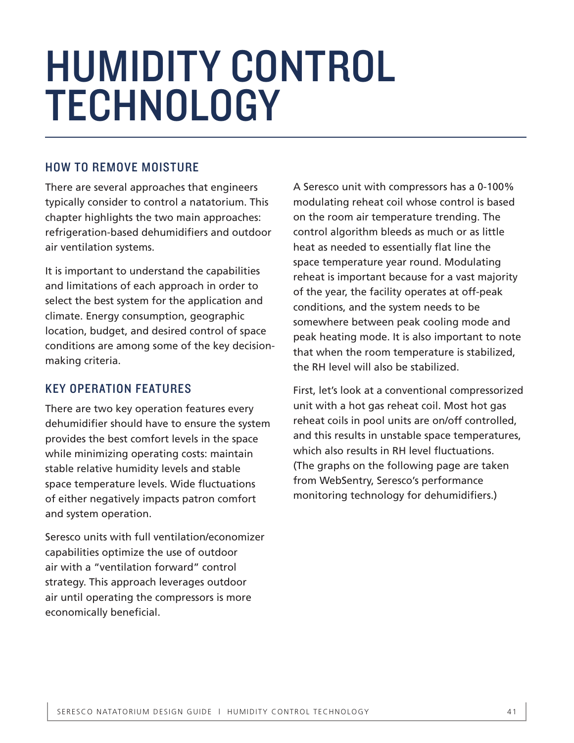# HUMIDITY CONTROL TECHNOLOGY

## HOW TO REMOVE MOISTURE

There are several approaches that engineers typically consider to control a natatorium. This chapter highlights the two main approaches: refrigeration-based dehumidifiers and outdoor air ventilation systems.

It is important to understand the capabilities and limitations of each approach in order to select the best system for the application and climate. Energy consumption, geographic location, budget, and desired control of space conditions are among some of the key decision-making criteria.

## KEY OPERATION FEATURES

There are two key operation features every dehumidifier should have to ensure the system provides the best comfort levels in the space while minimizing operating costs: maintain stable relative humidity levels and stable space temperature levels. Wide fluctuations of either negatively impacts patron comfort and system operation.

Seresco units with full ventilation/economizer capabilities optimize the use of outdoor air with a "ventilation forward" control strategy. This approach leverages outdoor air until operating the compressors is more economically beneficial.

A Seresco unit with compressors has a 0-100% modulating reheat coil whose control is based on the room air temperature trending. The control algorithm bleeds as much or as little heat as needed to essentially flat line the space temperature year round. Modulating reheat is important because for a vast majority of the year, the facility operates at off-peak conditions, and the system needs to be somewhere between peak cooling mode and peak heating mode. It is also important to note that when the room temperature is stabilized, the RH level will also be stabilized.

First, let's look at a conventional compressorized unit with a hot gas reheat coil. Most hot gas reheat coils in pool units are on/off controlled, and this results in unstable space temperatures, which also results in RH level fluctuations. (The graphs on the following page are taken from WebSentry, Seresco's performance monitoring technology for dehumidifiers.)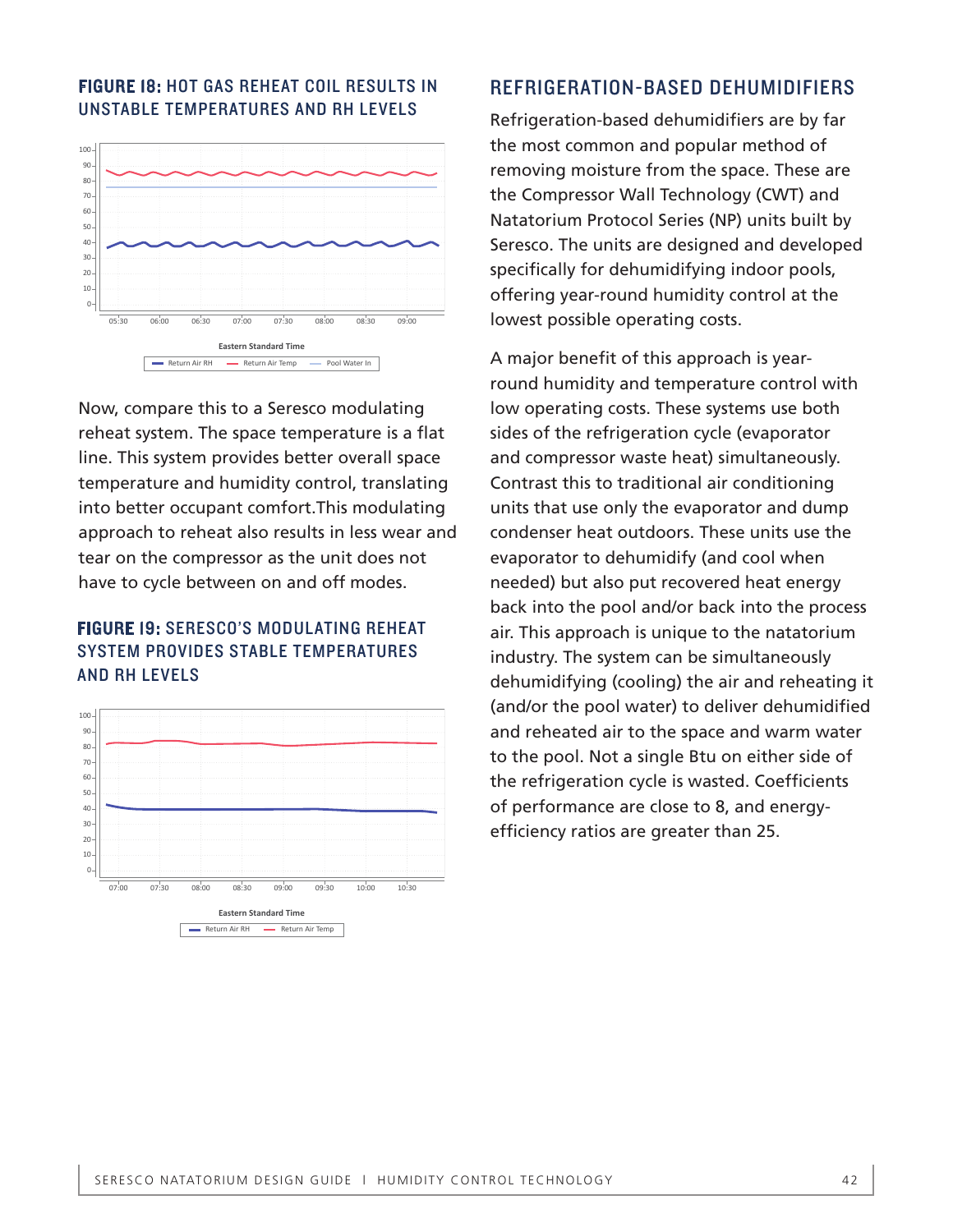**FIGURE 18:** HOT GAS REHEAT COIL RESULTS IN UNSTABLE TEMPERATURES AND RH LEVELS

Now, compare this to a Seresco modulating reheat system. The space temperature is a flat line. This system provides better overall space temperature and humidity control, translating into better occupant comfort.This modulating approach to reheat also results in less wear and tear on the compressor as the unit does not have to cycle between on and off modes.

**FIGURE 19:** SERESCO'S MODULATING REHEAT SYSTEM PROVIDES STABLE TEMPERATURES AND RH LEVELS

## REFRIGERATION-BASED DEHUMIDIFIERS

Refrigeration-based dehumidifiers are by far the most common and popular method of removing moisture from the space. These are the Compressor Wall Technology (CWT) and Natatorium Protocol Series (NP) units built by Seresco. The units are designed and developed specifically for dehumidifying indoor pools, offering year-round humidity control at the lowest possible operating costs.

A major benefit of this approach is year-round humidity and temperature control with low operating costs. These systems use both sides of the refrigeration cycle (evaporator and compressor waste heat) simultaneously. Contrast this to traditional air conditioning units that use only the evaporator and dump condenser heat outdoors. These units use the evaporator to dehumidify (and cool when needed) but also put recovered heat energy back into the pool and/or back into the process air. This approach is unique to the natatorium industry. The system can be simultaneously dehumidifying (cooling) the air and reheating it (and/or the pool water) to deliver dehumidified and reheated air to the space and warm water to the pool. Not a single Btu on either side of the refrigeration cycle is wasted. Coefficients of performance are close to 8, and energy-efficiency ratios are greater than 25.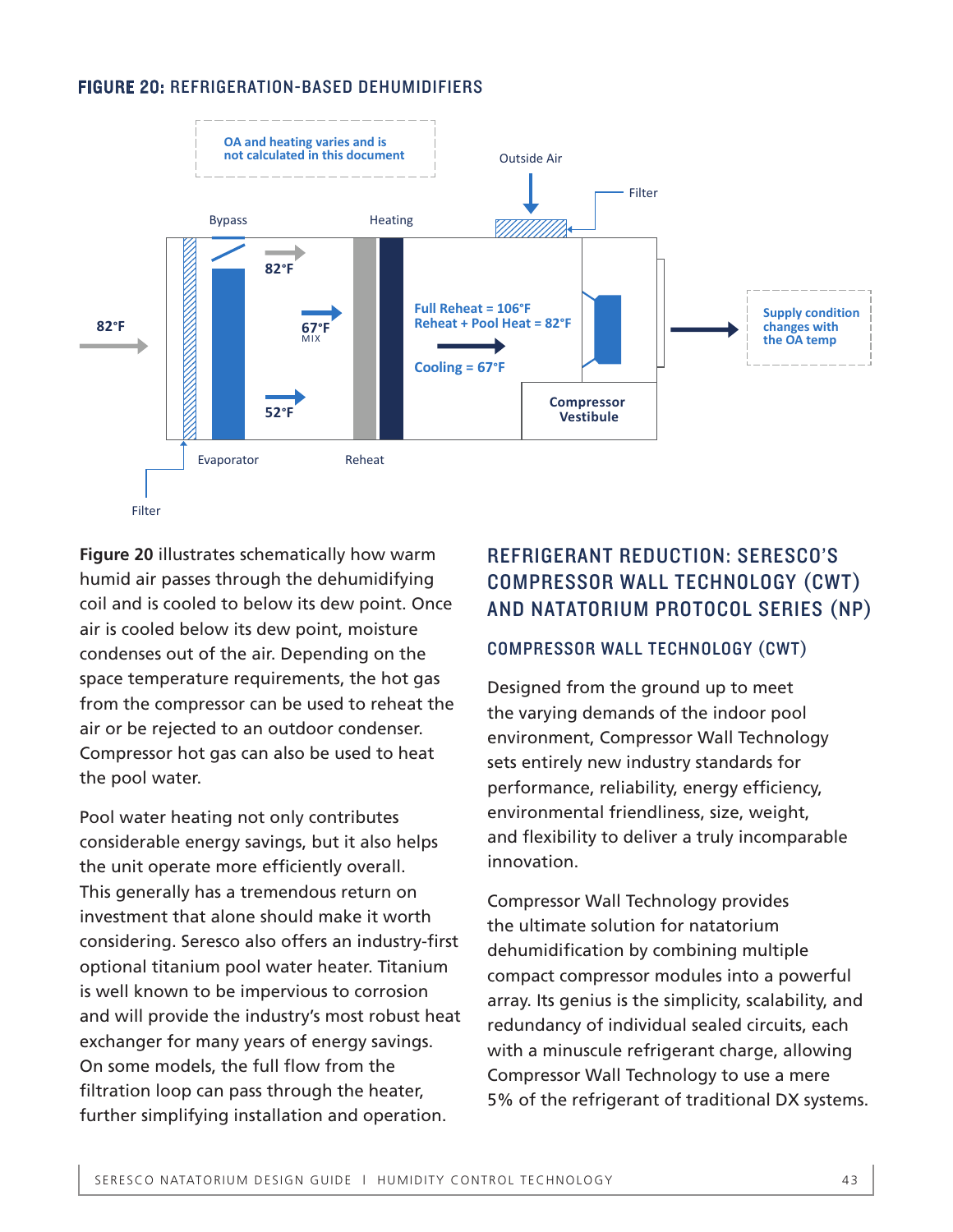**FIGURE 20:** REFRIGERATION-BASED DEHUMIDIFIERS

OA and heating varies and is not calculated in this document

Outside Air

Filter

Bypass

Heating

82°F

82°F

67°F MIX

Full Reheat = 106°F
Reheat + Pool Heat = 82°F

Cooling = 67°F

Supply condition changes with the OA temp

52°F

Compressor Vestibule

Evaporator

Reheat

Filter

**Figure 20** illustrates schematically how warm humid air passes through the dehumidifying coil and is cooled to below its dew point. Once air is cooled below its dew point, moisture condenses out of the air. Depending on the space temperature requirements, the hot gas from the compressor can be used to reheat the air or be rejected to an outdoor condenser. Compressor hot gas can also be used to heat the pool water.

Pool water heating not only contributes considerable energy savings, but it also helps the unit operate more efficiently overall. This generally has a tremendous return on investment that alone should make it worth considering. Seresco also offers an industry-first optional titanium pool water heater. Titanium is well known to be impervious to corrosion and will provide the industry's most robust heat exchanger for many years of energy savings. On some models, the full flow from the filtration loop can pass through the heater, further simplifying installation and operation.

## REFRIGERANT REDUCTION: SERESCO'S COMPRESSOR WALL TECHNOLOGY (CWT) AND NATATORIUM PROTOCOL SERIES (NP)

### COMPRESSOR WALL TECHNOLOGY (CWT)

Designed from the ground up to meet the varying demands of the indoor pool environment, Compressor Wall Technology sets entirely new industry standards for performance, reliability, energy efficiency, environmental friendliness, size, weight, and flexibility to deliver a truly incomparable innovation.

Compressor Wall Technology provides the ultimate solution for natatorium dehumidification by combining multiple compact compressor modules into a powerful array. Its genius is the simplicity, scalability, and redundancy of individual sealed circuits, each with a minuscule refrigerant charge, allowing Compressor Wall Technology to use a mere 5% of the refrigerant of traditional DX systems.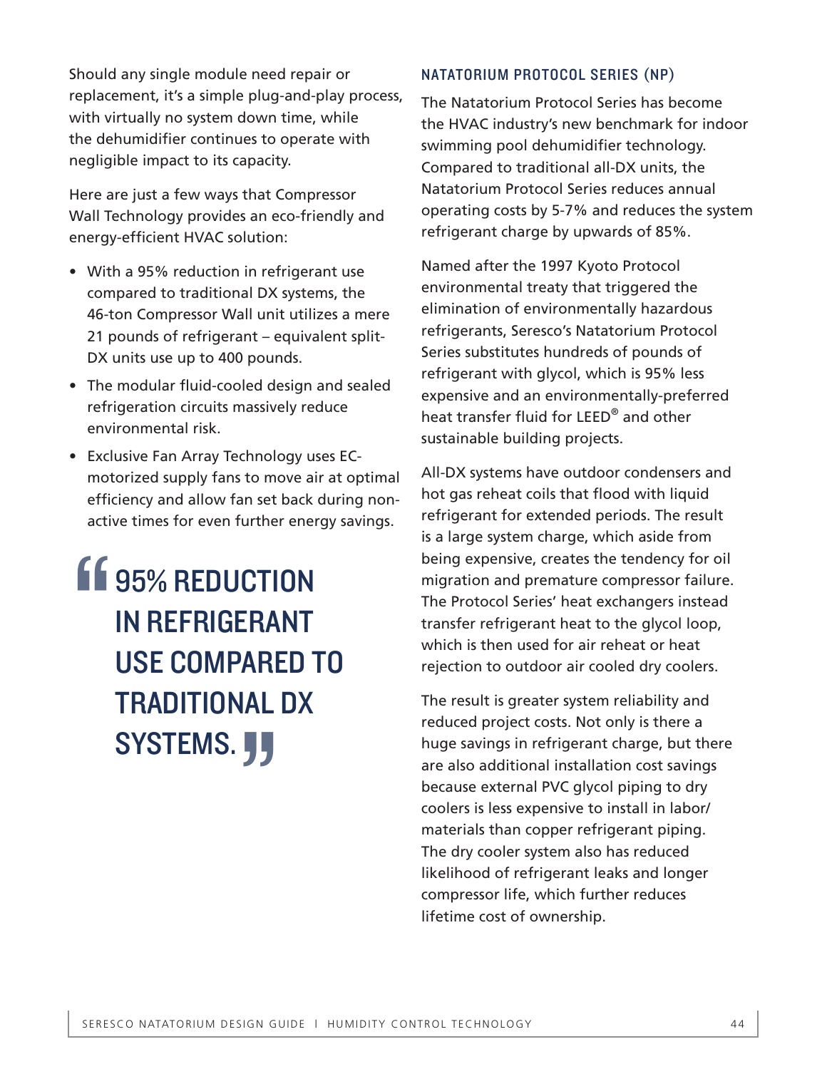Should any single module need repair or replacement, it's a simple plug-and-play process, with virtually no system down time, while the dehumidifier continues to operate with negligible impact to its capacity.

Here are just a few ways that Compressor Wall Technology provides an eco-friendly and energy-efficient HVAC solution:

- With a 95% reduction in refrigerant use compared to traditional DX systems, the 46-ton Compressor Wall unit utilizes a mere 21 pounds of refrigerant – equivalent split-DX units use up to 400 pounds.
- The modular fluid-cooled design and sealed refrigeration circuits massively reduce environmental risk.
- Exclusive Fan Array Technology uses EC-motorized supply fans to move air at optimal efficiency and allow fan set back during non-active times for even further energy savings.

> "95% REDUCTION IN REFRIGERANT USE COMPARED TO TRADITIONAL DX SYSTEMS."

### NATATORIUM PROTOCOL SERIES (NP)

The Natatorium Protocol Series has become the HVAC industry's new benchmark for indoor swimming pool dehumidifier technology. Compared to traditional all-DX units, the Natatorium Protocol Series reduces annual operating costs by 5-7% and reduces the system refrigerant charge by upwards of 85%.

Named after the 1997 Kyoto Protocol environmental treaty that triggered the elimination of environmentally hazardous refrigerants, Seresco's Natatorium Protocol Series substitutes hundreds of pounds of refrigerant with glycol, which is 95% less expensive and an environmentally-preferred heat transfer fluid for LEED® and other sustainable building projects.

All-DX systems have outdoor condensers and hot gas reheat coils that flood with liquid refrigerant for extended periods. The result is a large system charge, which aside from being expensive, creates the tendency for oil migration and premature compressor failure. The Protocol Series' heat exchangers instead transfer refrigerant heat to the glycol loop, which is then used for air reheat or heat rejection to outdoor air cooled dry coolers.

The result is greater system reliability and reduced project costs. Not only is there a huge savings in refrigerant charge, but there are also additional installation cost savings because external PVC glycol piping to dry coolers is less expensive to install in labor/materials than copper refrigerant piping. The dry cooler system also has reduced likelihood of refrigerant leaks and longer compressor life, which further reduces lifetime cost of ownership.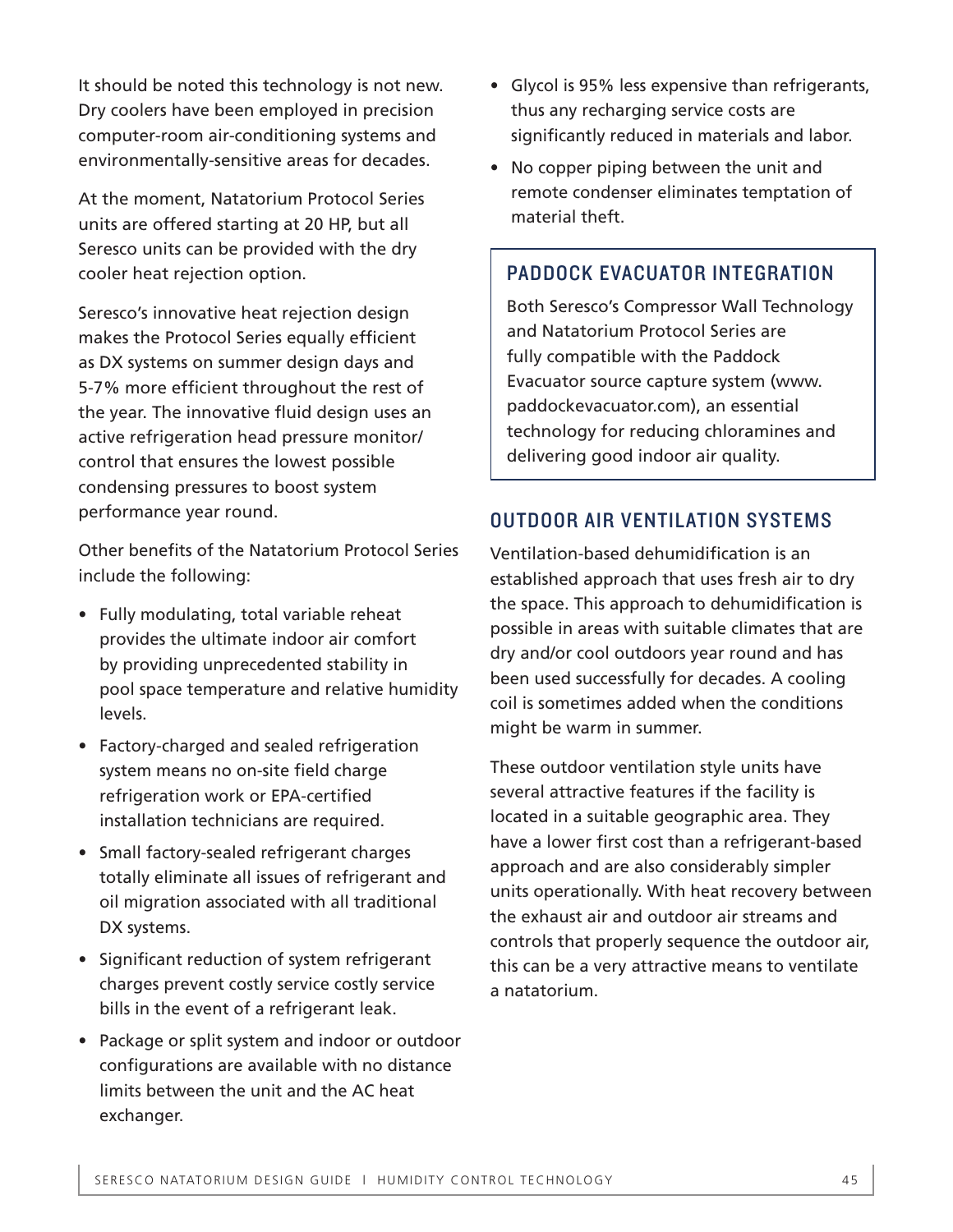It should be noted this technology is not new. Dry coolers have been employed in precision computer-room air-conditioning systems and environmentally-sensitive areas for decades.

At the moment, Natatorium Protocol Series units are offered starting at 20 HP, but all Seresco units can be provided with the dry cooler heat rejection option.

Seresco's innovative heat rejection design makes the Protocol Series equally efficient as DX systems on summer design days and 5-7% more efficient throughout the rest of the year. The innovative fluid design uses an active refrigeration head pressure monitor/control that ensures the lowest possible condensing pressures to boost system performance year round.

Other benefits of the Natatorium Protocol Series include the following:

- Fully modulating, total variable reheat provides the ultimate indoor air comfort by providing unprecedented stability in pool space temperature and relative humidity levels.
- Factory-charged and sealed refrigeration system means no on-site field charge refrigeration work or EPA-certified installation technicians are required.
- Small factory-sealed refrigerant charges totally eliminate all issues of refrigerant and oil migration associated with all traditional DX systems.
- Significant reduction of system refrigerant charges prevent costly service costly service bills in the event of a refrigerant leak.
- Package or split system and indoor or outdoor configurations are available with no distance limits between the unit and the AC heat exchanger.
- Glycol is 95% less expensive than refrigerants, thus any recharging service costs are significantly reduced in materials and labor.
- No copper piping between the unit and remote condenser eliminates temptation of material theft.

## PADDOCK EVACUATOR INTEGRATION

Both Seresco's Compressor Wall Technology and Natatorium Protocol Series are fully compatible with the Paddock Evacuator source capture system (www.paddockevacuator.com), an essential technology for reducing chloramines and delivering good indoor air quality.

## OUTDOOR AIR VENTILATION SYSTEMS

Ventilation-based dehumidification is an established approach that uses fresh air to dry the space. This approach to dehumidification is possible in areas with suitable climates that are dry and/or cool outdoors year round and has been used successfully for decades. A cooling coil is sometimes added when the conditions might be warm in summer.

These outdoor ventilation style units have several attractive features if the facility is located in a suitable geographic area. They have a lower first cost than a refrigerant-based approach and are also considerably simpler units operationally. With heat recovery between the exhaust air and outdoor air streams and controls that properly sequence the outdoor air, this can be a very attractive means to ventilate a natatorium.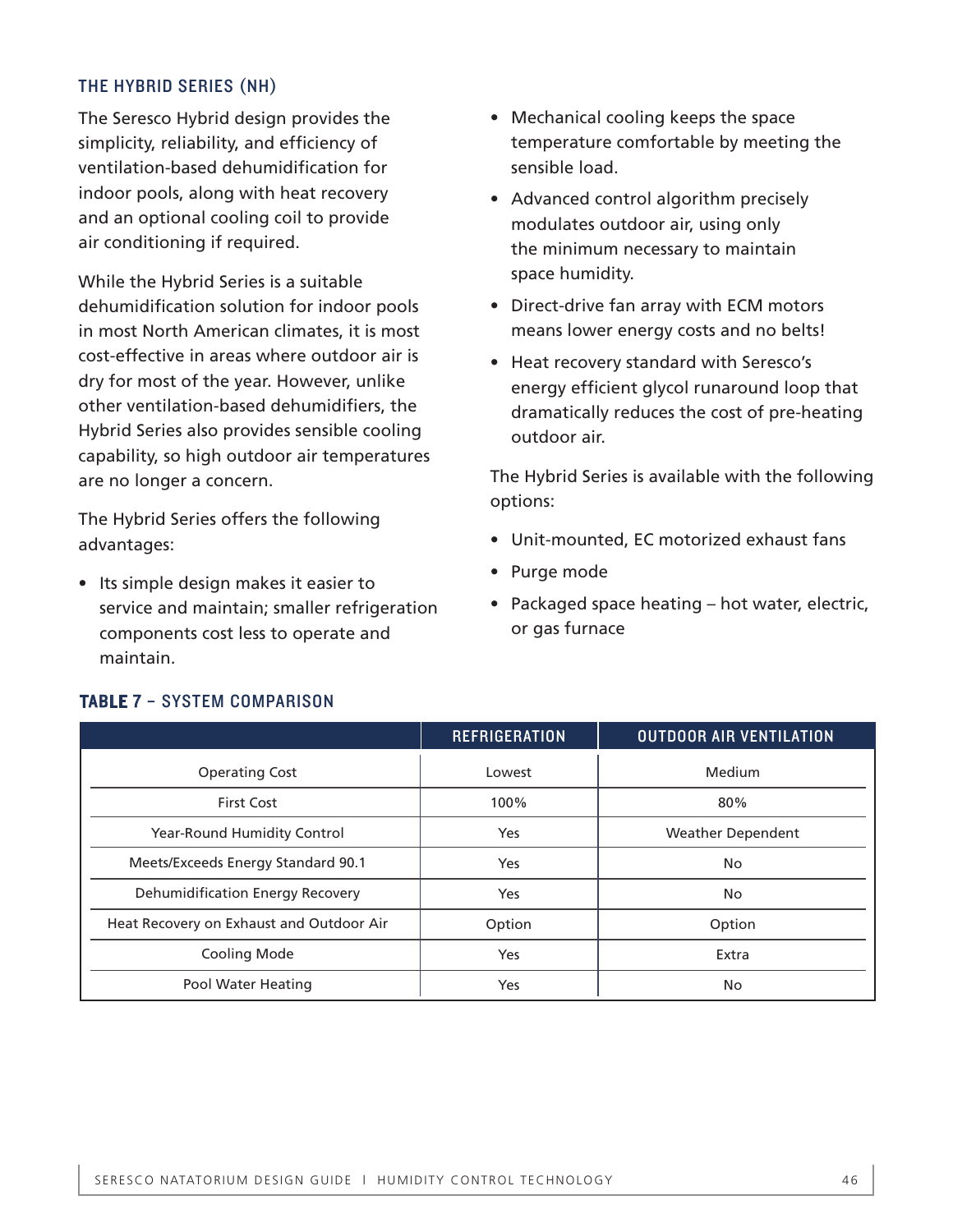### THE HYBRID SERIES (NH)

The Seresco Hybrid design provides the simplicity, reliability, and efficiency of ventilation-based dehumidification for indoor pools, along with heat recovery and an optional cooling coil to provide air conditioning if required.

While the Hybrid Series is a suitable dehumidification solution for indoor pools in most North American climates, it is most cost-effective in areas where outdoor air is dry for most of the year. However, unlike other ventilation-based dehumidifiers, the Hybrid Series also provides sensible cooling capability, so high outdoor air temperatures are no longer a concern.

The Hybrid Series offers the following advantages:

- Its simple design makes it easier to service and maintain; smaller refrigeration components cost less to operate and maintain.
- Mechanical cooling keeps the space temperature comfortable by meeting the sensible load.
- Advanced control algorithm precisely modulates outdoor air, using only the minimum necessary to maintain space humidity.
- Direct-drive fan array with ECM motors means lower energy costs and no belts!
- Heat recovery standard with Seresco's energy efficient glycol runaround loop that dramatically reduces the cost of pre-heating outdoor air.

The Hybrid Series is available with the following options:

- Unit-mounted, EC motorized exhaust fans
- Purge mode
- Packaged space heating – hot water, electric, or gas furnace

**TABLE 7 – SYSTEM COMPARISON**

| | REFRIGERATION | OUTDOOR AIR VENTILATION |
|---|---|---|
| Operating Cost | Lowest | Medium |
| First Cost | 100% | 80% |
| Year-Round Humidity Control | Yes | Weather Dependent |
| Meets/Exceeds Energy Standard 90.1 | Yes | No |
| Dehumidification Energy Recovery | Yes | No |
| Heat Recovery on Exhaust and Outdoor Air | Option | Option |
| Cooling Mode | Yes | Extra |
| Pool Water Heating | Yes | No |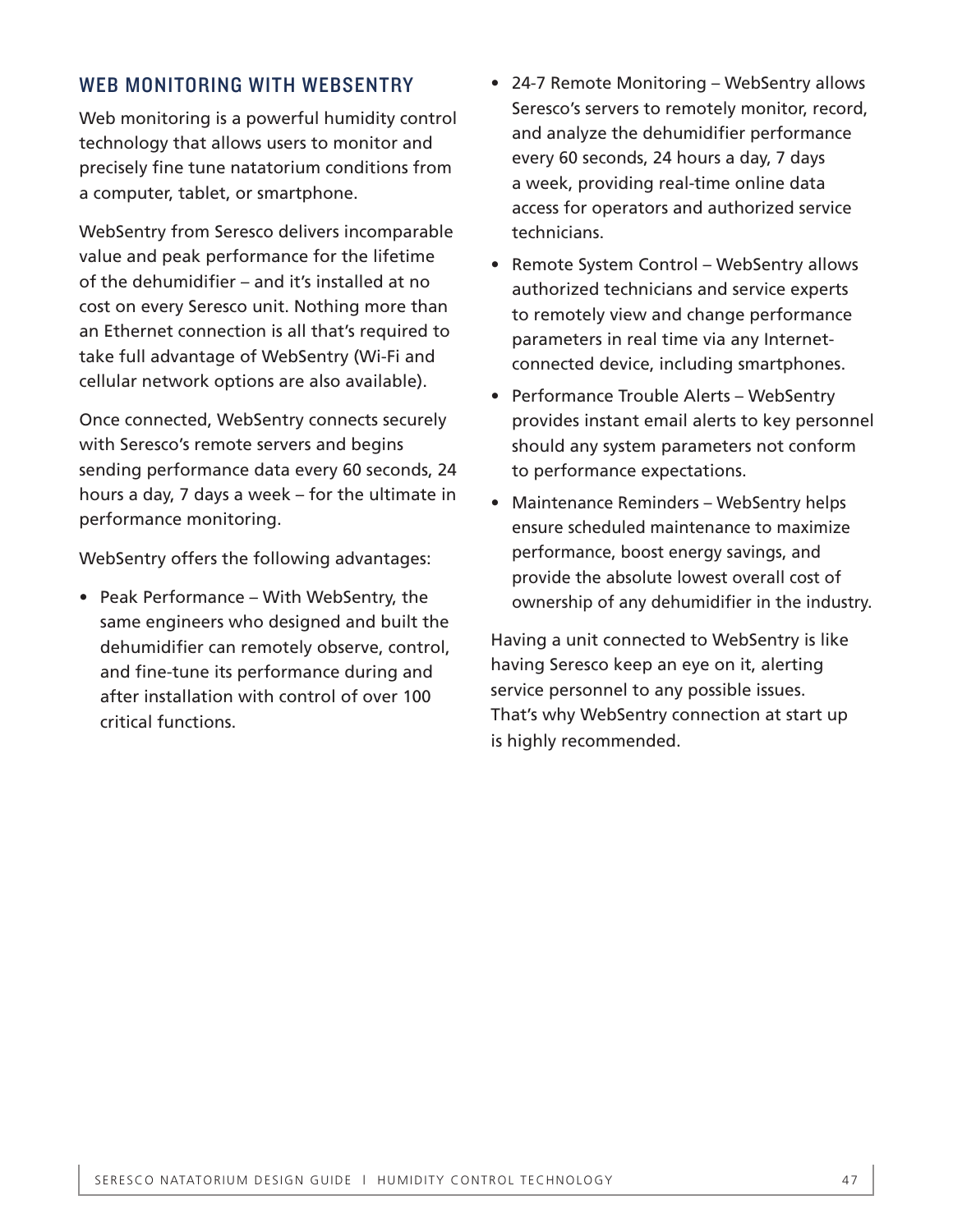## WEB MONITORING WITH WEBSENTRY

Web monitoring is a powerful humidity control technology that allows users to monitor and precisely fine tune natatorium conditions from a computer, tablet, or smartphone.

WebSentry from Seresco delivers incomparable value and peak performance for the lifetime of the dehumidifier – and it's installed at no cost on every Seresco unit. Nothing more than an Ethernet connection is all that's required to take full advantage of WebSentry (Wi-Fi and cellular network options are also available).

Once connected, WebSentry connects securely with Seresco's remote servers and begins sending performance data every 60 seconds, 24 hours a day, 7 days a week – for the ultimate in performance monitoring.

WebSentry offers the following advantages:

- Peak Performance – With WebSentry, the same engineers who designed and built the dehumidifier can remotely observe, control, and fine-tune its performance during and after installation with control of over 100 critical functions.
- 24-7 Remote Monitoring – WebSentry allows Seresco's servers to remotely monitor, record, and analyze the dehumidifier performance every 60 seconds, 24 hours a day, 7 days a week, providing real-time online data access for operators and authorized service technicians.
- Remote System Control – WebSentry allows authorized technicians and service experts to remotely view and change performance parameters in real time via any Internet-connected device, including smartphones.
- Performance Trouble Alerts – WebSentry provides instant email alerts to key personnel should any system parameters not conform to performance expectations.
- Maintenance Reminders – WebSentry helps ensure scheduled maintenance to maximize performance, boost energy savings, and provide the absolute lowest overall cost of ownership of any dehumidifier in the industry.

Having a unit connected to WebSentry is like having Seresco keep an eye on it, alerting service personnel to any possible issues. That's why WebSentry connection at start up is highly recommended.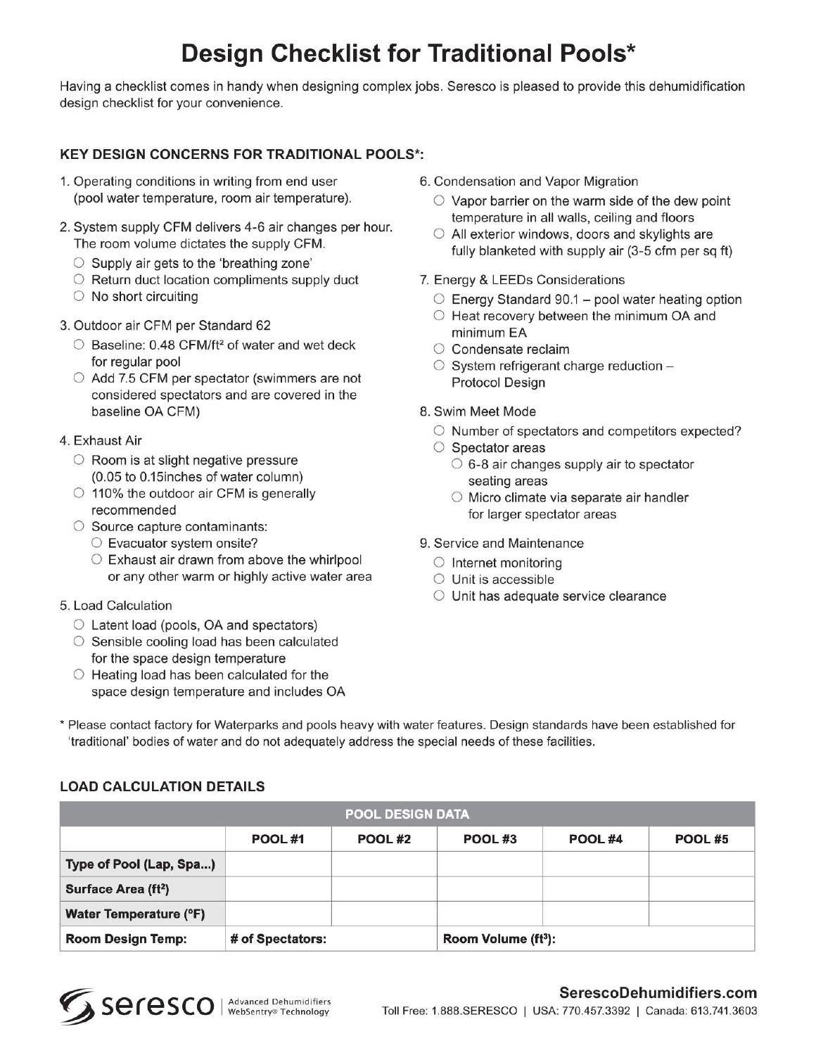# Design Checklist for Traditional Pools*

Having a checklist comes in handy when designing complex jobs. Seresco is pleased to provide this dehumidification design checklist for your convenience.

### KEY DESIGN CONCERNS FOR TRADITIONAL POOLS*:

1. Operating conditions in writing from end user (pool water temperature, room air temperature).

2. System supply CFM delivers 4-6 air changes per hour. The room volume dictates the supply CFM.
   - ○ Supply air gets to the 'breathing zone'
   - ○ Return duct location compliments supply duct
   - ○ No short circuiting

3. Outdoor air CFM per Standard 62
   - ○ Baseline: 0.48 CFM/ft² of water and wet deck for regular pool
   - ○ Add 7.5 CFM per spectator (swimmers are not considered spectators and are covered in the baseline OA CFM)

4. Exhaust Air
   - ○ Room is at slight negative pressure (0.05 to 0.15inches of water column)
   - ○ 110% the outdoor air CFM is generally recommended
   - ○ Source capture contaminants:
     - ○ Evacuator system onsite?
     - ○ Exhaust air drawn from above the whirlpool or any other warm or highly active water area

5. Load Calculation
   - ○ Latent load (pools, OA and spectators)
   - ○ Sensible cooling load has been calculated for the space design temperature
   - ○ Heating load has been calculated for the space design temperature and includes OA

6. Condensation and Vapor Migration
   - ○ Vapor barrier on the warm side of the dew point temperature in all walls, ceiling and floors
   - ○ All exterior windows, doors and skylights are fully blanketed with supply air (3-5 cfm per sq ft)

7. Energy & LEEDs Considerations
   - ○ Energy Standard 90.1 – pool water heating option
   - ○ Heat recovery between the minimum OA and minimum EA
   - ○ Condensate reclaim
   - ○ System refrigerant charge reduction – Protocol Design

8. Swim Meet Mode
   - ○ Number of spectators and competitors expected?
   - ○ Spectator areas
     - ○ 6-8 air changes supply air to spectator seating areas
     - ○ Micro climate via separate air handler for larger spectator areas

9. Service and Maintenance
   - ○ Internet monitoring
   - ○ Unit is accessible
   - ○ Unit has adequate service clearance

\* Please contact factory for Waterparks and pools heavy with water features. Design standards have been established for 'traditional' bodies of water and do not adequately address the special needs of these facilities.

### LOAD CALCULATION DETAILS

| POOL DESIGN DATA | | | | | |
|---|---|---|---|---|---|
| | **POOL #1** | **POOL #2** | **POOL #3** | **POOL #4** | **POOL #5** |
| **Type of Pool (Lap, Spa...)** | | | | | |
| **Surface Area (ft²)** | | | | | |
| **Water Temperature (ºF)** | | | | | |
| **Room Design Temp:** | **# of Spectators:** | | **Room Volume (ft³):** | | |

seresco | Advanced Dehumidifiers WebSentry® Technology

**SerescoDehumidifiers.com**

Toll Free: 1.888.SERESCO | USA: 770.457.3392 | Canada: 613.741.3603